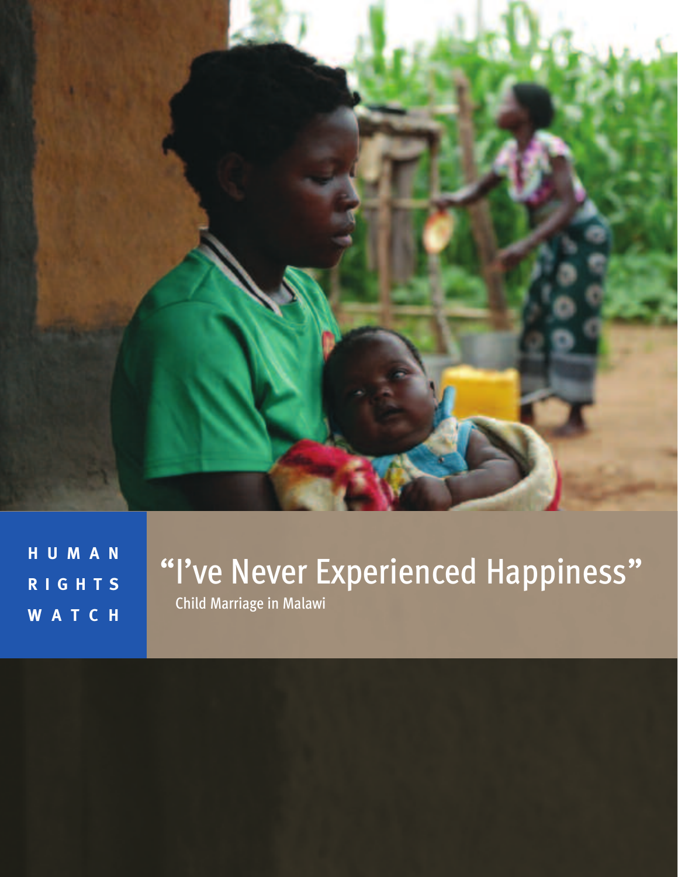HUMAN RIGHTS WATCH

# "I've Never Experienced Happiness"

Child Marriage in Malawi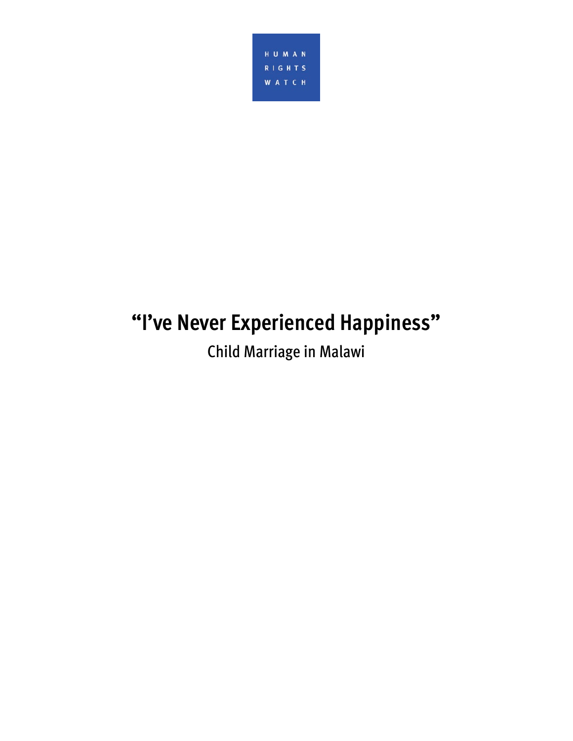HUMAN RIGHTS WATCH

# "I've Never Experienced Happiness"

## Child Marriage in Malawi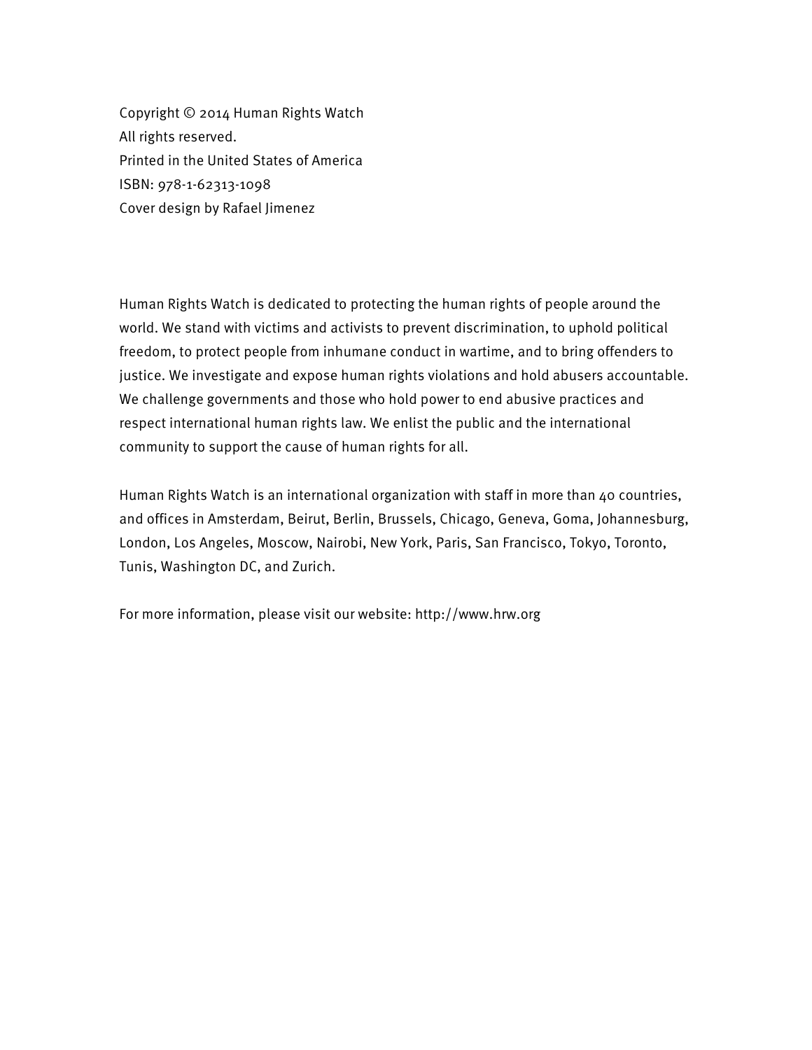Copyright © 2014 Human Rights Watch
All rights reserved.
Printed in the United States of America
ISBN: 978-1-62313-1098
Cover design by Rafael Jimenez

Human Rights Watch is dedicated to protecting the human rights of people around the world. We stand with victims and activists to prevent discrimination, to uphold political freedom, to protect people from inhumane conduct in wartime, and to bring offenders to justice. We investigate and expose human rights violations and hold abusers accountable. We challenge governments and those who hold power to end abusive practices and respect international human rights law. We enlist the public and the international community to support the cause of human rights for all.

Human Rights Watch is an international organization with staff in more than 40 countries, and offices in Amsterdam, Beirut, Berlin, Brussels, Chicago, Geneva, Goma, Johannesburg, London, Los Angeles, Moscow, Nairobi, New York, Paris, San Francisco, Tokyo, Toronto, Tunis, Washington DC, and Zurich.

For more information, please visit our website: http://www.hrw.org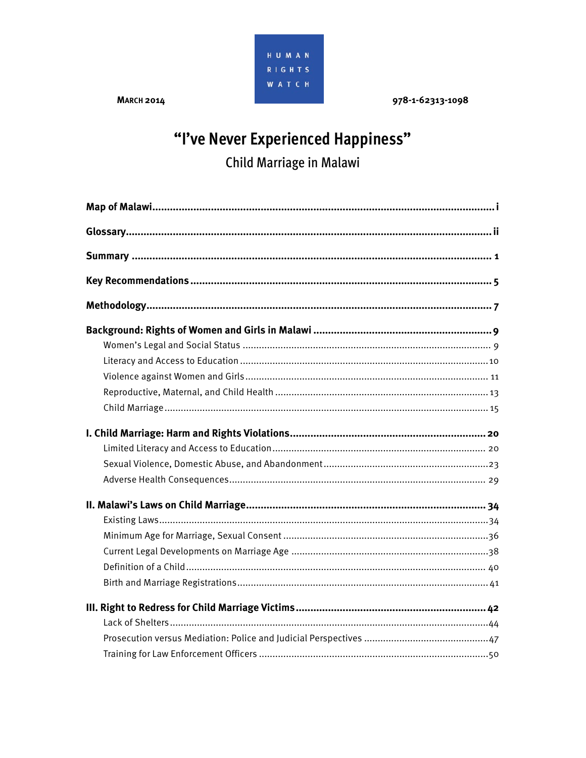HUMAN RIGHTS WATCH

**MARCH 2014** 978-1-62313-1098

# "I've Never Experienced Happiness"

## Child Marriage in Malawi

**Map of Malawi** ....... i

**Glossary** ....... ii

**Summary** ....... 1

**Key Recommendations** ....... 5

**Methodology** ....... 7

**Background: Rights of Women and Girls in Malawi** ....... 9

- Women's Legal and Social Status ....... 9
- Literacy and Access to Education ....... 10
- Violence against Women and Girls ....... 11
- Reproductive, Maternal, and Child Health ....... 13
- Child Marriage ....... 15

**I. Child Marriage: Harm and Rights Violations** ....... 20

- Limited Literacy and Access to Education ....... 20
- Sexual Violence, Domestic Abuse, and Abandonment ....... 23
- Adverse Health Consequences ....... 29

**II. Malawi's Laws on Child Marriage** ....... 34

- Existing Laws ....... 34
- Minimum Age for Marriage, Sexual Consent ....... 36
- Current Legal Developments on Marriage Age ....... 38
- Definition of a Child ....... 40
- Birth and Marriage Registrations ....... 41

**III. Right to Redress for Child Marriage Victims** ....... 42

- Lack of Shelters ....... 44
- Prosecution versus Mediation: Police and Judicial Perspectives ....... 47
- Training for Law Enforcement Officers ....... 50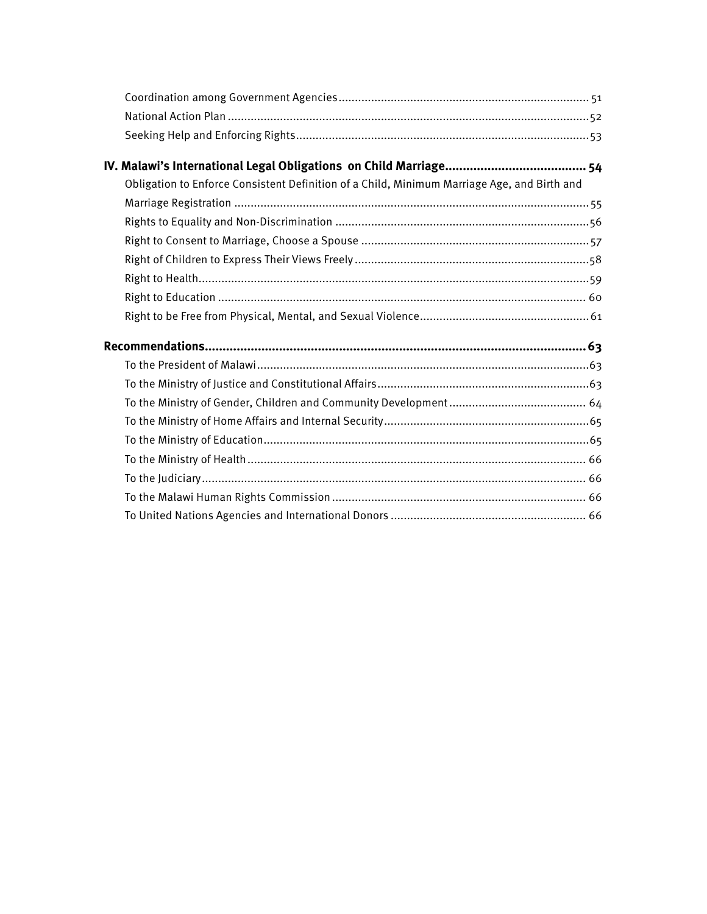Coordination among Government Agencies ............................................................................ 51
National Action Plan ..............................................................................................................52
Seeking Help and Enforcing Rights.........................................................................................53

**IV. Malawi's International Legal Obligations on Child Marriage........................................ 54**
Obligation to Enforce Consistent Definition of a Child, Minimum Marriage Age, and Birth and Marriage Registration ............................................................................................................55
Rights to Equality and Non-Discrimination .............................................................................56
Right to Consent to Marriage, Choose a Spouse .....................................................................57
Right of Children to Express Their Views Freely ........................................................................58
Right to Health........................................................................................................................59
Right to Education ................................................................................................................ 60
Right to be Free from Physical, Mental, and Sexual Violence....................................................61

**Recommendations............................................................................................................. 63**
To the President of Malawi .....................................................................................................63
To the Ministry of Justice and Constitutional Affairs.................................................................63
To the Ministry of Gender, Children and Community Development .......................................... 64
To the Ministry of Home Affairs and Internal Security...............................................................65
To the Ministry of Education...................................................................................................65
To the Ministry of Health ....................................................................................................... 66
To the Judiciary..................................................................................................................... 66
To the Malawi Human Rights Commission ............................................................................. 66
To United Nations Agencies and International Donors ........................................................... 66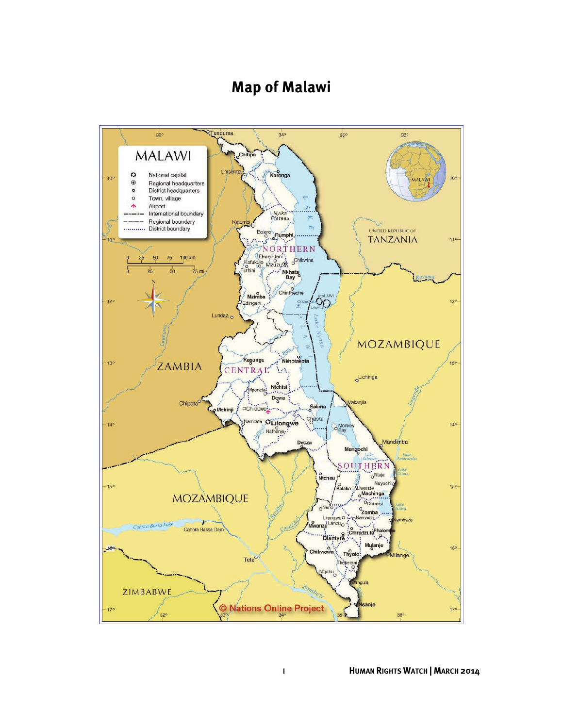# Map of Malawi

MALAWI

- National capital
- Regional headquarters
- District headquarters
- Town, village
- Airport
- International boundary
- Regional boundary
- District boundary

© Nations Online Project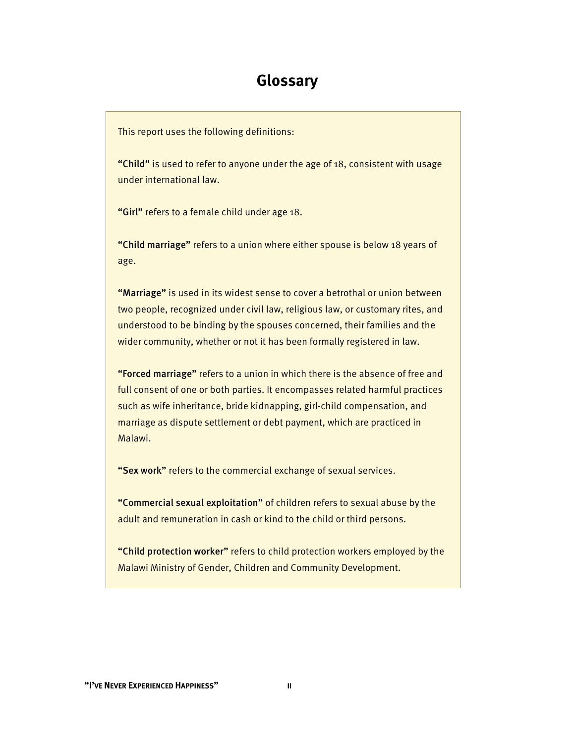# Glossary

This report uses the following definitions:

**"Child"** is used to refer to anyone under the age of 18, consistent with usage under international law.

**"Girl"** refers to a female child under age 18.

**"Child marriage"** refers to a union where either spouse is below 18 years of age.

**"Marriage"** is used in its widest sense to cover a betrothal or union between two people, recognized under civil law, religious law, or customary rites, and understood to be binding by the spouses concerned, their families and the wider community, whether or not it has been formally registered in law.

**"Forced marriage"** refers to a union in which there is the absence of free and full consent of one or both parties. It encompasses related harmful practices such as wife inheritance, bride kidnapping, girl-child compensation, and marriage as dispute settlement or debt payment, which are practiced in Malawi.

**"Sex work"** refers to the commercial exchange of sexual services.

**"Commercial sexual exploitation"** of children refers to sexual abuse by the adult and remuneration in cash or kind to the child or third persons.

**"Child protection worker"** refers to child protection workers employed by the Malawi Ministry of Gender, Children and Community Development.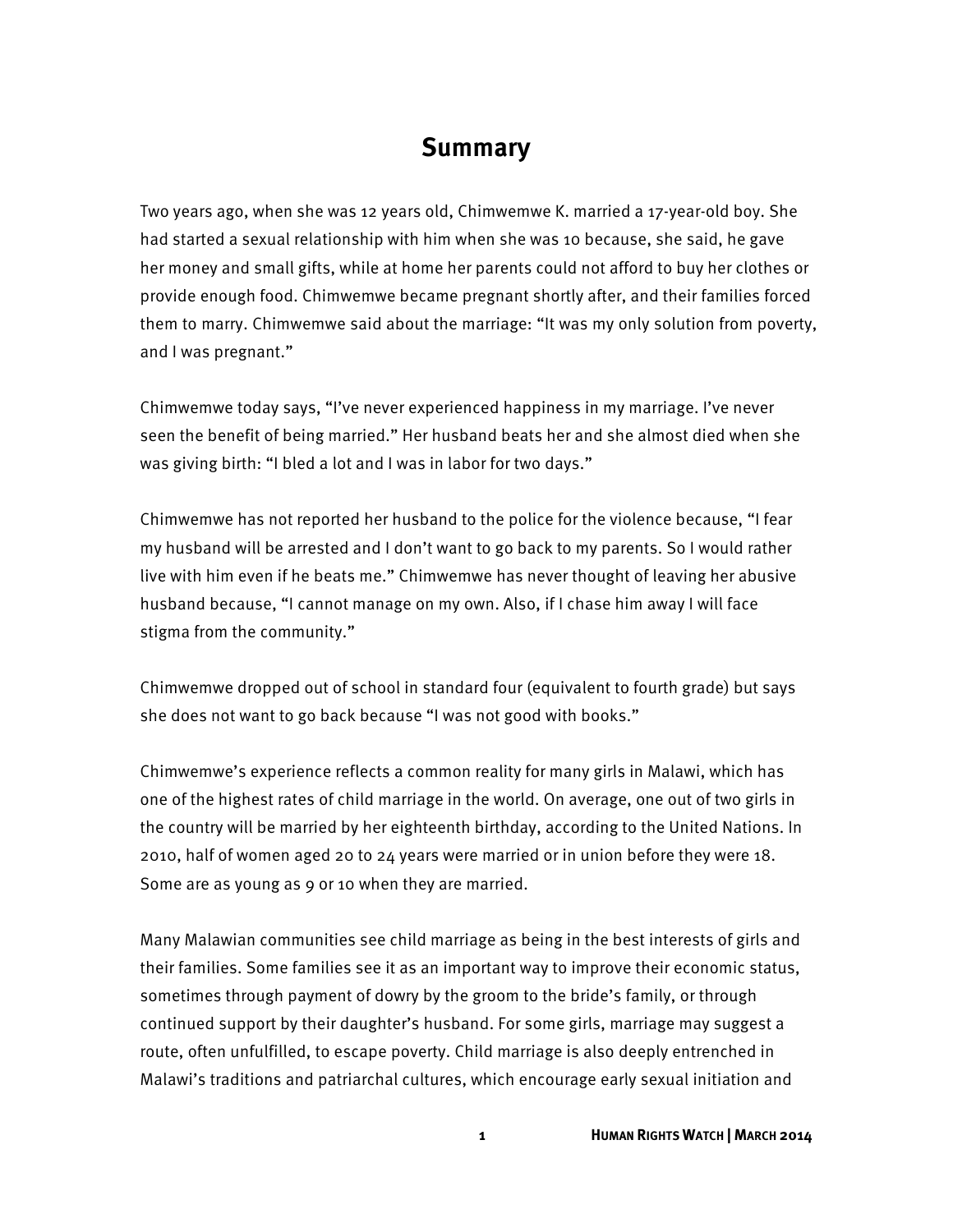# Summary

Two years ago, when she was 12 years old, Chimwemwe K. married a 17-year-old boy. She had started a sexual relationship with him when she was 10 because, she said, he gave her money and small gifts, while at home her parents could not afford to buy her clothes or provide enough food. Chimwemwe became pregnant shortly after, and their families forced them to marry. Chimwemwe said about the marriage: "It was my only solution from poverty, and I was pregnant."

Chimwemwe today says, "I've never experienced happiness in my marriage. I've never seen the benefit of being married." Her husband beats her and she almost died when she was giving birth: "I bled a lot and I was in labor for two days."

Chimwemwe has not reported her husband to the police for the violence because, "I fear my husband will be arrested and I don't want to go back to my parents. So I would rather live with him even if he beats me." Chimwemwe has never thought of leaving her abusive husband because, "I cannot manage on my own. Also, if I chase him away I will face stigma from the community."

Chimwemwe dropped out of school in standard four (equivalent to fourth grade) but says she does not want to go back because "I was not good with books."

Chimwemwe's experience reflects a common reality for many girls in Malawi, which has one of the highest rates of child marriage in the world. On average, one out of two girls in the country will be married by her eighteenth birthday, according to the United Nations. In 2010, half of women aged 20 to 24 years were married or in union before they were 18. Some are as young as 9 or 10 when they are married.

Many Malawian communities see child marriage as being in the best interests of girls and their families. Some families see it as an important way to improve their economic status, sometimes through payment of dowry by the groom to the bride's family, or through continued support by their daughter's husband. For some girls, marriage may suggest a route, often unfulfilled, to escape poverty. Child marriage is also deeply entrenched in Malawi's traditions and patriarchal cultures, which encourage early sexual initiation and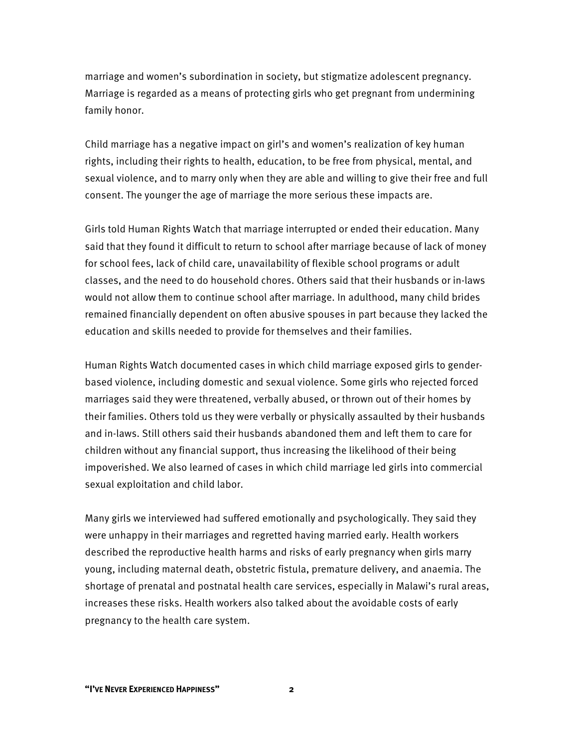marriage and women's subordination in society, but stigmatize adolescent pregnancy. Marriage is regarded as a means of protecting girls who get pregnant from undermining family honor.

Child marriage has a negative impact on girl's and women's realization of key human rights, including their rights to health, education, to be free from physical, mental, and sexual violence, and to marry only when they are able and willing to give their free and full consent. The younger the age of marriage the more serious these impacts are.

Girls told Human Rights Watch that marriage interrupted or ended their education. Many said that they found it difficult to return to school after marriage because of lack of money for school fees, lack of child care, unavailability of flexible school programs or adult classes, and the need to do household chores. Others said that their husbands or in-laws would not allow them to continue school after marriage. In adulthood, many child brides remained financially dependent on often abusive spouses in part because they lacked the education and skills needed to provide for themselves and their families.

Human Rights Watch documented cases in which child marriage exposed girls to gender-based violence, including domestic and sexual violence. Some girls who rejected forced marriages said they were threatened, verbally abused, or thrown out of their homes by their families. Others told us they were verbally or physically assaulted by their husbands and in-laws. Still others said their husbands abandoned them and left them to care for children without any financial support, thus increasing the likelihood of their being impoverished. We also learned of cases in which child marriage led girls into commercial sexual exploitation and child labor.

Many girls we interviewed had suffered emotionally and psychologically. They said they were unhappy in their marriages and regretted having married early. Health workers described the reproductive health harms and risks of early pregnancy when girls marry young, including maternal death, obstetric fistula, premature delivery, and anaemia. The shortage of prenatal and postnatal health care services, especially in Malawi's rural areas, increases these risks. Health workers also talked about the avoidable costs of early pregnancy to the health care system.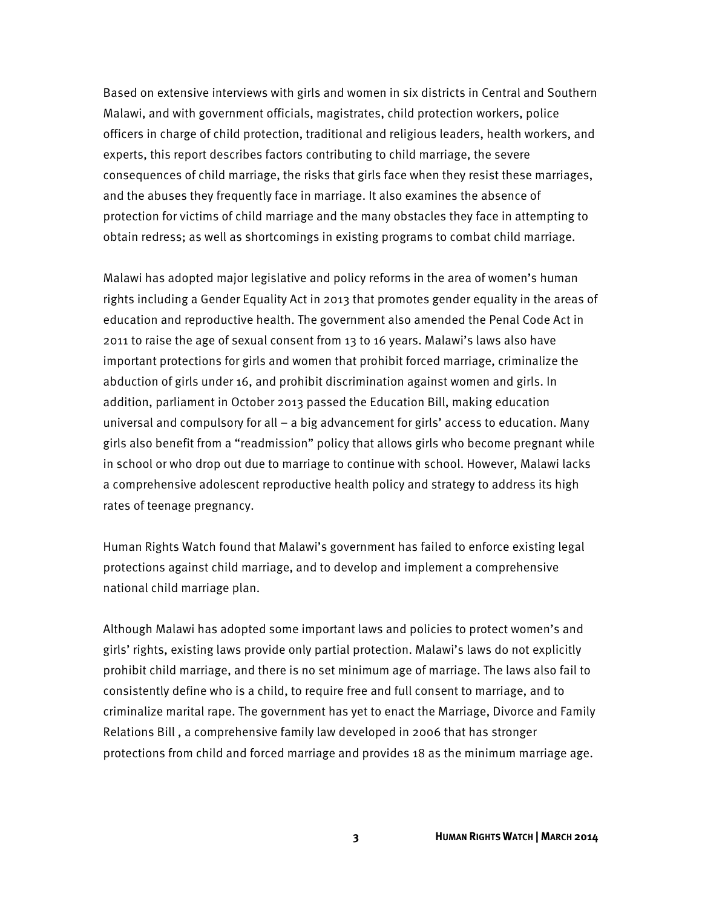Based on extensive interviews with girls and women in six districts in Central and Southern Malawi, and with government officials, magistrates, child protection workers, police officers in charge of child protection, traditional and religious leaders, health workers, and experts, this report describes factors contributing to child marriage, the severe consequences of child marriage, the risks that girls face when they resist these marriages, and the abuses they frequently face in marriage. It also examines the absence of protection for victims of child marriage and the many obstacles they face in attempting to obtain redress; as well as shortcomings in existing programs to combat child marriage.

Malawi has adopted major legislative and policy reforms in the area of women's human rights including a Gender Equality Act in 2013 that promotes gender equality in the areas of education and reproductive health. The government also amended the Penal Code Act in 2011 to raise the age of sexual consent from 13 to 16 years. Malawi's laws also have important protections for girls and women that prohibit forced marriage, criminalize the abduction of girls under 16, and prohibit discrimination against women and girls. In addition, parliament in October 2013 passed the Education Bill, making education universal and compulsory for all – a big advancement for girls' access to education. Many girls also benefit from a "readmission" policy that allows girls who become pregnant while in school or who drop out due to marriage to continue with school. However, Malawi lacks a comprehensive adolescent reproductive health policy and strategy to address its high rates of teenage pregnancy.

Human Rights Watch found that Malawi's government has failed to enforce existing legal protections against child marriage, and to develop and implement a comprehensive national child marriage plan.

Although Malawi has adopted some important laws and policies to protect women's and girls' rights, existing laws provide only partial protection. Malawi's laws do not explicitly prohibit child marriage, and there is no set minimum age of marriage. The laws also fail to consistently define who is a child, to require free and full consent to marriage, and to criminalize marital rape. The government has yet to enact the Marriage, Divorce and Family Relations Bill , a comprehensive family law developed in 2006 that has stronger protections from child and forced marriage and provides 18 as the minimum marriage age.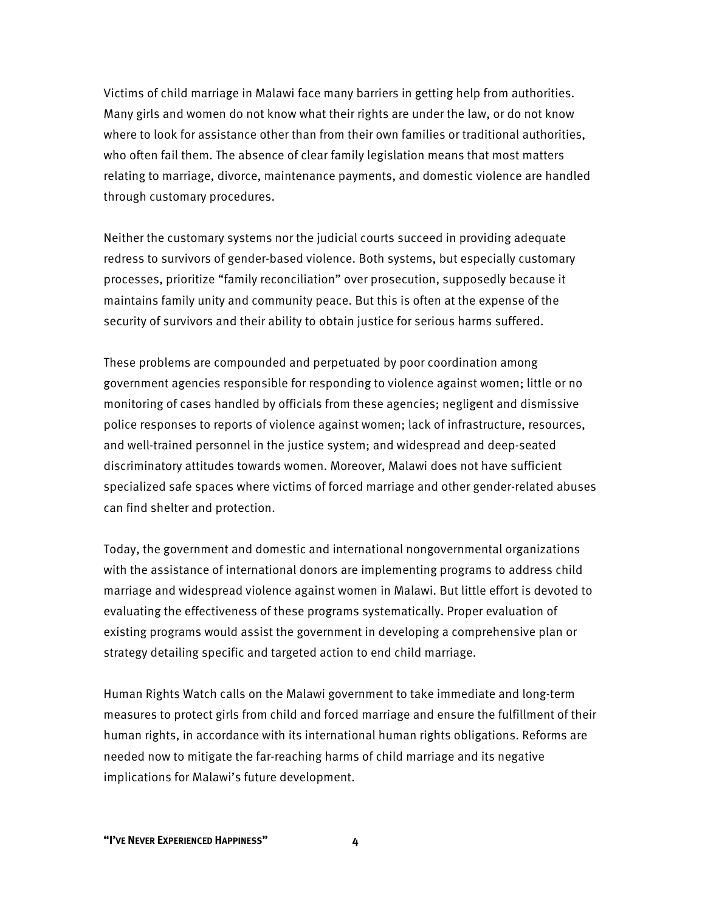Victims of child marriage in Malawi face many barriers in getting help from authorities. Many girls and women do not know what their rights are under the law, or do not know where to look for assistance other than from their own families or traditional authorities, who often fail them. The absence of clear family legislation means that most matters relating to marriage, divorce, maintenance payments, and domestic violence are handled through customary procedures.

Neither the customary systems nor the judicial courts succeed in providing adequate redress to survivors of gender-based violence. Both systems, but especially customary processes, prioritize "family reconciliation" over prosecution, supposedly because it maintains family unity and community peace. But this is often at the expense of the security of survivors and their ability to obtain justice for serious harms suffered.

These problems are compounded and perpetuated by poor coordination among government agencies responsible for responding to violence against women; little or no monitoring of cases handled by officials from these agencies; negligent and dismissive police responses to reports of violence against women; lack of infrastructure, resources, and well-trained personnel in the justice system; and widespread and deep-seated discriminatory attitudes towards women. Moreover, Malawi does not have sufficient specialized safe spaces where victims of forced marriage and other gender-related abuses can find shelter and protection.

Today, the government and domestic and international nongovernmental organizations with the assistance of international donors are implementing programs to address child marriage and widespread violence against women in Malawi. But little effort is devoted to evaluating the effectiveness of these programs systematically. Proper evaluation of existing programs would assist the government in developing a comprehensive plan or strategy detailing specific and targeted action to end child marriage.

Human Rights Watch calls on the Malawi government to take immediate and long-term measures to protect girls from child and forced marriage and ensure the fulfillment of their human rights, in accordance with its international human rights obligations. Reforms are needed now to mitigate the far-reaching harms of child marriage and its negative implications for Malawi's future development.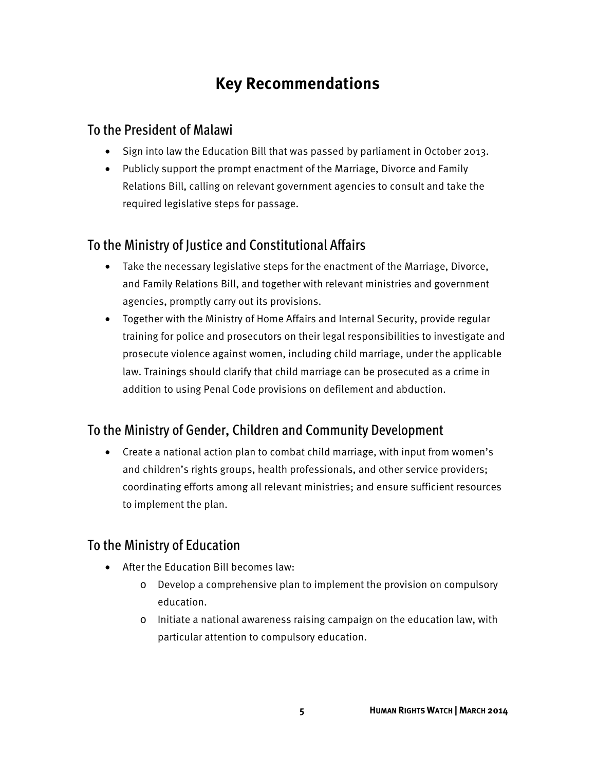# Key Recommendations

## To the President of Malawi

- Sign into law the Education Bill that was passed by parliament in October 2013.
- Publicly support the prompt enactment of the Marriage, Divorce and Family Relations Bill, calling on relevant government agencies to consult and take the required legislative steps for passage.

## To the Ministry of Justice and Constitutional Affairs

- Take the necessary legislative steps for the enactment of the Marriage, Divorce, and Family Relations Bill, and together with relevant ministries and government agencies, promptly carry out its provisions.
- Together with the Ministry of Home Affairs and Internal Security, provide regular training for police and prosecutors on their legal responsibilities to investigate and prosecute violence against women, including child marriage, under the applicable law. Trainings should clarify that child marriage can be prosecuted as a crime in addition to using Penal Code provisions on defilement and abduction.

## To the Ministry of Gender, Children and Community Development

- Create a national action plan to combat child marriage, with input from women's and children's rights groups, health professionals, and other service providers; coordinating efforts among all relevant ministries; and ensure sufficient resources to implement the plan.

## To the Ministry of Education

- After the Education Bill becomes law:
  - Develop a comprehensive plan to implement the provision on compulsory education.
  - Initiate a national awareness raising campaign on the education law, with particular attention to compulsory education.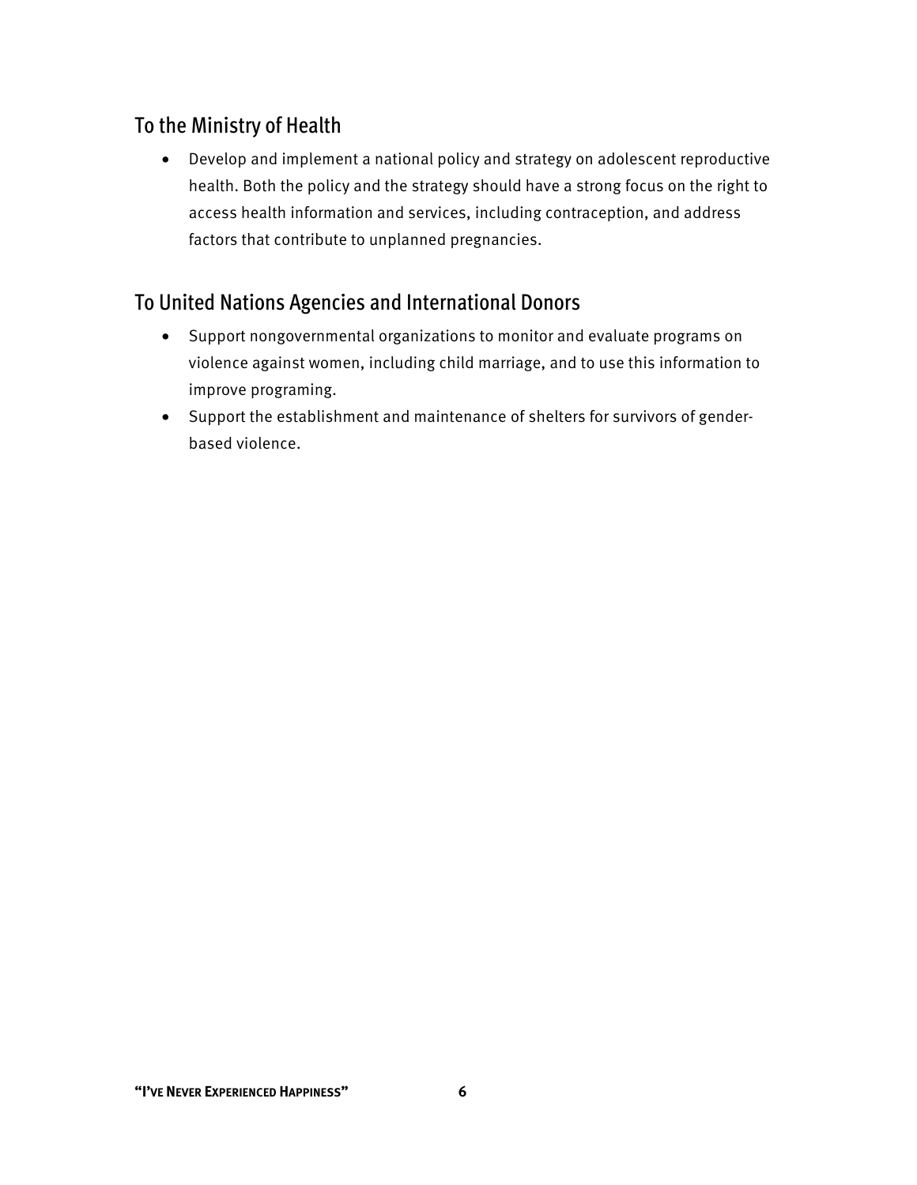## To the Ministry of Health

- Develop and implement a national policy and strategy on adolescent reproductive health. Both the policy and the strategy should have a strong focus on the right to access health information and services, including contraception, and address factors that contribute to unplanned pregnancies.

## To United Nations Agencies and International Donors

- Support nongovernmental organizations to monitor and evaluate programs on violence against women, including child marriage, and to use this information to improve programing.
- Support the establishment and maintenance of shelters for survivors of gender-based violence.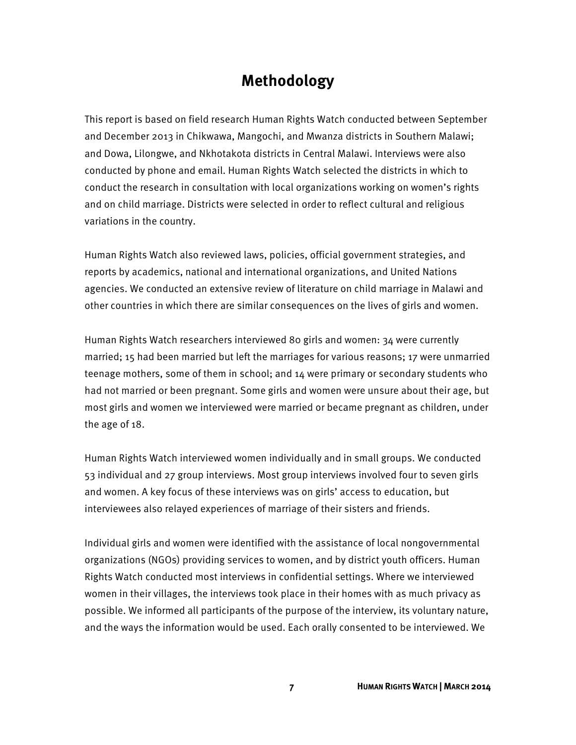# Methodology

This report is based on field research Human Rights Watch conducted between September and December 2013 in Chikwawa, Mangochi, and Mwanza districts in Southern Malawi; and Dowa, Lilongwe, and Nkhotakota districts in Central Malawi. Interviews were also conducted by phone and email. Human Rights Watch selected the districts in which to conduct the research in consultation with local organizations working on women's rights and on child marriage. Districts were selected in order to reflect cultural and religious variations in the country.

Human Rights Watch also reviewed laws, policies, official government strategies, and reports by academics, national and international organizations, and United Nations agencies. We conducted an extensive review of literature on child marriage in Malawi and other countries in which there are similar consequences on the lives of girls and women.

Human Rights Watch researchers interviewed 80 girls and women: 34 were currently married; 15 had been married but left the marriages for various reasons; 17 were unmarried teenage mothers, some of them in school; and 14 were primary or secondary students who had not married or been pregnant. Some girls and women were unsure about their age, but most girls and women we interviewed were married or became pregnant as children, under the age of 18.

Human Rights Watch interviewed women individually and in small groups. We conducted 53 individual and 27 group interviews. Most group interviews involved four to seven girls and women. A key focus of these interviews was on girls' access to education, but interviewees also relayed experiences of marriage of their sisters and friends.

Individual girls and women were identified with the assistance of local nongovernmental organizations (NGOs) providing services to women, and by district youth officers. Human Rights Watch conducted most interviews in confidential settings. Where we interviewed women in their villages, the interviews took place in their homes with as much privacy as possible. We informed all participants of the purpose of the interview, its voluntary nature, and the ways the information would be used. Each orally consented to be interviewed. We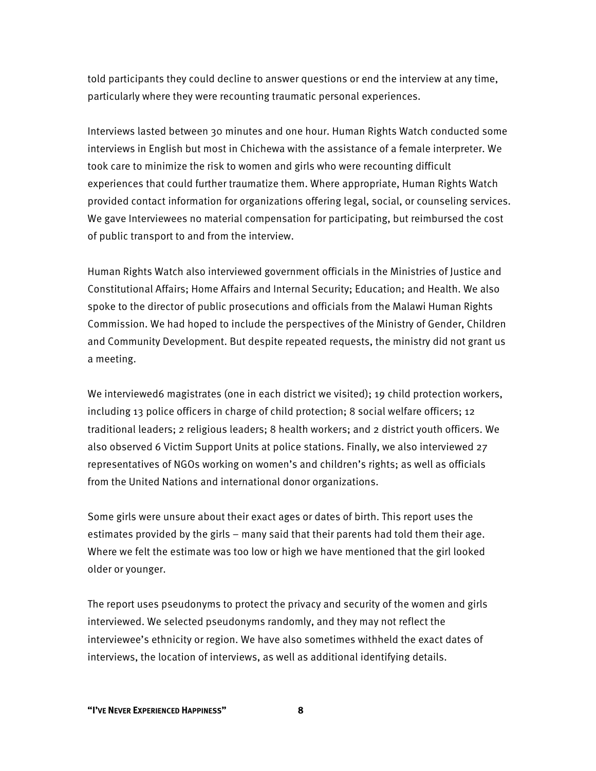told participants they could decline to answer questions or end the interview at any time, particularly where they were recounting traumatic personal experiences.

Interviews lasted between 30 minutes and one hour. Human Rights Watch conducted some interviews in English but most in Chichewa with the assistance of a female interpreter. We took care to minimize the risk to women and girls who were recounting difficult experiences that could further traumatize them. Where appropriate, Human Rights Watch provided contact information for organizations offering legal, social, or counseling services. We gave Interviewees no material compensation for participating, but reimbursed the cost of public transport to and from the interview.

Human Rights Watch also interviewed government officials in the Ministries of Justice and Constitutional Affairs; Home Affairs and Internal Security; Education; and Health. We also spoke to the director of public prosecutions and officials from the Malawi Human Rights Commission. We had hoped to include the perspectives of the Ministry of Gender, Children and Community Development. But despite repeated requests, the ministry did not grant us a meeting.

We interviewed6 magistrates (one in each district we visited); 19 child protection workers, including 13 police officers in charge of child protection; 8 social welfare officers; 12 traditional leaders; 2 religious leaders; 8 health workers; and 2 district youth officers. We also observed 6 Victim Support Units at police stations. Finally, we also interviewed 27 representatives of NGOs working on women's and children's rights; as well as officials from the United Nations and international donor organizations.

Some girls were unsure about their exact ages or dates of birth. This report uses the estimates provided by the girls – many said that their parents had told them their age. Where we felt the estimate was too low or high we have mentioned that the girl looked older or younger.

The report uses pseudonyms to protect the privacy and security of the women and girls interviewed. We selected pseudonyms randomly, and they may not reflect the interviewee's ethnicity or region. We have also sometimes withheld the exact dates of interviews, the location of interviews, as well as additional identifying details.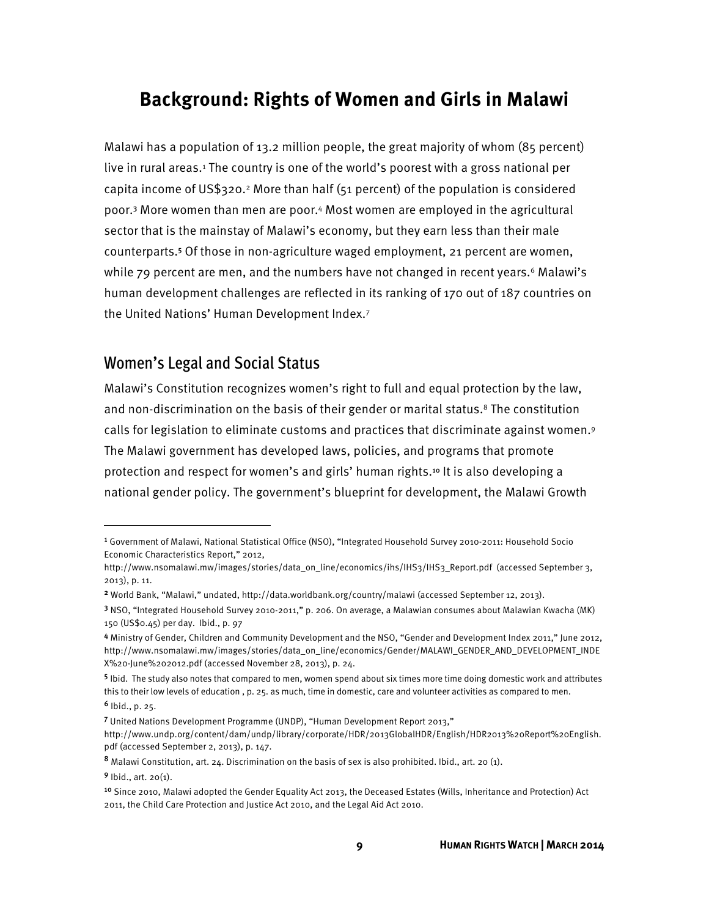# Background: Rights of Women and Girls in Malawi

Malawi has a population of 13.2 million people, the great majority of whom (85 percent) live in rural areas.[1] The country is one of the world's poorest with a gross national per capita income of US$320.[2] More than half (51 percent) of the population is considered poor.[3] More women than men are poor.[4] Most women are employed in the agricultural sector that is the mainstay of Malawi's economy, but they earn less than their male counterparts.[5] Of those in non-agriculture waged employment, 21 percent are women, while 79 percent are men, and the numbers have not changed in recent years.[6] Malawi's human development challenges are reflected in its ranking of 170 out of 187 countries on the United Nations' Human Development Index.[7]

## Women's Legal and Social Status

Malawi's Constitution recognizes women's right to full and equal protection by the law, and non-discrimination on the basis of their gender or marital status.[8] The constitution calls for legislation to eliminate customs and practices that discriminate against women.[9] The Malawi government has developed laws, policies, and programs that promote protection and respect for women's and girls' human rights.[10] It is also developing a national gender policy. The government's blueprint for development, the Malawi Growth

---

[1] Government of Malawi, National Statistical Office (NSO), "Integrated Household Survey 2010-2011: Household Socio Economic Characteristics Report," 2012, http://www.nsomalawi.mw/images/stories/data_on_line/economics/ihs/IHS3/IHS3_Report.pdf (accessed September 3, 2013), p. 11.

[2] World Bank, "Malawi," undated, http://data.worldbank.org/country/malawi (accessed September 12, 2013).

[3] NSO, "Integrated Household Survey 2010-2011," p. 206. On average, a Malawian consumes about Malawian Kwacha (MK) 150 (US$0.45) per day. Ibid., p. 97

[4] Ministry of Gender, Children and Community Development and the NSO, "Gender and Development Index 2011," June 2012, http://www.nsomalawi.mw/images/stories/data_on_line/economics/Gender/MALAWI_GENDER_AND_DEVELOPMENT_INDEX%20-June%202012.pdf (accessed November 28, 2013), p. 24.

[5] Ibid. The study also notes that compared to men, women spend about six times more time doing domestic work and attributes this to their low levels of education , p. 25. as much, time in domestic, care and volunteer activities as compared to men.

[6] Ibid., p. 25.

[7] United Nations Development Programme (UNDP), "Human Development Report 2013," http://www.undp.org/content/dam/undp/library/corporate/HDR/2013GlobalHDR/English/HDR2013%20Report%20English.pdf (accessed September 2, 2013), p. 147.

[8] Malawi Constitution, art. 24. Discrimination on the basis of sex is also prohibited. Ibid., art. 20 (1).

[9] Ibid., art. 20(1).

[10] Since 2010, Malawi adopted the Gender Equality Act 2013, the Deceased Estates (Wills, Inheritance and Protection) Act 2011, the Child Care Protection and Justice Act 2010, and the Legal Aid Act 2010.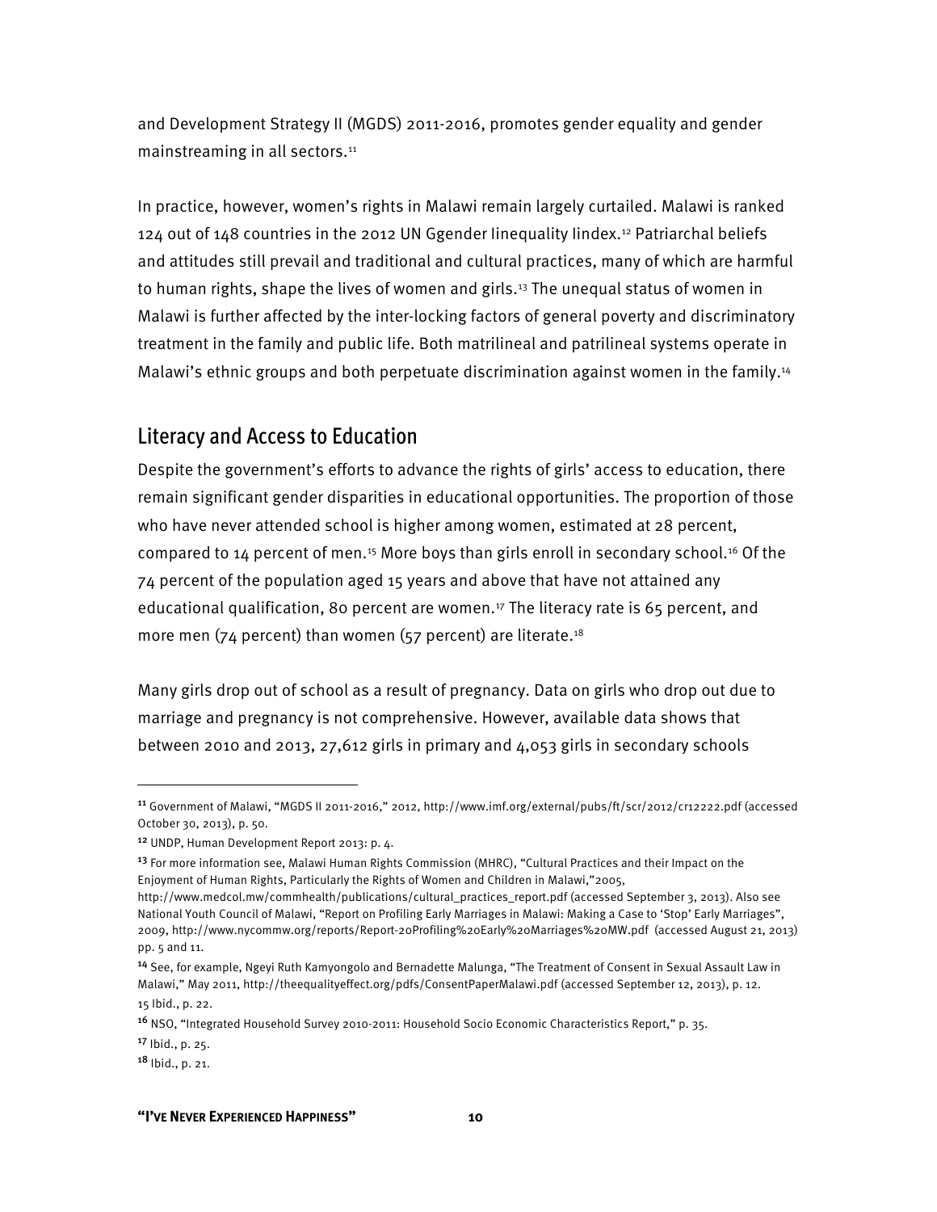and Development Strategy II (MGDS) 2011-2016, promotes gender equality and gender mainstreaming in all sectors.[11]

In practice, however, women's rights in Malawi remain largely curtailed. Malawi is ranked 124 out of 148 countries in the 2012 UN Ggender Iinequality Iindex.[12] Patriarchal beliefs and attitudes still prevail and traditional and cultural practices, many of which are harmful to human rights, shape the lives of women and girls.[13] The unequal status of women in Malawi is further affected by the inter-locking factors of general poverty and discriminatory treatment in the family and public life. Both matrilineal and patrilineal systems operate in Malawi's ethnic groups and both perpetuate discrimination against women in the family.[14]

## Literacy and Access to Education

Despite the government's efforts to advance the rights of girls' access to education, there remain significant gender disparities in educational opportunities. The proportion of those who have never attended school is higher among women, estimated at 28 percent, compared to 14 percent of men.[15] More boys than girls enroll in secondary school.[16] Of the 74 percent of the population aged 15 years and above that have not attained any educational qualification, 80 percent are women.[17] The literacy rate is 65 percent, and more men (74 percent) than women (57 percent) are literate.[18]

Many girls drop out of school as a result of pregnancy. Data on girls who drop out due to marriage and pregnancy is not comprehensive. However, available data shows that between 2010 and 2013, 27,612 girls in primary and 4,053 girls in secondary schools

---

[11] Government of Malawi, "MGDS II 2011-2016," 2012, http://www.imf.org/external/pubs/ft/scr/2012/cr12222.pdf (accessed October 30, 2013), p. 50.

[12] UNDP, Human Development Report 2013: p. 4.

[13] For more information see, Malawi Human Rights Commission (MHRC), "Cultural Practices and their Impact on the Enjoyment of Human Rights, Particularly the Rights of Women and Children in Malawi,"2005, http://www.medcol.mw/commhealth/publications/cultural_practices_report.pdf (accessed September 3, 2013). Also see National Youth Council of Malawi, "Report on Profiling Early Marriages in Malawi: Making a Case to 'Stop' Early Marriages", 2009, http://www.nycommw.org/reports/Report-20Profiling%20Early%20Marriages%20MW.pdf (accessed August 21, 2013) pp. 5 and 11.

[14] See, for example, Ngeyi Ruth Kamyongolo and Bernadette Malunga, "The Treatment of Consent in Sexual Assault Law in Malawi," May 2011, http://theequalityeffect.org/pdfs/ConsentPaperMalawi.pdf (accessed September 12, 2013), p. 12.

15 Ibid., p. 22.

[16] NSO, "Integrated Household Survey 2010-2011: Household Socio Economic Characteristics Report," p. 35.

[17] Ibid., p. 25.

[18] Ibid., p. 21.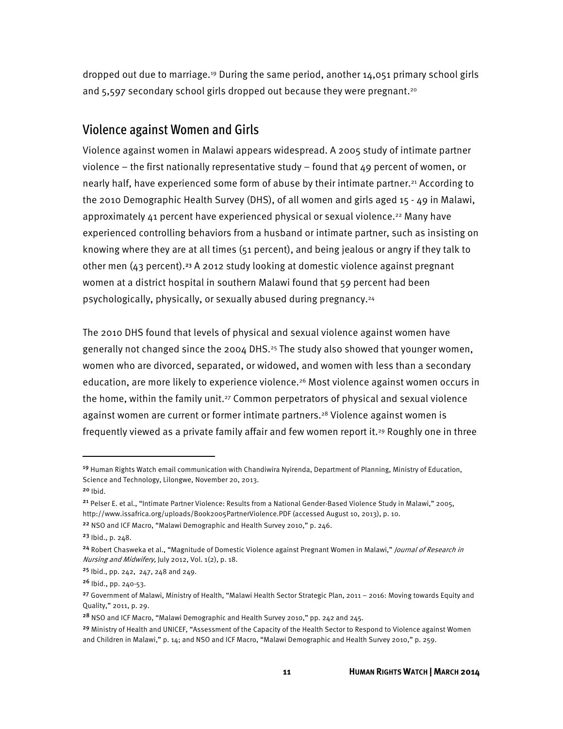dropped out due to marriage.[19] During the same period, another 14,051 primary school girls and 5,597 secondary school girls dropped out because they were pregnant.[20]

## Violence against Women and Girls

Violence against women in Malawi appears widespread. A 2005 study of intimate partner violence – the first nationally representative study – found that 49 percent of women, or nearly half, have experienced some form of abuse by their intimate partner.[21] According to the 2010 Demographic Health Survey (DHS), of all women and girls aged 15 - 49 in Malawi, approximately 41 percent have experienced physical or sexual violence.[22] Many have experienced controlling behaviors from a husband or intimate partner, such as insisting on knowing where they are at all times (51 percent), and being jealous or angry if they talk to other men (43 percent).[23] A 2012 study looking at domestic violence against pregnant women at a district hospital in southern Malawi found that 59 percent had been psychologically, physically, or sexually abused during pregnancy.[24]

The 2010 DHS found that levels of physical and sexual violence against women have generally not changed since the 2004 DHS.[25] The study also showed that younger women, women who are divorced, separated, or widowed, and women with less than a secondary education, are more likely to experience violence.[26] Most violence against women occurs in the home, within the family unit.[27] Common perpetrators of physical and sexual violence against women are current or former intimate partners.[28] Violence against women is frequently viewed as a private family affair and few women report it.[29] Roughly one in three

---

[19] Human Rights Watch email communication with Chandiwira Nyirenda, Department of Planning, Ministry of Education, Science and Technology, Lilongwe, November 20, 2013.

[20] Ibid.

[21] Pelser E. et al., "Intimate Partner Violence: Results from a National Gender-Based Violence Study in Malawi," 2005, http://www.issafrica.org/uploads/Book2005PartnerViolence.PDF (accessed August 10, 2013), p. 10.

[22] NSO and ICF Macro, "Malawi Demographic and Health Survey 2010," p. 246.

[23] Ibid., p. 248.

[24] Robert Chasweka et al., "Magnitude of Domestic Violence against Pregnant Women in Malawi," *Journal of Research in Nursing and Midwifery,* July 2012, Vol. 1(2), p. 18.

[25] Ibid., pp. 242, 247, 248 and 249.

[26] Ibid., pp. 240-53.

[27] Government of Malawi, Ministry of Health, "Malawi Health Sector Strategic Plan, 2011 – 2016: Moving towards Equity and Quality," 2011, p. 29.

[28] NSO and ICF Macro, "Malawi Demographic and Health Survey 2010," pp. 242 and 245.

[29] Ministry of Health and UNICEF, "Assessment of the Capacity of the Health Sector to Respond to Violence against Women and Children in Malawi," p. 14; and NSO and ICF Macro, "Malawi Demographic and Health Survey 2010," p. 259.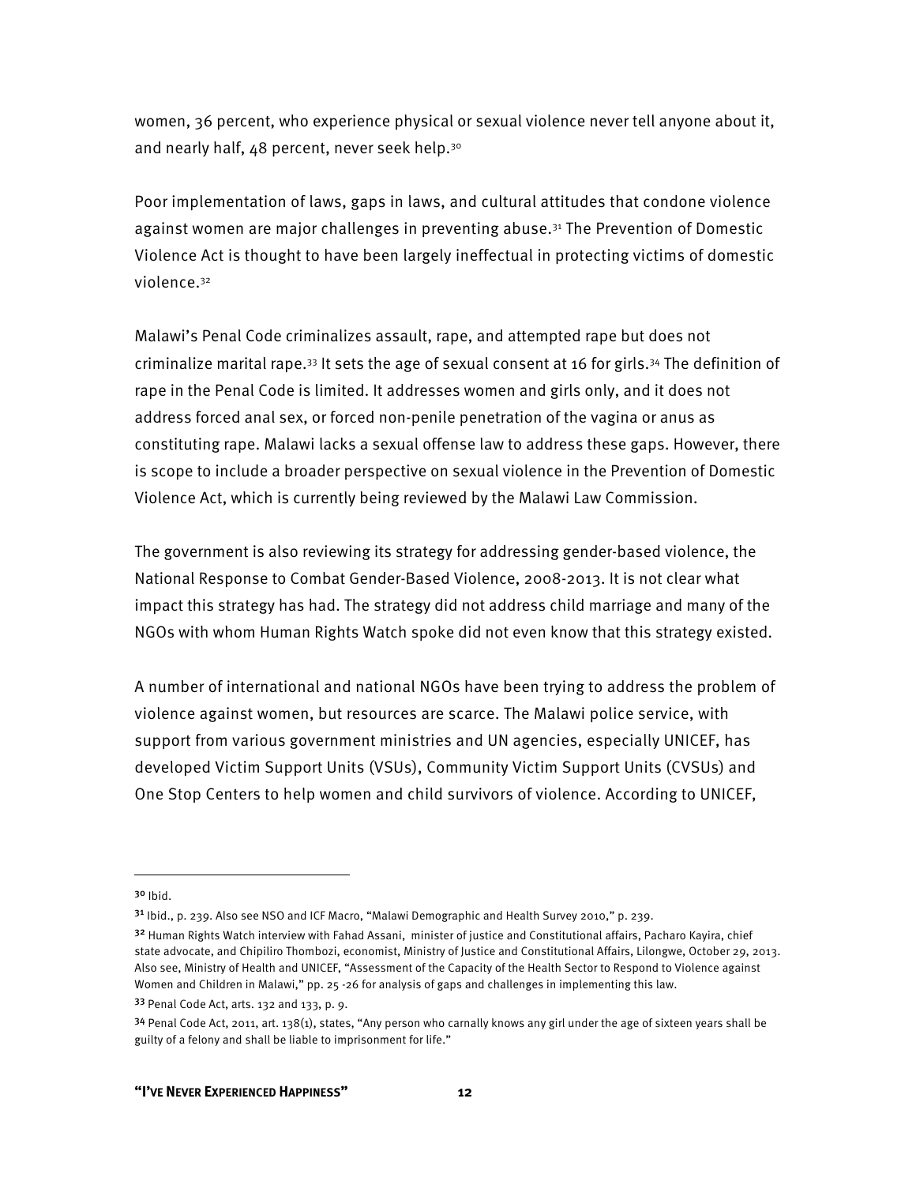women, 36 percent, who experience physical or sexual violence never tell anyone about it, and nearly half, 48 percent, never seek help.[30]

Poor implementation of laws, gaps in laws, and cultural attitudes that condone violence against women are major challenges in preventing abuse.[31] The Prevention of Domestic Violence Act is thought to have been largely ineffectual in protecting victims of domestic violence.[32]

Malawi's Penal Code criminalizes assault, rape, and attempted rape but does not criminalize marital rape.[33] It sets the age of sexual consent at 16 for girls.[34] The definition of rape in the Penal Code is limited. It addresses women and girls only, and it does not address forced anal sex, or forced non-penile penetration of the vagina or anus as constituting rape. Malawi lacks a sexual offense law to address these gaps. However, there is scope to include a broader perspective on sexual violence in the Prevention of Domestic Violence Act, which is currently being reviewed by the Malawi Law Commission.

The government is also reviewing its strategy for addressing gender-based violence, the National Response to Combat Gender-Based Violence, 2008-2013. It is not clear what impact this strategy has had. The strategy did not address child marriage and many of the NGOs with whom Human Rights Watch spoke did not even know that this strategy existed.

A number of international and national NGOs have been trying to address the problem of violence against women, but resources are scarce. The Malawi police service, with support from various government ministries and UN agencies, especially UNICEF, has developed Victim Support Units (VSUs), Community Victim Support Units (CVSUs) and One Stop Centers to help women and child survivors of violence. According to UNICEF,

---

[30] Ibid.

[31] Ibid., p. 239. Also see NSO and ICF Macro, "Malawi Demographic and Health Survey 2010," p. 239.

[32] Human Rights Watch interview with Fahad Assani, minister of justice and Constitutional affairs, Pacharo Kayira, chief state advocate, and Chipiliro Thombozi, economist, Ministry of Justice and Constitutional Affairs, Lilongwe, October 29, 2013. Also see, Ministry of Health and UNICEF, "Assessment of the Capacity of the Health Sector to Respond to Violence against Women and Children in Malawi," pp. 25 -26 for analysis of gaps and challenges in implementing this law.

[33] Penal Code Act, arts. 132 and 133, p. 9.

[34] Penal Code Act, 2011, art. 138(1), states, "Any person who carnally knows any girl under the age of sixteen years shall be guilty of a felony and shall be liable to imprisonment for life."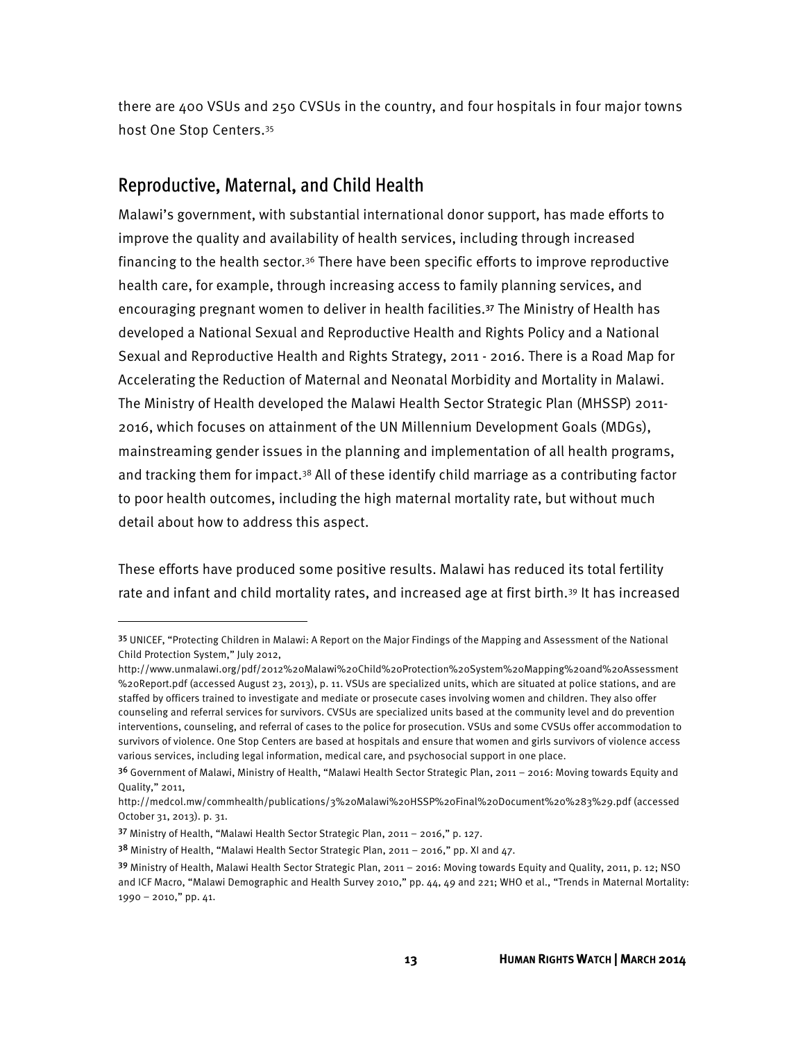there are 400 VSUs and 250 CVSUs in the country, and four hospitals in four major towns host One Stop Centers.[35]

## Reproductive, Maternal, and Child Health

Malawi's government, with substantial international donor support, has made efforts to improve the quality and availability of health services, including through increased financing to the health sector.[36] There have been specific efforts to improve reproductive health care, for example, through increasing access to family planning services, and encouraging pregnant women to deliver in health facilities.[37] The Ministry of Health has developed a National Sexual and Reproductive Health and Rights Policy and a National Sexual and Reproductive Health and Rights Strategy, 2011 - 2016. There is a Road Map for Accelerating the Reduction of Maternal and Neonatal Morbidity and Mortality in Malawi. The Ministry of Health developed the Malawi Health Sector Strategic Plan (MHSSP) 2011-2016, which focuses on attainment of the UN Millennium Development Goals (MDGs), mainstreaming gender issues in the planning and implementation of all health programs, and tracking them for impact.[38] All of these identify child marriage as a contributing factor to poor health outcomes, including the high maternal mortality rate, but without much detail about how to address this aspect.

These efforts have produced some positive results. Malawi has reduced its total fertility rate and infant and child mortality rates, and increased age at first birth.[39] It has increased

---

[35] UNICEF, "Protecting Children in Malawi: A Report on the Major Findings of the Mapping and Assessment of the National Child Protection System," July 2012, http://www.unmalawi.org/pdf/2012%20Malawi%20Child%20Protection%20System%20Mapping%20and%20Assessment%20Report.pdf (accessed August 23, 2013), p. 11. VSUs are specialized units, which are situated at police stations, and are staffed by officers trained to investigate and mediate or prosecute cases involving women and children. They also offer counseling and referral services for survivors. CVSUs are specialized units based at the community level and do prevention interventions, counseling, and referral of cases to the police for prosecution. VSUs and some CVSUs offer accommodation to survivors of violence. One Stop Centers are based at hospitals and ensure that women and girls survivors of violence access various services, including legal information, medical care, and psychosocial support in one place.

[36] Government of Malawi, Ministry of Health, "Malawi Health Sector Strategic Plan, 2011 – 2016: Moving towards Equity and Quality," 2011, http://medcol.mw/commhealth/publications/3%20Malawi%20HSSP%20Final%20Document%20%283%29.pdf (accessed October 31, 2013). p. 31.

[37] Ministry of Health, "Malawi Health Sector Strategic Plan, 2011 – 2016," p. 127.

[38] Ministry of Health, "Malawi Health Sector Strategic Plan, 2011 – 2016," pp. XI and 47.

[39] Ministry of Health, Malawi Health Sector Strategic Plan, 2011 – 2016: Moving towards Equity and Quality, 2011, p. 12; NSO and ICF Macro, "Malawi Demographic and Health Survey 2010," pp. 44, 49 and 221; WHO et al., "Trends in Maternal Mortality: 1990 – 2010," pp. 41.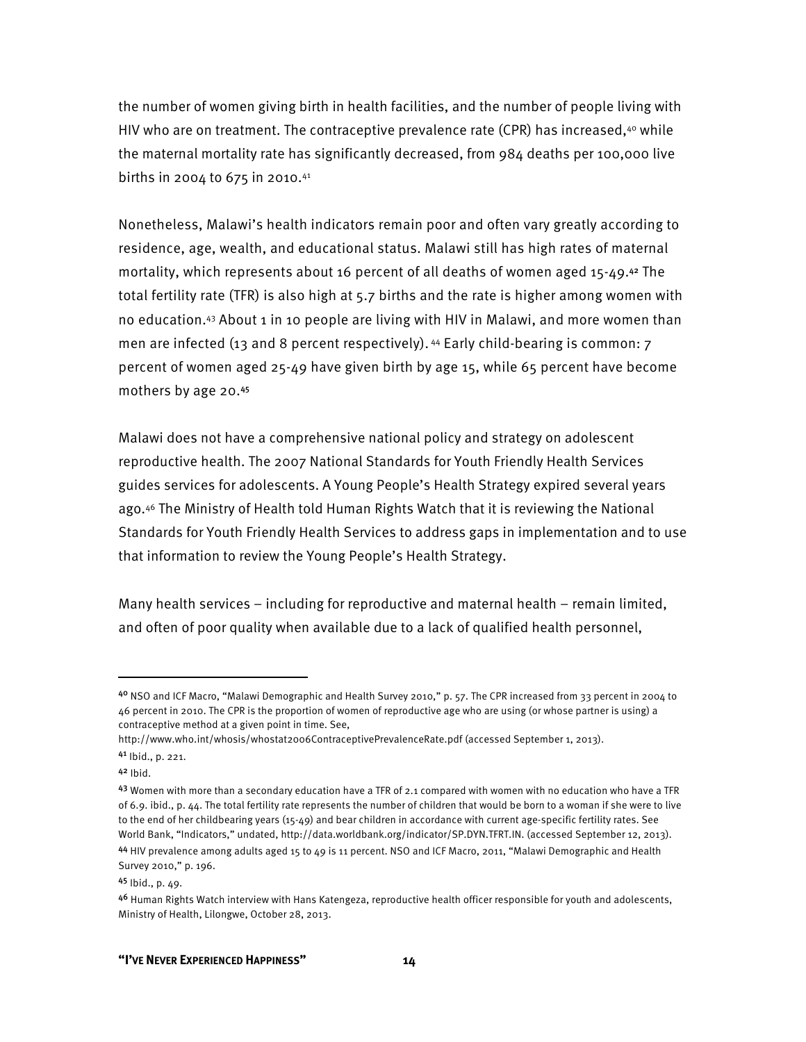the number of women giving birth in health facilities, and the number of people living with HIV who are on treatment. The contraceptive prevalence rate (CPR) has increased,[40] while the maternal mortality rate has significantly decreased, from 984 deaths per 100,000 live births in 2004 to 675 in 2010.[41]

Nonetheless, Malawi's health indicators remain poor and often vary greatly according to residence, age, wealth, and educational status. Malawi still has high rates of maternal mortality, which represents about 16 percent of all deaths of women aged 15-49.[42] The total fertility rate (TFR) is also high at 5.7 births and the rate is higher among women with no education.[43] About 1 in 10 people are living with HIV in Malawi, and more women than men are infected (13 and 8 percent respectively).[44] Early child-bearing is common: 7 percent of women aged 25-49 have given birth by age 15, while 65 percent have become mothers by age 20.[45]

Malawi does not have a comprehensive national policy and strategy on adolescent reproductive health. The 2007 National Standards for Youth Friendly Health Services guides services for adolescents. A Young People's Health Strategy expired several years ago.[46] The Ministry of Health told Human Rights Watch that it is reviewing the National Standards for Youth Friendly Health Services to address gaps in implementation and to use that information to review the Young People's Health Strategy.

Many health services – including for reproductive and maternal health – remain limited, and often of poor quality when available due to a lack of qualified health personnel,

---

[40] NSO and ICF Macro, "Malawi Demographic and Health Survey 2010," p. 57. The CPR increased from 33 percent in 2004 to 46 percent in 2010. The CPR is the proportion of women of reproductive age who are using (or whose partner is using) a contraceptive method at a given point in time. See, http://www.who.int/whosis/whostat2006ContraceptivePrevalenceRate.pdf (accessed September 1, 2013).

[41] Ibid., p. 221.

[42] Ibid.

[43] Women with more than a secondary education have a TFR of 2.1 compared with women with no education who have a TFR of 6.9. ibid., p. 44. The total fertility rate represents the number of children that would be born to a woman if she were to live to the end of her childbearing years (15-49) and bear children in accordance with current age-specific fertility rates. See World Bank, "Indicators," undated, http://data.worldbank.org/indicator/SP.DYN.TFRT.IN. (accessed September 12, 2013).

[44] HIV prevalence among adults aged 15 to 49 is 11 percent. NSO and ICF Macro, 2011, "Malawi Demographic and Health Survey 2010," p. 196.

[45] Ibid., p. 49.

[46] Human Rights Watch interview with Hans Katengeza, reproductive health officer responsible for youth and adolescents, Ministry of Health, Lilongwe, October 28, 2013.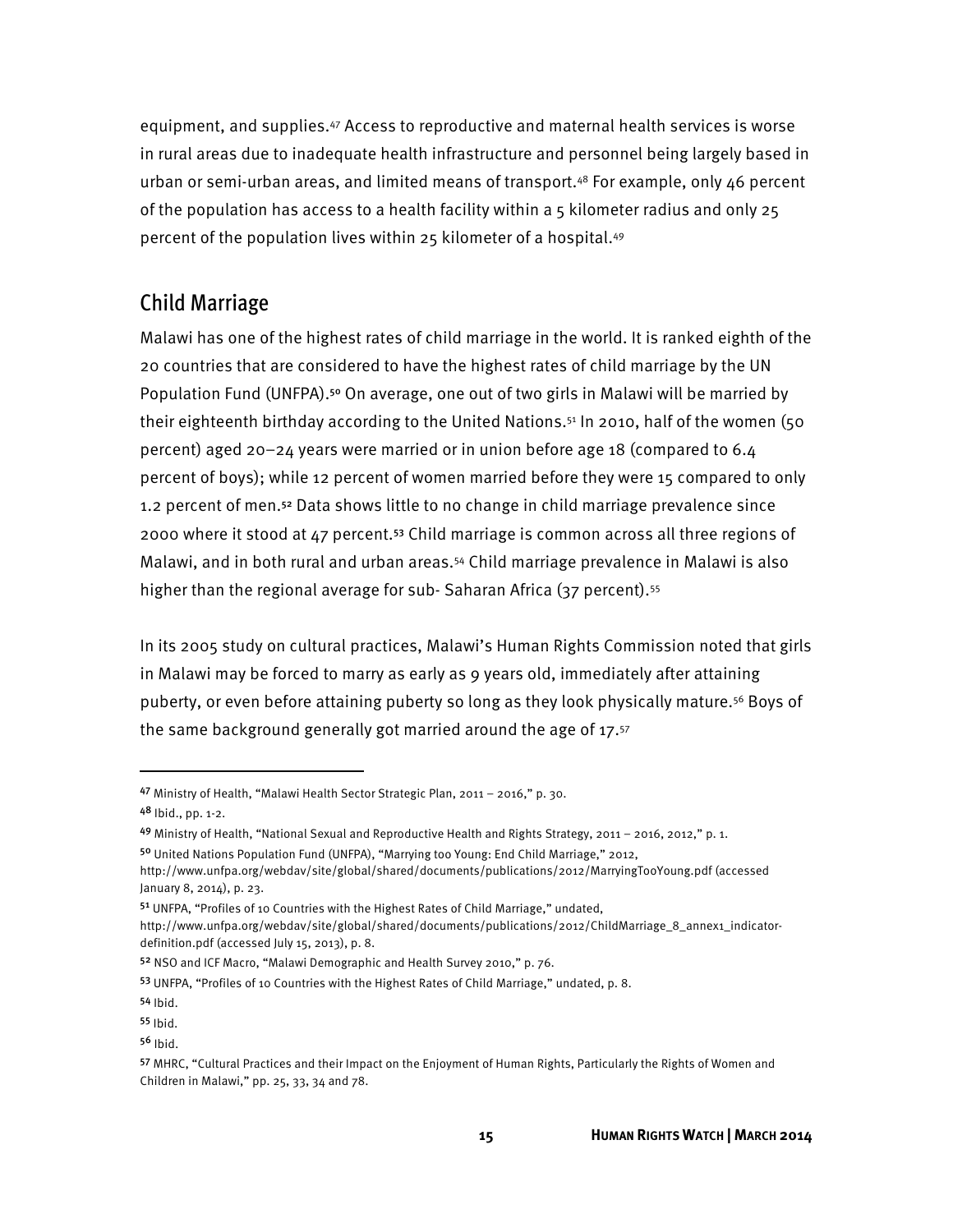equipment, and supplies.[47] Access to reproductive and maternal health services is worse in rural areas due to inadequate health infrastructure and personnel being largely based in urban or semi-urban areas, and limited means of transport.[48] For example, only 46 percent of the population has access to a health facility within a 5 kilometer radius and only 25 percent of the population lives within 25 kilometer of a hospital.[49]

## Child Marriage

Malawi has one of the highest rates of child marriage in the world. It is ranked eighth of the 20 countries that are considered to have the highest rates of child marriage by the UN Population Fund (UNFPA).[50] On average, one out of two girls in Malawi will be married by their eighteenth birthday according to the United Nations.[51] In 2010, half of the women (50 percent) aged 20–24 years were married or in union before age 18 (compared to 6.4 percent of boys); while 12 percent of women married before they were 15 compared to only 1.2 percent of men.[52] Data shows little to no change in child marriage prevalence since 2000 where it stood at 47 percent.[53] Child marriage is common across all three regions of Malawi, and in both rural and urban areas.[54] Child marriage prevalence in Malawi is also higher than the regional average for sub- Saharan Africa (37 percent).[55]

In its 2005 study on cultural practices, Malawi's Human Rights Commission noted that girls in Malawi may be forced to marry as early as 9 years old, immediately after attaining puberty, or even before attaining puberty so long as they look physically mature.[56] Boys of the same background generally got married around the age of 17.[57]

---

[47] Ministry of Health, "Malawi Health Sector Strategic Plan, 2011 – 2016," p. 30.

[48] Ibid., pp. 1-2.

[49] Ministry of Health, "National Sexual and Reproductive Health and Rights Strategy, 2011 – 2016, 2012," p. 1.

[50] United Nations Population Fund (UNFPA), "Marrying too Young: End Child Marriage," 2012, http://www.unfpa.org/webdav/site/global/shared/documents/publications/2012/MarryingTooYoung.pdf (accessed January 8, 2014), p. 23.

[51] UNFPA, "Profiles of 10 Countries with the Highest Rates of Child Marriage," undated, http://www.unfpa.org/webdav/site/global/shared/documents/publications/2012/ChildMarriage_8_annex1_indicator-definition.pdf (accessed July 15, 2013), p. 8.

[52] NSO and ICF Macro, "Malawi Demographic and Health Survey 2010," p. 76.

[53] UNFPA, "Profiles of 10 Countries with the Highest Rates of Child Marriage," undated, p. 8.

[54] Ibid.

[55] Ibid.

[56] Ibid.

[57] MHRC, "Cultural Practices and their Impact on the Enjoyment of Human Rights, Particularly the Rights of Women and Children in Malawi," pp. 25, 33, 34 and 78.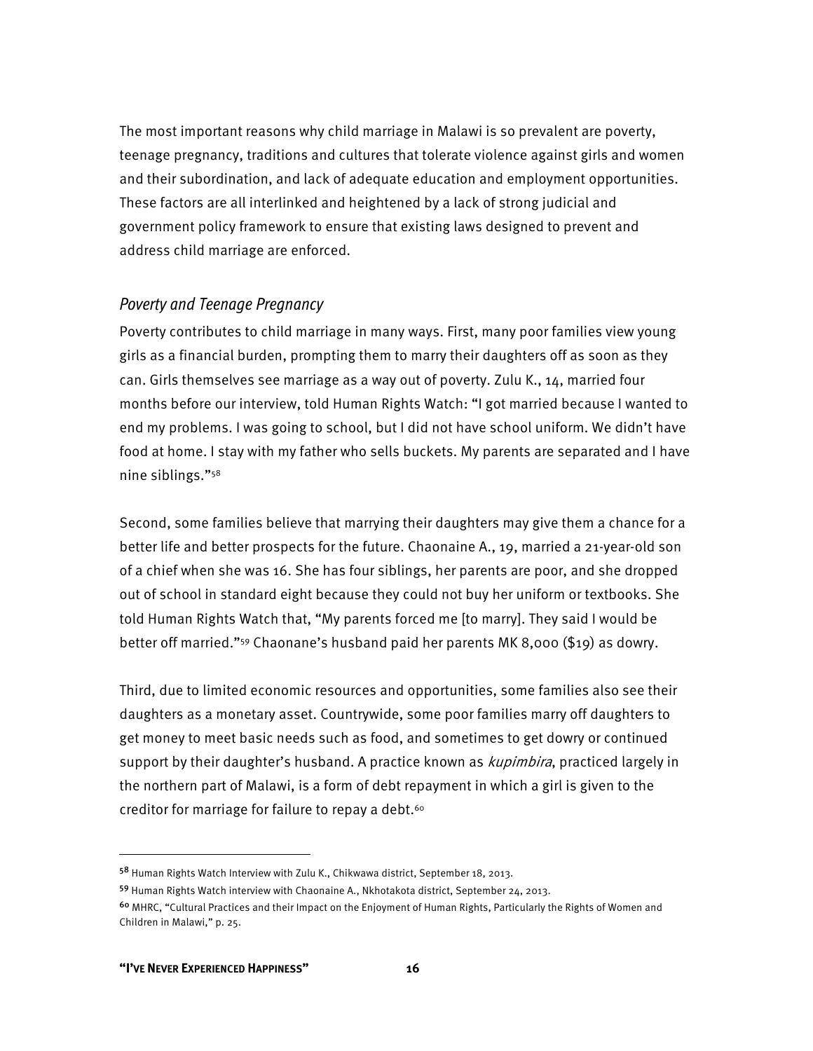The most important reasons why child marriage in Malawi is so prevalent are poverty, teenage pregnancy, traditions and cultures that tolerate violence against girls and women and their subordination, and lack of adequate education and employment opportunities. These factors are all interlinked and heightened by a lack of strong judicial and government policy framework to ensure that existing laws designed to prevent and address child marriage are enforced.

### *Poverty and Teenage Pregnancy*

Poverty contributes to child marriage in many ways. First, many poor families view young girls as a financial burden, prompting them to marry their daughters off as soon as they can. Girls themselves see marriage as a way out of poverty. Zulu K., 14, married four months before our interview, told Human Rights Watch: "I got married because I wanted to end my problems. I was going to school, but I did not have school uniform. We didn't have food at home. I stay with my father who sells buckets. My parents are separated and I have nine siblings."[58]

Second, some families believe that marrying their daughters may give them a chance for a better life and better prospects for the future. Chaonaine A., 19, married a 21-year-old son of a chief when she was 16. She has four siblings, her parents are poor, and she dropped out of school in standard eight because they could not buy her uniform or textbooks. She told Human Rights Watch that, "My parents forced me [to marry]. They said I would be better off married."[59] Chaonane's husband paid her parents MK 8,000 ($19) as dowry.

Third, due to limited economic resources and opportunities, some families also see their daughters as a monetary asset. Countrywide, some poor families marry off daughters to get money to meet basic needs such as food, and sometimes to get dowry or continued support by their daughter's husband. A practice known as *kupimbira*, practiced largely in the northern part of Malawi, is a form of debt repayment in which a girl is given to the creditor for marriage for failure to repay a debt.[60]

---

[58] Human Rights Watch Interview with Zulu K., Chikwawa district, September 18, 2013.

[59] Human Rights Watch interview with Chaonaine A., Nkhotakota district, September 24, 2013.

[60] MHRC, "Cultural Practices and their Impact on the Enjoyment of Human Rights, Particularly the Rights of Women and Children in Malawi," p. 25.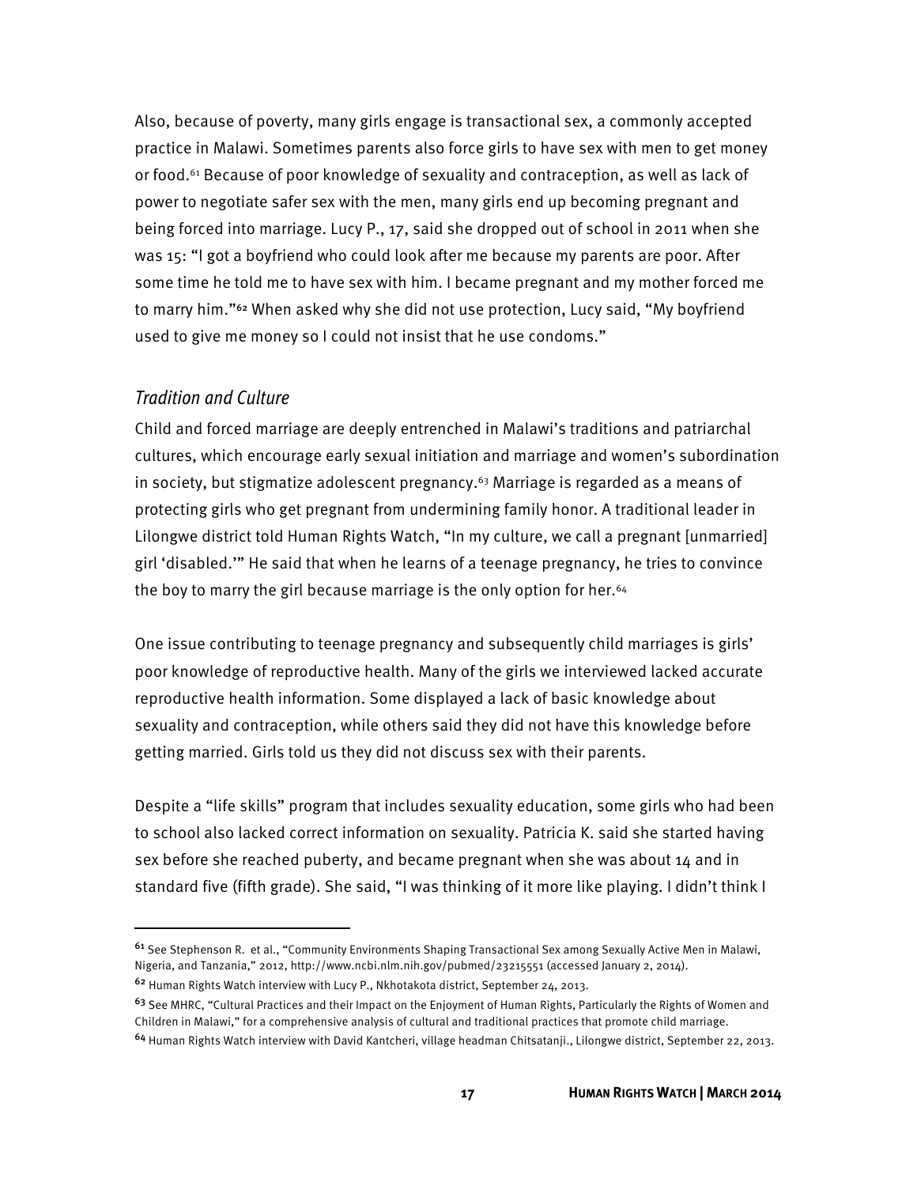Also, because of poverty, many girls engage is transactional sex, a commonly accepted practice in Malawi. Sometimes parents also force girls to have sex with men to get money or food.[61] Because of poor knowledge of sexuality and contraception, as well as lack of power to negotiate safer sex with the men, many girls end up becoming pregnant and being forced into marriage. Lucy P., 17, said she dropped out of school in 2011 when she was 15: "I got a boyfriend who could look after me because my parents are poor. After some time he told me to have sex with him. I became pregnant and my mother forced me to marry him."[62] When asked why she did not use protection, Lucy said, "My boyfriend used to give me money so I could not insist that he use condoms."

### *Tradition and Culture*

Child and forced marriage are deeply entrenched in Malawi's traditions and patriarchal cultures, which encourage early sexual initiation and marriage and women's subordination in society, but stigmatize adolescent pregnancy.[63] Marriage is regarded as a means of protecting girls who get pregnant from undermining family honor. A traditional leader in Lilongwe district told Human Rights Watch, "In my culture, we call a pregnant [unmarried] girl 'disabled.'" He said that when he learns of a teenage pregnancy, he tries to convince the boy to marry the girl because marriage is the only option for her.[64]

One issue contributing to teenage pregnancy and subsequently child marriages is girls' poor knowledge of reproductive health. Many of the girls we interviewed lacked accurate reproductive health information. Some displayed a lack of basic knowledge about sexuality and contraception, while others said they did not have this knowledge before getting married. Girls told us they did not discuss sex with their parents.

Despite a "life skills" program that includes sexuality education, some girls who had been to school also lacked correct information on sexuality. Patricia K. said she started having sex before she reached puberty, and became pregnant when she was about 14 and in standard five (fifth grade). She said, "I was thinking of it more like playing. I didn't think I

---

[61] See Stephenson R. et al., "Community Environments Shaping Transactional Sex among Sexually Active Men in Malawi, Nigeria, and Tanzania," 2012, http://www.ncbi.nlm.nih.gov/pubmed/23215551 (accessed January 2, 2014).

[62] Human Rights Watch interview with Lucy P., Nkhotakota district, September 24, 2013.

[63] See MHRC, "Cultural Practices and their Impact on the Enjoyment of Human Rights, Particularly the Rights of Women and Children in Malawi," for a comprehensive analysis of cultural and traditional practices that promote child marriage.

[64] Human Rights Watch interview with David Kantcheri, village headman Chitsatanji., Lilongwe district, September 22, 2013.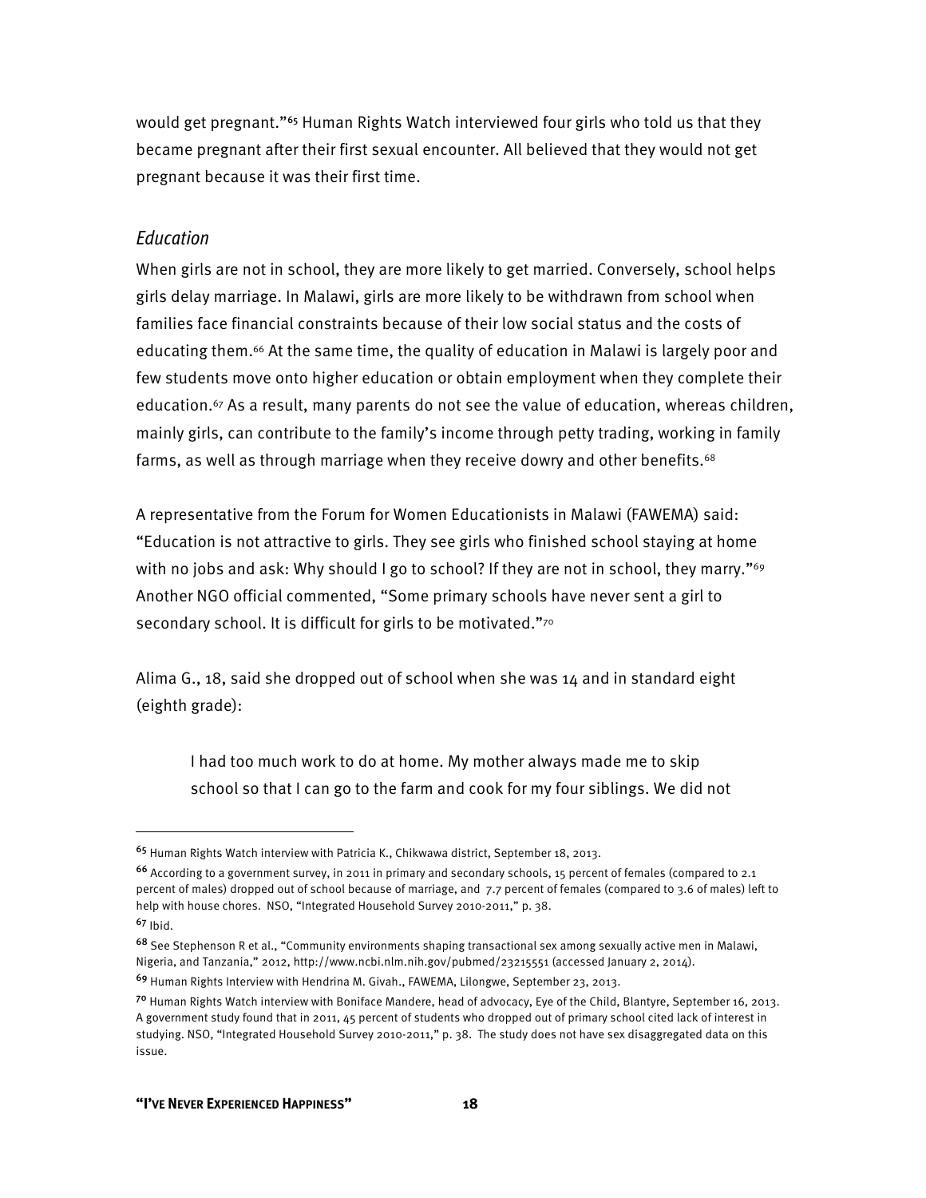would get pregnant."[65] Human Rights Watch interviewed four girls who told us that they became pregnant after their first sexual encounter. All believed that they would not get pregnant because it was their first time.

### *Education*

When girls are not in school, they are more likely to get married. Conversely, school helps girls delay marriage. In Malawi, girls are more likely to be withdrawn from school when families face financial constraints because of their low social status and the costs of educating them.[66] At the same time, the quality of education in Malawi is largely poor and few students move onto higher education or obtain employment when they complete their education.[67] As a result, many parents do not see the value of education, whereas children, mainly girls, can contribute to the family's income through petty trading, working in family farms, as well as through marriage when they receive dowry and other benefits.[68]

A representative from the Forum for Women Educationists in Malawi (FAWEMA) said: "Education is not attractive to girls. They see girls who finished school staying at home with no jobs and ask: Why should I go to school? If they are not in school, they marry."[69] Another NGO official commented, "Some primary schools have never sent a girl to secondary school. It is difficult for girls to be motivated."[70]

Alima G., 18, said she dropped out of school when she was 14 and in standard eight (eighth grade):

> I had too much work to do at home. My mother always made me to skip school so that I can go to the farm and cook for my four siblings. We did not

---

[65] Human Rights Watch interview with Patricia K., Chikwawa district, September 18, 2013.

[66] According to a government survey, in 2011 in primary and secondary schools, 15 percent of females (compared to 2.1 percent of males) dropped out of school because of marriage, and 7.7 percent of females (compared to 3.6 of males) left to help with house chores. NSO, "Integrated Household Survey 2010-2011," p. 38.

[67] Ibid.

[68] See Stephenson R et al., "Community environments shaping transactional sex among sexually active men in Malawi, Nigeria, and Tanzania," 2012, http://www.ncbi.nlm.nih.gov/pubmed/23215551 (accessed January 2, 2014).

[69] Human Rights Interview with Hendrina M. Givah., FAWEMA, Lilongwe, September 23, 2013.

[70] Human Rights Watch interview with Boniface Mandere, head of advocacy, Eye of the Child, Blantyre, September 16, 2013. A government study found that in 2011, 45 percent of students who dropped out of primary school cited lack of interest in studying. NSO, "Integrated Household Survey 2010-2011," p. 38. The study does not have sex disaggregated data on this issue.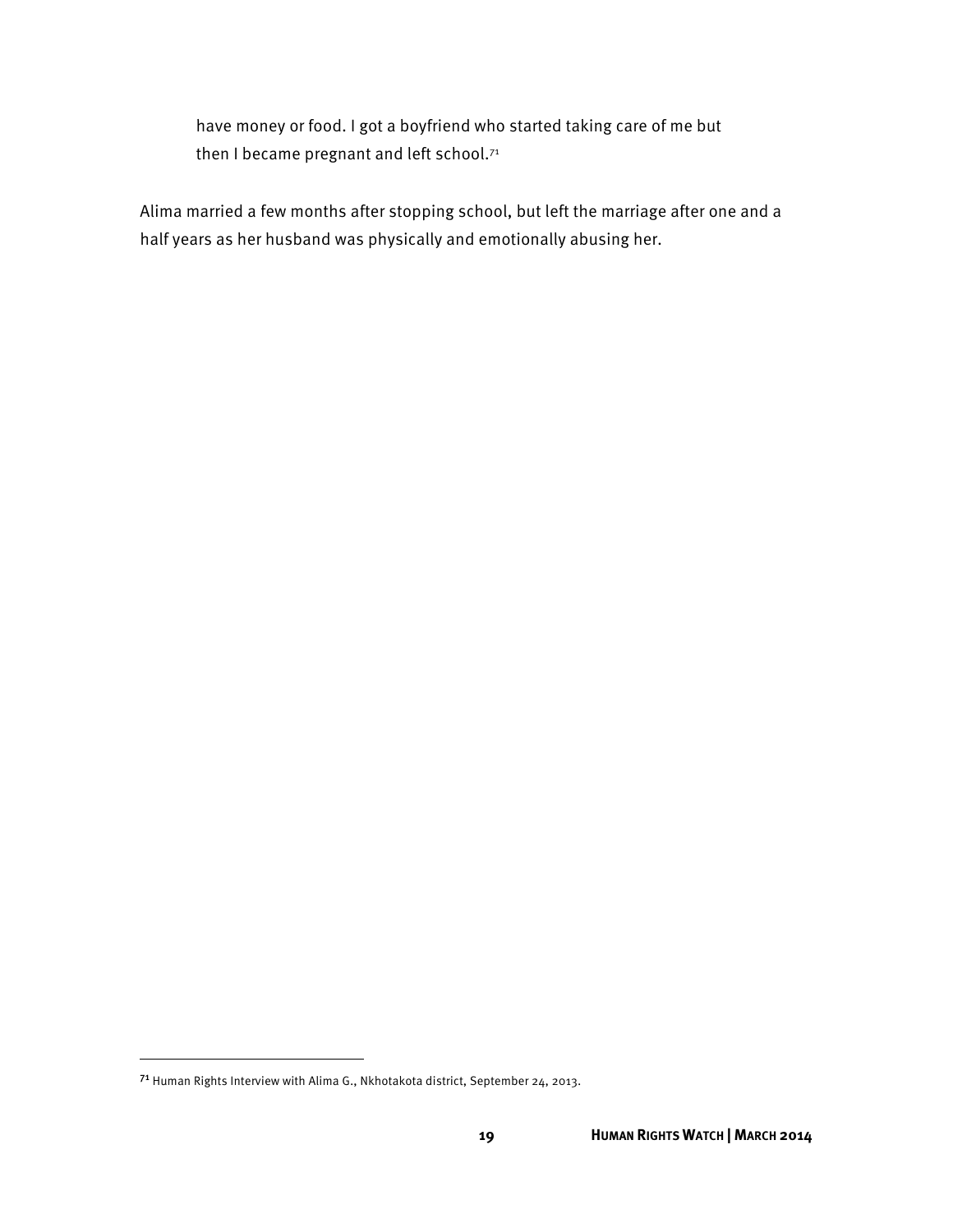> have money or food. I got a boyfriend who started taking care of me but then I became pregnant and left school.[71]

Alima married a few months after stopping school, but left the marriage after one and a half years as her husband was physically and emotionally abusing her.

[71] Human Rights Interview with Alima G., Nkhotakota district, September 24, 2013.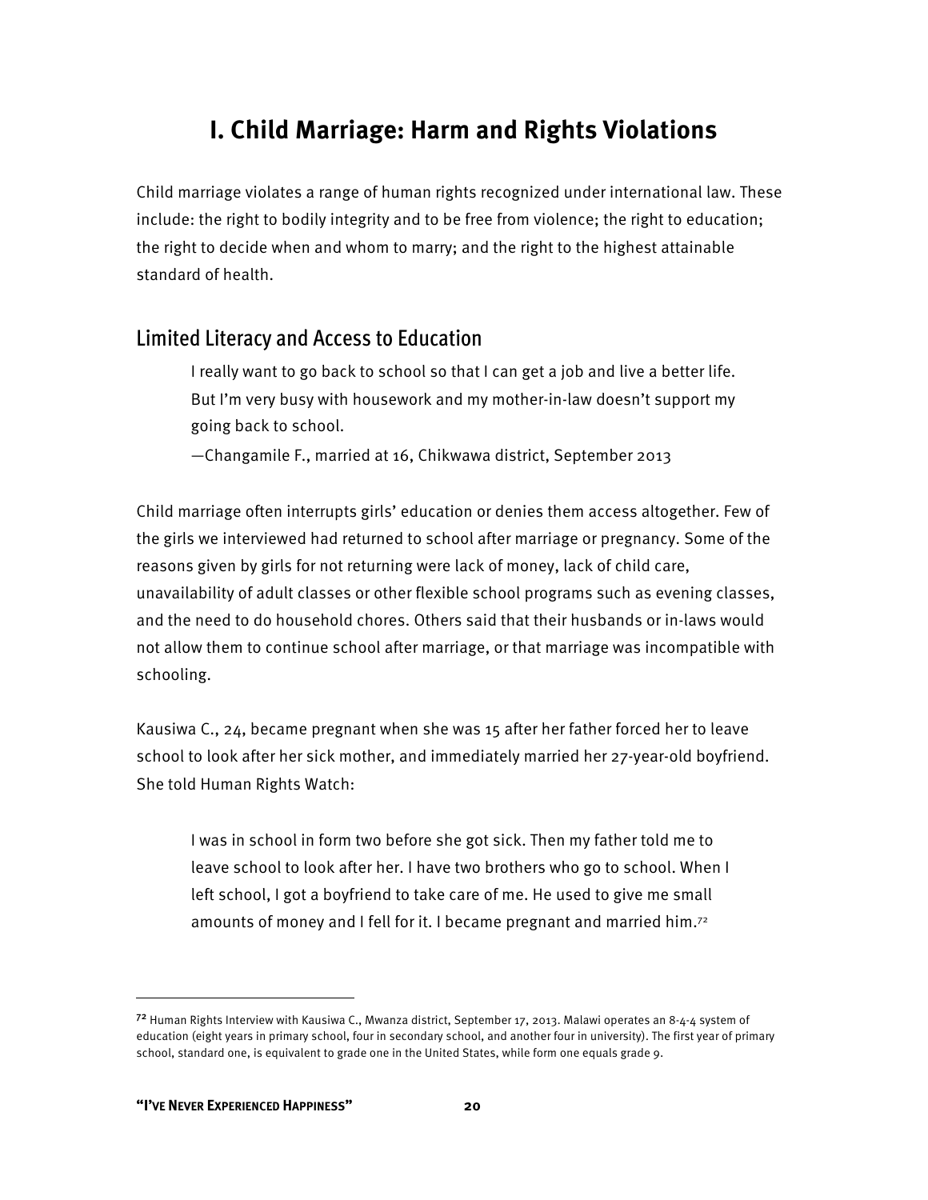# I. Child Marriage: Harm and Rights Violations

Child marriage violates a range of human rights recognized under international law. These include: the right to bodily integrity and to be free from violence; the right to education; the right to decide when and whom to marry; and the right to the highest attainable standard of health.

## Limited Literacy and Access to Education

> I really want to go back to school so that I can get a job and live a better life. But I'm very busy with housework and my mother-in-law doesn't support my going back to school.
>
> —Changamile F., married at 16, Chikwawa district, September 2013

Child marriage often interrupts girls' education or denies them access altogether. Few of the girls we interviewed had returned to school after marriage or pregnancy. Some of the reasons given by girls for not returning were lack of money, lack of child care, unavailability of adult classes or other flexible school programs such as evening classes, and the need to do household chores. Others said that their husbands or in-laws would not allow them to continue school after marriage, or that marriage was incompatible with schooling.

Kausiwa C., 24, became pregnant when she was 15 after her father forced her to leave school to look after her sick mother, and immediately married her 27-year-old boyfriend. She told Human Rights Watch:

> I was in school in form two before she got sick. Then my father told me to leave school to look after her. I have two brothers who go to school. When I left school, I got a boyfriend to take care of me. He used to give me small amounts of money and I fell for it. I became pregnant and married him.[72]

---

[72] Human Rights Interview with Kausiwa C., Mwanza district, September 17, 2013. Malawi operates an 8-4-4 system of education (eight years in primary school, four in secondary school, and another four in university). The first year of primary school, standard one, is equivalent to grade one in the United States, while form one equals grade 9.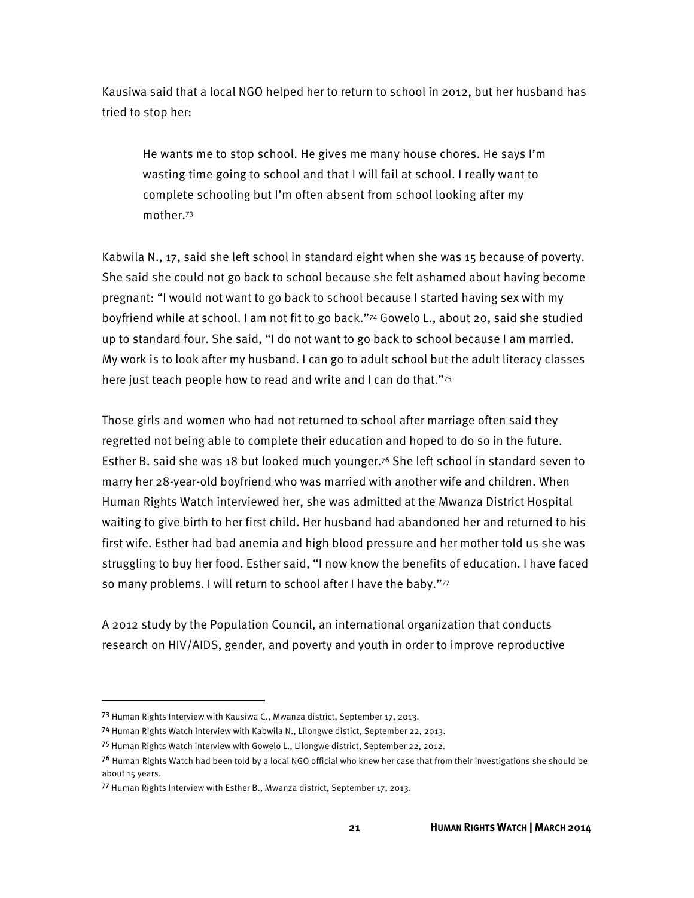Kausiwa said that a local NGO helped her to return to school in 2012, but her husband has tried to stop her:

> He wants me to stop school. He gives me many house chores. He says I'm wasting time going to school and that I will fail at school. I really want to complete schooling but I'm often absent from school looking after my mother.[73]

Kabwila N., 17, said she left school in standard eight when she was 15 because of poverty. She said she could not go back to school because she felt ashamed about having become pregnant: "I would not want to go back to school because I started having sex with my boyfriend while at school. I am not fit to go back."[74] Gowelo L., about 20, said she studied up to standard four. She said, "I do not want to go back to school because I am married. My work is to look after my husband. I can go to adult school but the adult literacy classes here just teach people how to read and write and I can do that."[75]

Those girls and women who had not returned to school after marriage often said they regretted not being able to complete their education and hoped to do so in the future. Esther B. said she was 18 but looked much younger.[76] She left school in standard seven to marry her 28-year-old boyfriend who was married with another wife and children. When Human Rights Watch interviewed her, she was admitted at the Mwanza District Hospital waiting to give birth to her first child. Her husband had abandoned her and returned to his first wife. Esther had bad anemia and high blood pressure and her mother told us she was struggling to buy her food. Esther said, "I now know the benefits of education. I have faced so many problems. I will return to school after I have the baby."[77]

A 2012 study by the Population Council, an international organization that conducts research on HIV/AIDS, gender, and poverty and youth in order to improve reproductive

---

[73] Human Rights Interview with Kausiwa C., Mwanza district, September 17, 2013.

[74] Human Rights Watch interview with Kabwila N., Lilongwe distict, September 22, 2013.

[75] Human Rights Watch interview with Gowelo L., Lilongwe district, September 22, 2012.

[76] Human Rights Watch had been told by a local NGO official who knew her case that from their investigations she should be about 15 years.

[77] Human Rights Interview with Esther B., Mwanza district, September 17, 2013.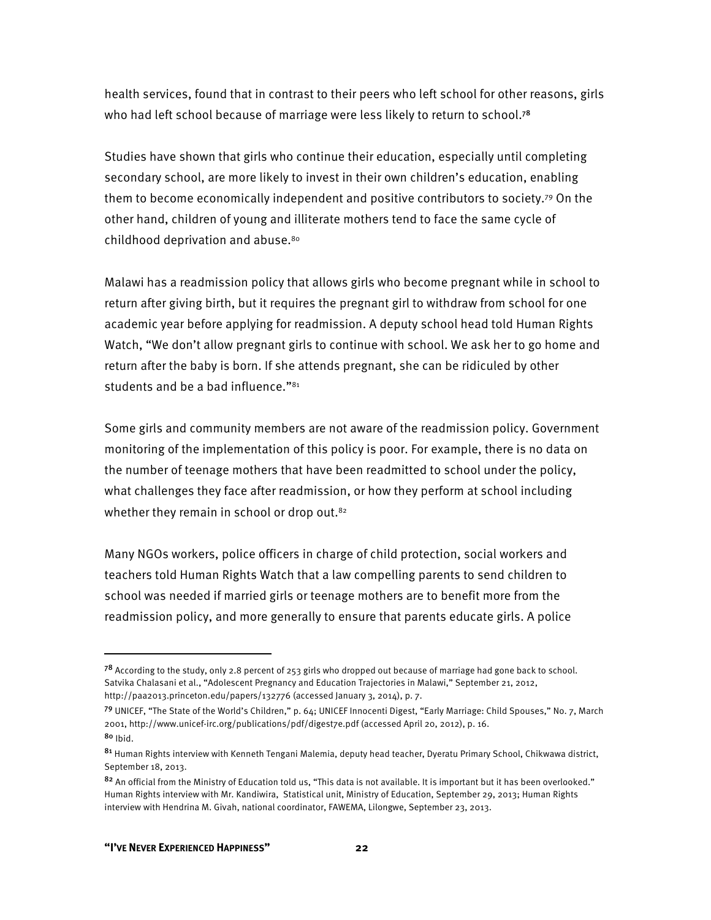health services, found that in contrast to their peers who left school for other reasons, girls who had left school because of marriage were less likely to return to school.[78]

Studies have shown that girls who continue their education, especially until completing secondary school, are more likely to invest in their own children's education, enabling them to become economically independent and positive contributors to society.[79] On the other hand, children of young and illiterate mothers tend to face the same cycle of childhood deprivation and abuse.[80]

Malawi has a readmission policy that allows girls who become pregnant while in school to return after giving birth, but it requires the pregnant girl to withdraw from school for one academic year before applying for readmission. A deputy school head told Human Rights Watch, "We don't allow pregnant girls to continue with school. We ask her to go home and return after the baby is born. If she attends pregnant, she can be ridiculed by other students and be a bad influence."[81]

Some girls and community members are not aware of the readmission policy. Government monitoring of the implementation of this policy is poor. For example, there is no data on the number of teenage mothers that have been readmitted to school under the policy, what challenges they face after readmission, or how they perform at school including whether they remain in school or drop out.[82]

Many NGOs workers, police officers in charge of child protection, social workers and teachers told Human Rights Watch that a law compelling parents to send children to school was needed if married girls or teenage mothers are to benefit more from the readmission policy, and more generally to ensure that parents educate girls. A police

---

[78] According to the study, only 2.8 percent of 253 girls who dropped out because of marriage had gone back to school. Satvika Chalasani et al., "Adolescent Pregnancy and Education Trajectories in Malawi," September 21, 2012, http://paa2013.princeton.edu/papers/132776 (accessed January 3, 2014), p. 7.

[79] UNICEF, "The State of the World's Children," p. 64; UNICEF Innocenti Digest, "Early Marriage: Child Spouses," No. 7, March 2001, http://www.unicef-irc.org/publications/pdf/digest7e.pdf (accessed April 20, 2012), p. 16.

[80] Ibid.

[81] Human Rights interview with Kenneth Tengani Malemia, deputy head teacher, Dyeratu Primary School, Chikwawa district, September 18, 2013.

[82] An official from the Ministry of Education told us, "This data is not available. It is important but it has been overlooked." Human Rights interview with Mr. Kandiwira, Statistical unit, Ministry of Education, September 29, 2013; Human Rights interview with Hendrina M. Givah, national coordinator, FAWEMA, Lilongwe, September 23, 2013.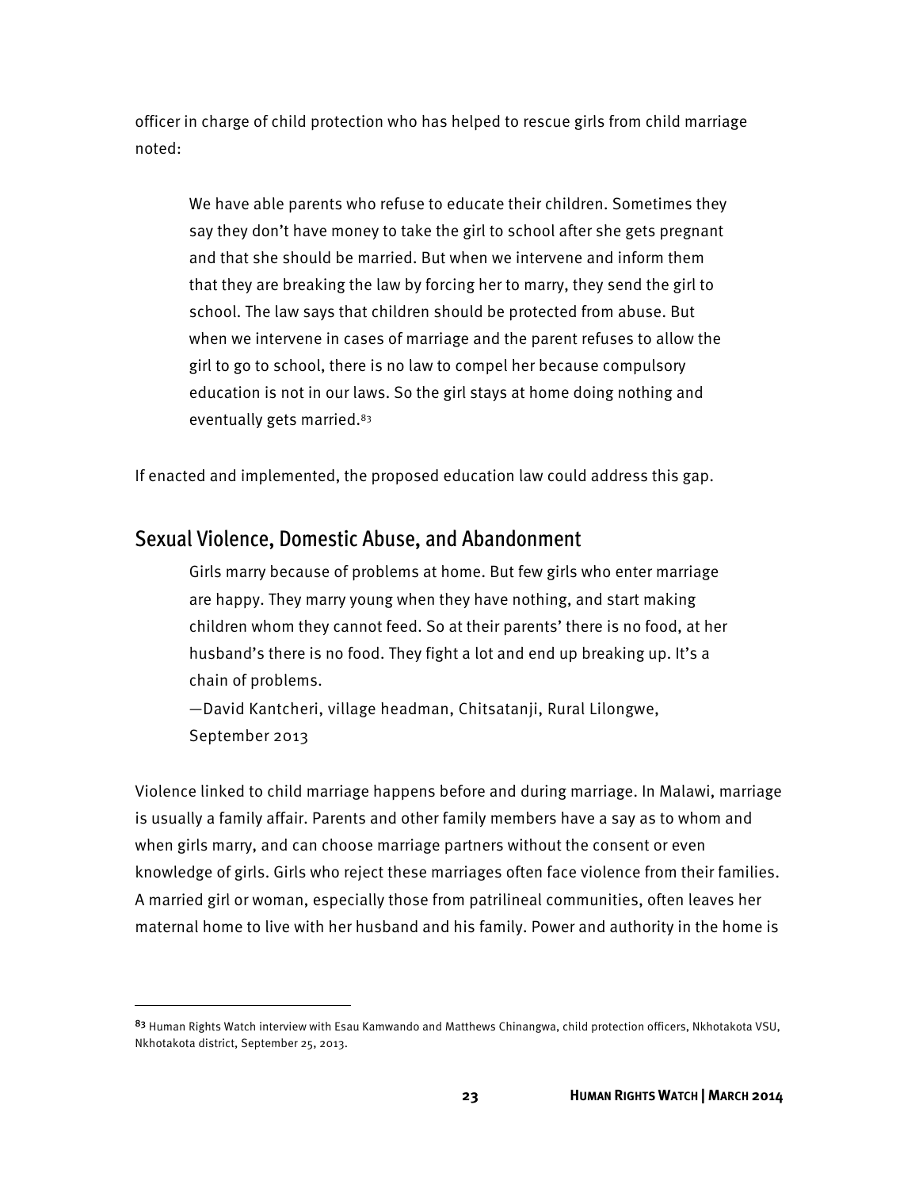officer in charge of child protection who has helped to rescue girls from child marriage noted:

> We have able parents who refuse to educate their children. Sometimes they say they don't have money to take the girl to school after she gets pregnant and that she should be married. But when we intervene and inform them that they are breaking the law by forcing her to marry, they send the girl to school. The law says that children should be protected from abuse. But when we intervene in cases of marriage and the parent refuses to allow the girl to go to school, there is no law to compel her because compulsory education is not in our laws. So the girl stays at home doing nothing and eventually gets married.[83]

If enacted and implemented, the proposed education law could address this gap.

## Sexual Violence, Domestic Abuse, and Abandonment

> Girls marry because of problems at home. But few girls who enter marriage are happy. They marry young when they have nothing, and start making children whom they cannot feed. So at their parents' there is no food, at her husband's there is no food. They fight a lot and end up breaking up. It's a chain of problems.
>
> —David Kantcheri, village headman, Chitsatanji, Rural Lilongwe, September 2013

Violence linked to child marriage happens before and during marriage. In Malawi, marriage is usually a family affair. Parents and other family members have a say as to whom and when girls marry, and can choose marriage partners without the consent or even knowledge of girls. Girls who reject these marriages often face violence from their families. A married girl or woman, especially those from patrilineal communities, often leaves her maternal home to live with her husband and his family. Power and authority in the home is

---

[83] Human Rights Watch interview with Esau Kamwando and Matthews Chinangwa, child protection officers, Nkhotakota VSU, Nkhotakota district, September 25, 2013.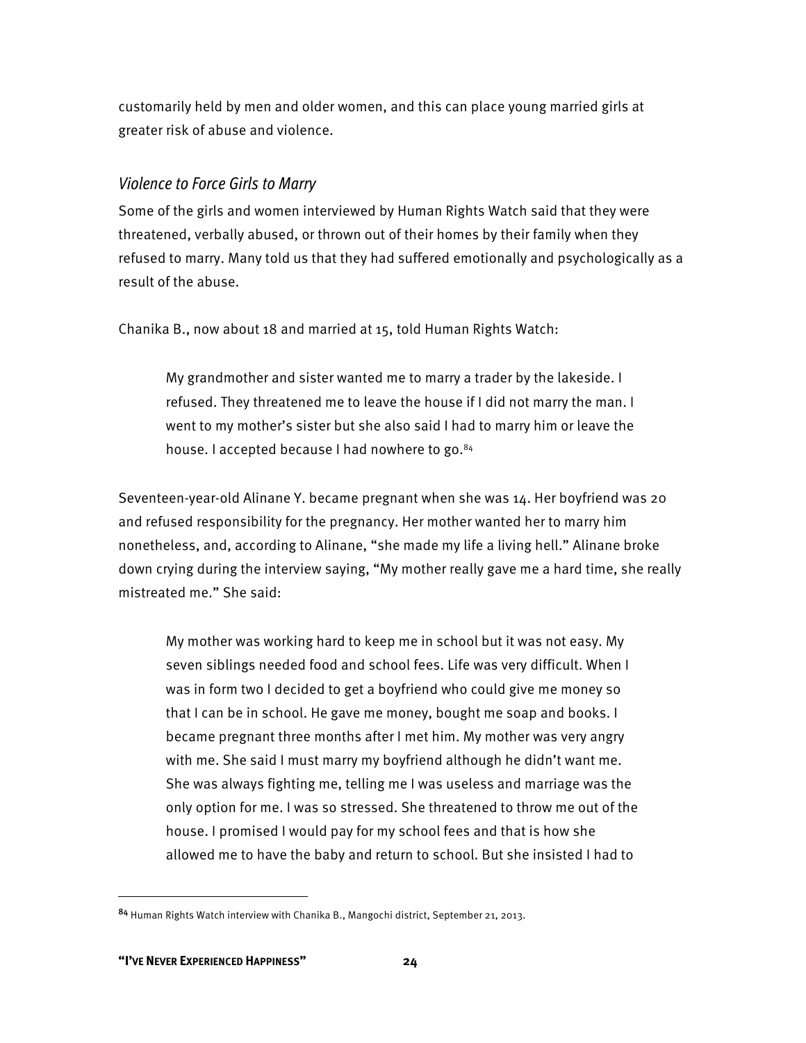customarily held by men and older women, and this can place young married girls at greater risk of abuse and violence.

### *Violence to Force Girls to Marry*

Some of the girls and women interviewed by Human Rights Watch said that they were threatened, verbally abused, or thrown out of their homes by their family when they refused to marry. Many told us that they had suffered emotionally and psychologically as a result of the abuse.

Chanika B., now about 18 and married at 15, told Human Rights Watch:

> My grandmother and sister wanted me to marry a trader by the lakeside. I refused. They threatened me to leave the house if I did not marry the man. I went to my mother's sister but she also said I had to marry him or leave the house. I accepted because I had nowhere to go.[84]

Seventeen-year-old Alinane Y. became pregnant when she was 14. Her boyfriend was 20 and refused responsibility for the pregnancy. Her mother wanted her to marry him nonetheless, and, according to Alinane, "she made my life a living hell." Alinane broke down crying during the interview saying, "My mother really gave me a hard time, she really mistreated me." She said:

> My mother was working hard to keep me in school but it was not easy. My seven siblings needed food and school fees. Life was very difficult. When I was in form two I decided to get a boyfriend who could give me money so that I can be in school. He gave me money, bought me soap and books. I became pregnant three months after I met him. My mother was very angry with me. She said I must marry my boyfriend although he didn't want me. She was always fighting me, telling me I was useless and marriage was the only option for me. I was so stressed. She threatened to throw me out of the house. I promised I would pay for my school fees and that is how she allowed me to have the baby and return to school. But she insisted I had to

---

[84] Human Rights Watch interview with Chanika B., Mangochi district, September 21, 2013.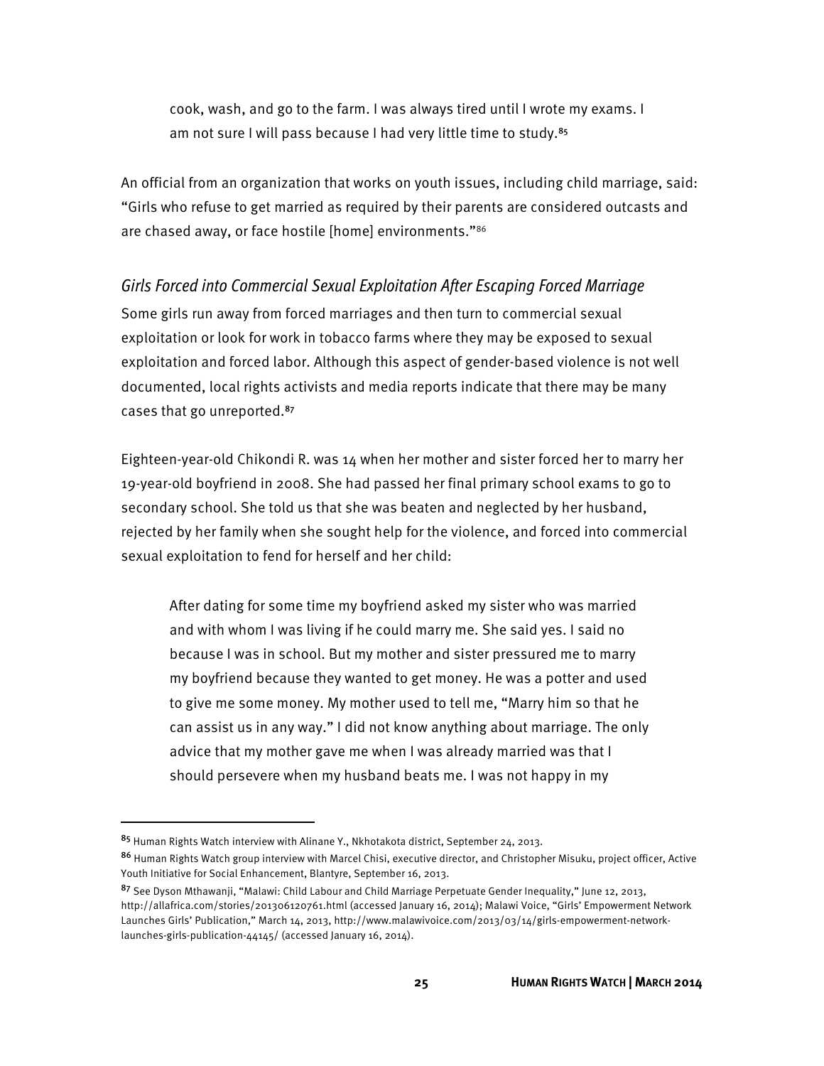> cook, wash, and go to the farm. I was always tired until I wrote my exams. I am not sure I will pass because I had very little time to study.[85]

An official from an organization that works on youth issues, including child marriage, said: "Girls who refuse to get married as required by their parents are considered outcasts and are chased away, or face hostile [home] environments."[86]

### *Girls Forced into Commercial Sexual Exploitation After Escaping Forced Marriage*

Some girls run away from forced marriages and then turn to commercial sexual exploitation or look for work in tobacco farms where they may be exposed to sexual exploitation and forced labor. Although this aspect of gender-based violence is not well documented, local rights activists and media reports indicate that there may be many cases that go unreported.[87]

Eighteen-year-old Chikondi R. was 14 when her mother and sister forced her to marry her 19-year-old boyfriend in 2008. She had passed her final primary school exams to go to secondary school. She told us that she was beaten and neglected by her husband, rejected by her family when she sought help for the violence, and forced into commercial sexual exploitation to fend for herself and her child:

> After dating for some time my boyfriend asked my sister who was married and with whom I was living if he could marry me. She said yes. I said no because I was in school. But my mother and sister pressured me to marry my boyfriend because they wanted to get money. He was a potter and used to give me some money. My mother used to tell me, "Marry him so that he can assist us in any way." I did not know anything about marriage. The only advice that my mother gave me when I was already married was that I should persevere when my husband beats me. I was not happy in my

---

[85] Human Rights Watch interview with Alinane Y., Nkhotakota district, September 24, 2013.

[86] Human Rights Watch group interview with Marcel Chisi, executive director, and Christopher Misuku, project officer, Active Youth Initiative for Social Enhancement, Blantyre, September 16, 2013.

[87] See Dyson Mthawanji, "Malawi: Child Labour and Child Marriage Perpetuate Gender Inequality," June 12, 2013, http://allafrica.com/stories/201306120761.html (accessed January 16, 2014); Malawi Voice, "Girls' Empowerment Network Launches Girls' Publication," March 14, 2013, http://www.malawivoice.com/2013/03/14/girls-empowerment-network-launches-girls-publication-44145/ (accessed January 16, 2014).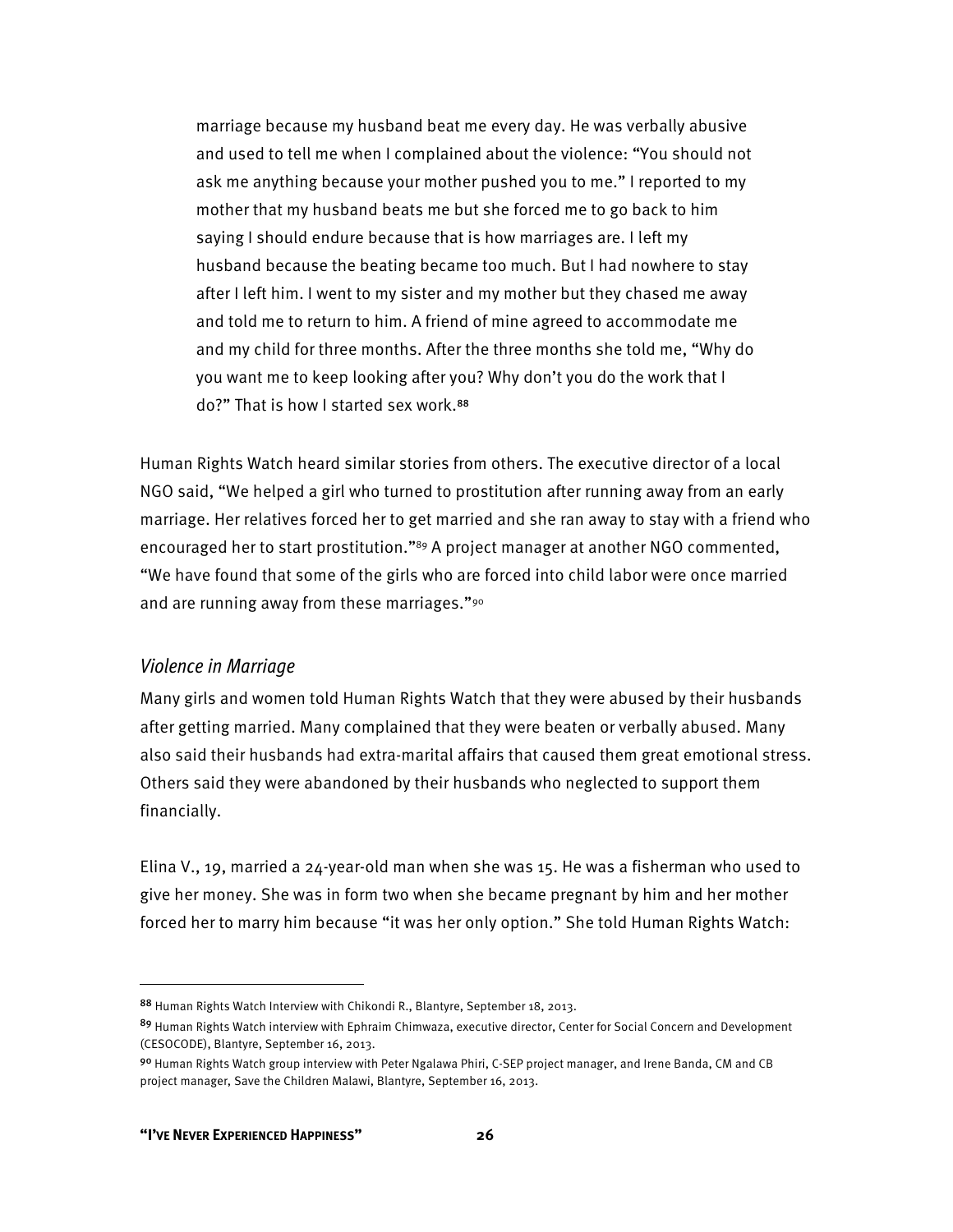> marriage because my husband beat me every day. He was verbally abusive and used to tell me when I complained about the violence: "You should not ask me anything because your mother pushed you to me." I reported to my mother that my husband beats me but she forced me to go back to him saying I should endure because that is how marriages are. I left my husband because the beating became too much. But I had nowhere to stay after I left him. I went to my sister and my mother but they chased me away and told me to return to him. A friend of mine agreed to accommodate me and my child for three months. After the three months she told me, "Why do you want me to keep looking after you? Why don't you do the work that I do?" That is how I started sex work.[88]

Human Rights Watch heard similar stories from others. The executive director of a local NGO said, "We helped a girl who turned to prostitution after running away from an early marriage. Her relatives forced her to get married and she ran away to stay with a friend who encouraged her to start prostitution."[89] A project manager at another NGO commented, "We have found that some of the girls who are forced into child labor were once married and are running away from these marriages."[90]

### *Violence in Marriage*

Many girls and women told Human Rights Watch that they were abused by their husbands after getting married. Many complained that they were beaten or verbally abused. Many also said their husbands had extra-marital affairs that caused them great emotional stress. Others said they were abandoned by their husbands who neglected to support them financially.

Elina V., 19, married a 24-year-old man when she was 15. He was a fisherman who used to give her money. She was in form two when she became pregnant by him and her mother forced her to marry him because "it was her only option." She told Human Rights Watch:

---

[88] Human Rights Watch Interview with Chikondi R., Blantyre, September 18, 2013.

[89] Human Rights Watch interview with Ephraim Chimwaza, executive director, Center for Social Concern and Development (CESOCODE), Blantyre, September 16, 2013.

[90] Human Rights Watch group interview with Peter Ngalawa Phiri, C-SEP project manager, and Irene Banda, CM and CB project manager, Save the Children Malawi, Blantyre, September 16, 2013.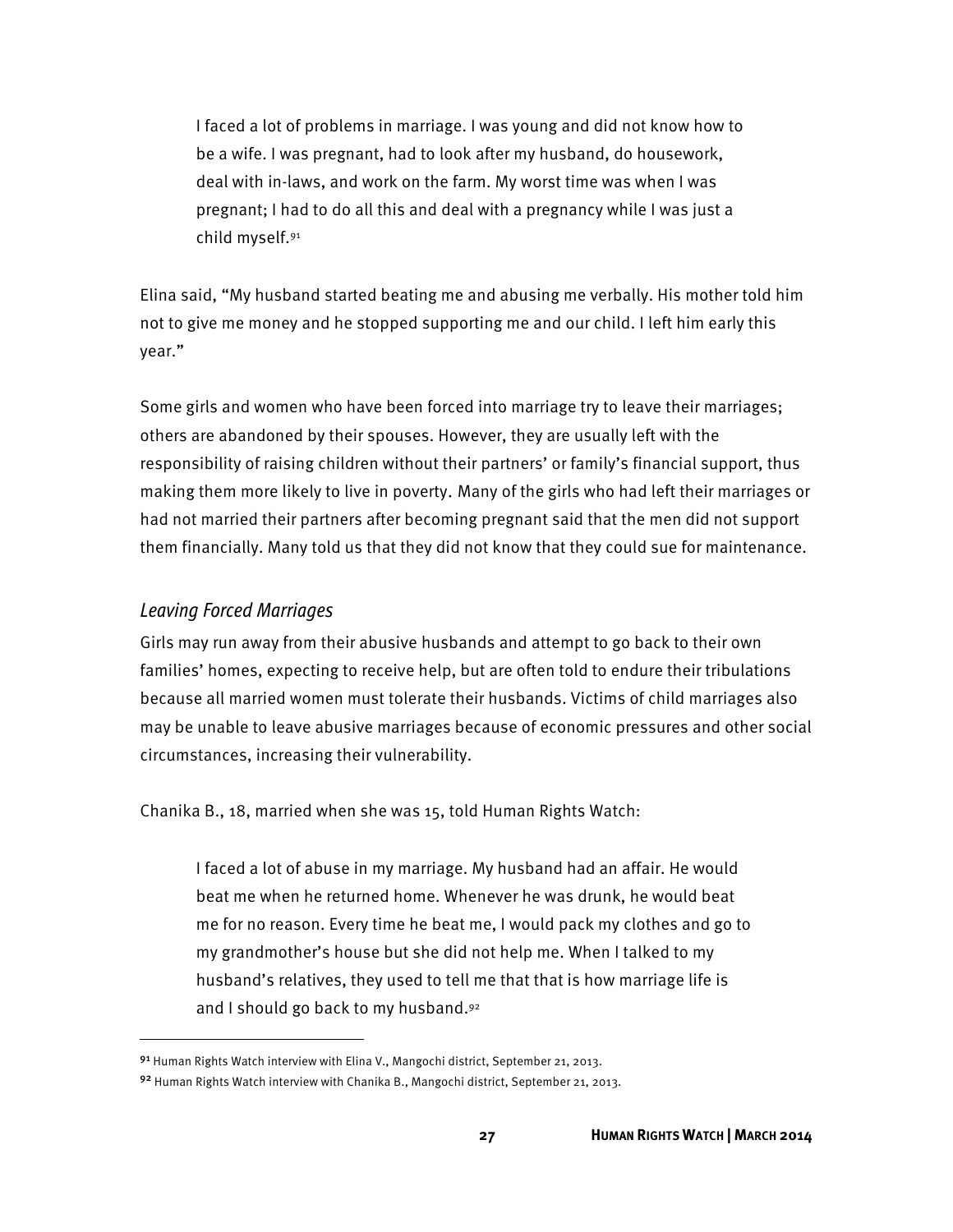> I faced a lot of problems in marriage. I was young and did not know how to be a wife. I was pregnant, had to look after my husband, do housework, deal with in-laws, and work on the farm. My worst time was when I was pregnant; I had to do all this and deal with a pregnancy while I was just a child myself.[91]

Elina said, "My husband started beating me and abusing me verbally. His mother told him not to give me money and he stopped supporting me and our child. I left him early this year."

Some girls and women who have been forced into marriage try to leave their marriages; others are abandoned by their spouses. However, they are usually left with the responsibility of raising children without their partners' or family's financial support, thus making them more likely to live in poverty. Many of the girls who had left their marriages or had not married their partners after becoming pregnant said that the men did not support them financially. Many told us that they did not know that they could sue for maintenance.

### *Leaving Forced Marriages*

Girls may run away from their abusive husbands and attempt to go back to their own families' homes, expecting to receive help, but are often told to endure their tribulations because all married women must tolerate their husbands. Victims of child marriages also may be unable to leave abusive marriages because of economic pressures and other social circumstances, increasing their vulnerability.

Chanika B., 18, married when she was 15, told Human Rights Watch:

> I faced a lot of abuse in my marriage. My husband had an affair. He would beat me when he returned home. Whenever he was drunk, he would beat me for no reason. Every time he beat me, I would pack my clothes and go to my grandmother's house but she did not help me. When I talked to my husband's relatives, they used to tell me that that is how marriage life is and I should go back to my husband.[92]

---

[91] Human Rights Watch interview with Elina V., Mangochi district, September 21, 2013.

[92] Human Rights Watch interview with Chanika B., Mangochi district, September 21, 2013.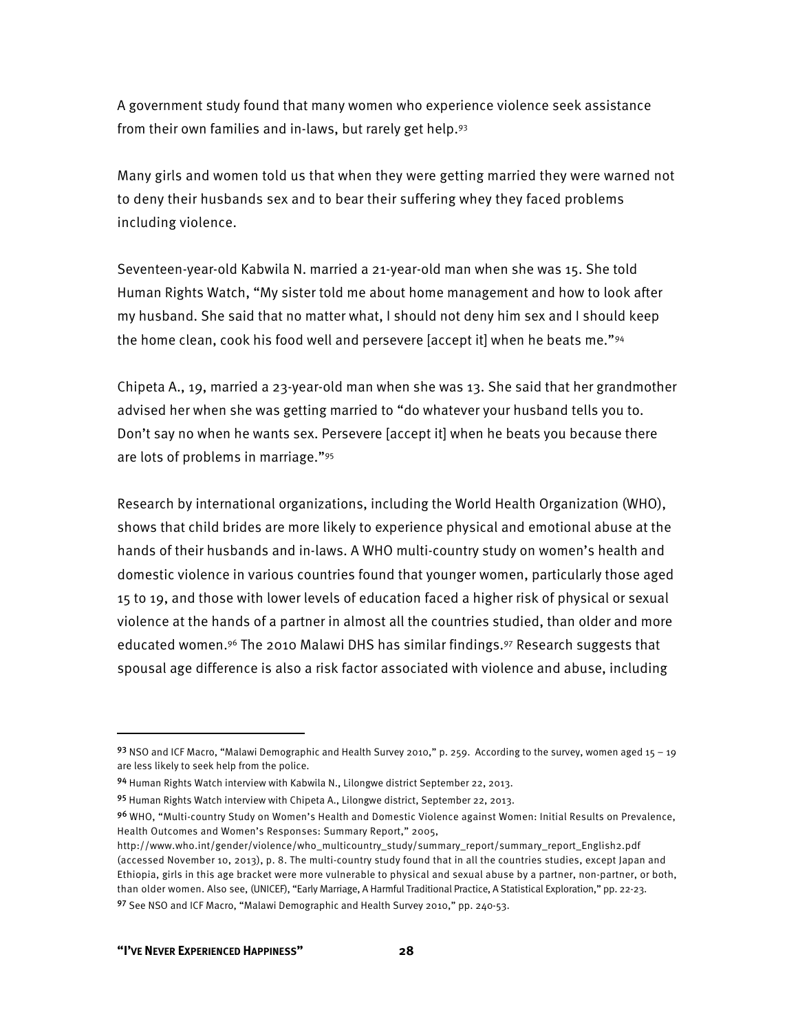A government study found that many women who experience violence seek assistance from their own families and in-laws, but rarely get help.[93]

Many girls and women told us that when they were getting married they were warned not to deny their husbands sex and to bear their suffering whey they faced problems including violence.

Seventeen-year-old Kabwila N. married a 21-year-old man when she was 15. She told Human Rights Watch, "My sister told me about home management and how to look after my husband. She said that no matter what, I should not deny him sex and I should keep the home clean, cook his food well and persevere [accept it] when he beats me."[94]

Chipeta A., 19, married a 23-year-old man when she was 13. She said that her grandmother advised her when she was getting married to "do whatever your husband tells you to. Don't say no when he wants sex. Persevere [accept it] when he beats you because there are lots of problems in marriage."[95]

Research by international organizations, including the World Health Organization (WHO), shows that child brides are more likely to experience physical and emotional abuse at the hands of their husbands and in-laws. A WHO multi-country study on women's health and domestic violence in various countries found that younger women, particularly those aged 15 to 19, and those with lower levels of education faced a higher risk of physical or sexual violence at the hands of a partner in almost all the countries studied, than older and more educated women.[96] The 2010 Malawi DHS has similar findings.[97] Research suggests that spousal age difference is also a risk factor associated with violence and abuse, including

---

[93] NSO and ICF Macro, "Malawi Demographic and Health Survey 2010," p. 259. According to the survey, women aged 15 – 19 are less likely to seek help from the police.

[94] Human Rights Watch interview with Kabwila N., Lilongwe district September 22, 2013.

[95] Human Rights Watch interview with Chipeta A., Lilongwe district, September 22, 2013.

[96] WHO, "Multi-country Study on Women's Health and Domestic Violence against Women: Initial Results on Prevalence, Health Outcomes and Women's Responses: Summary Report," 2005, http://www.who.int/gender/violence/who_multicountry_study/summary_report/summary_report_English2.pdf (accessed November 10, 2013), p. 8. The multi-country study found that in all the countries studies, except Japan and Ethiopia, girls in this age bracket were more vulnerable to physical and sexual abuse by a partner, non-partner, or both, than older women. Also see, (UNICEF), "Early Marriage, A Harmful Traditional Practice, A Statistical Exploration," pp. 22-23.

[97] See NSO and ICF Macro, "Malawi Demographic and Health Survey 2010," pp. 240-53.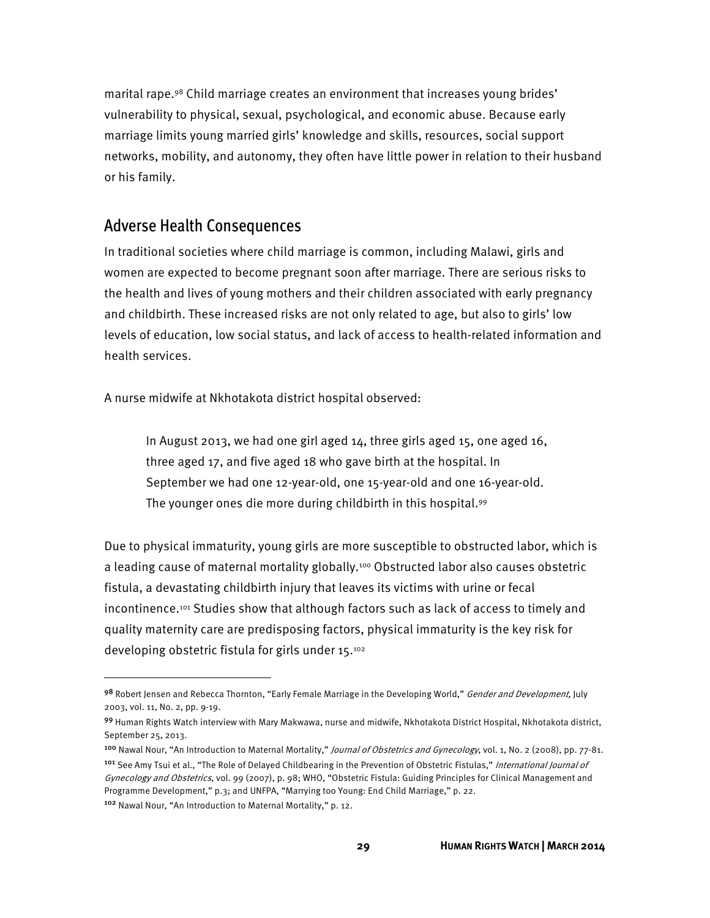marital rape.[98] Child marriage creates an environment that increases young brides' vulnerability to physical, sexual, psychological, and economic abuse. Because early marriage limits young married girls' knowledge and skills, resources, social support networks, mobility, and autonomy, they often have little power in relation to their husband or his family.

## Adverse Health Consequences

In traditional societies where child marriage is common, including Malawi, girls and women are expected to become pregnant soon after marriage. There are serious risks to the health and lives of young mothers and their children associated with early pregnancy and childbirth. These increased risks are not only related to age, but also to girls' low levels of education, low social status, and lack of access to health-related information and health services.

A nurse midwife at Nkhotakota district hospital observed:

> In August 2013, we had one girl aged 14, three girls aged 15, one aged 16, three aged 17, and five aged 18 who gave birth at the hospital. In September we had one 12-year-old, one 15-year-old and one 16-year-old. The younger ones die more during childbirth in this hospital.[99]

Due to physical immaturity, young girls are more susceptible to obstructed labor, which is a leading cause of maternal mortality globally.[100] Obstructed labor also causes obstetric fistula, a devastating childbirth injury that leaves its victims with urine or fecal incontinence.[101] Studies show that although factors such as lack of access to timely and quality maternity care are predisposing factors, physical immaturity is the key risk for developing obstetric fistula for girls under 15.[102]

---

[98] Robert Jensen and Rebecca Thornton, "Early Female Marriage in the Developing World," *Gender and Development,* July 2003, vol. 11, No. 2, pp. 9-19.

[99] Human Rights Watch interview with Mary Makwawa, nurse and midwife, Nkhotakota District Hospital, Nkhotakota district, September 25, 2013.

[100] Nawal Nour, "An Introduction to Maternal Mortality," *Journal of Obstetrics and Gynecology*, vol. 1, No. 2 (2008), pp. 77-81.

[101] See Amy Tsui et al., "The Role of Delayed Childbearing in the Prevention of Obstetric Fistulas," *International Journal of Gynecology and Obstetrics*, vol. 99 (2007), p. 98; WHO, "Obstetric Fistula: Guiding Principles for Clinical Management and Programme Development," p.3; and UNFPA, "Marrying too Young: End Child Marriage," p. 22.

[102] Nawal Nour, "An Introduction to Maternal Mortality," p. 12.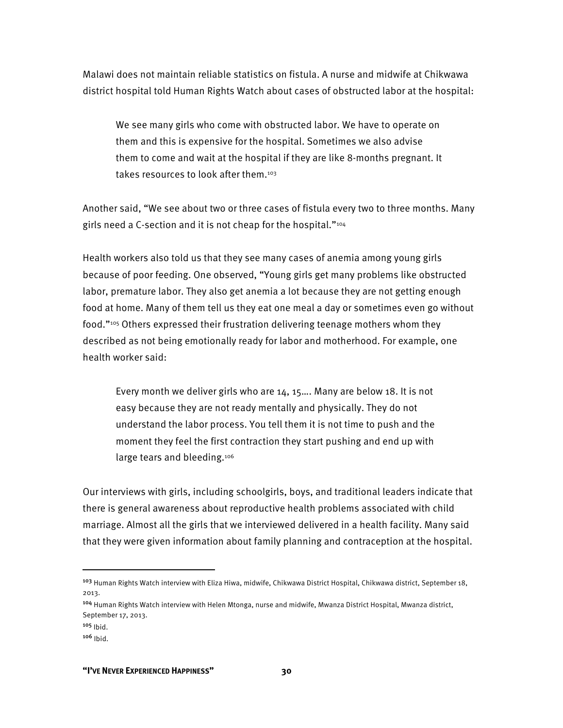Malawi does not maintain reliable statistics on fistula. A nurse and midwife at Chikwawa district hospital told Human Rights Watch about cases of obstructed labor at the hospital:

> We see many girls who come with obstructed labor. We have to operate on them and this is expensive for the hospital. Sometimes we also advise them to come and wait at the hospital if they are like 8-months pregnant. It takes resources to look after them.[103]

Another said, "We see about two or three cases of fistula every two to three months. Many girls need a C-section and it is not cheap for the hospital."[104]

Health workers also told us that they see many cases of anemia among young girls because of poor feeding. One observed, "Young girls get many problems like obstructed labor, premature labor. They also get anemia a lot because they are not getting enough food at home. Many of them tell us they eat one meal a day or sometimes even go without food."[105] Others expressed their frustration delivering teenage mothers whom they described as not being emotionally ready for labor and motherhood. For example, one health worker said:

> Every month we deliver girls who are 14, 15…. Many are below 18. It is not easy because they are not ready mentally and physically. They do not understand the labor process. You tell them it is not time to push and the moment they feel the first contraction they start pushing and end up with large tears and bleeding.[106]

Our interviews with girls, including schoolgirls, boys, and traditional leaders indicate that there is general awareness about reproductive health problems associated with child marriage. Almost all the girls that we interviewed delivered in a health facility. Many said that they were given information about family planning and contraception at the hospital.

---

[103] Human Rights Watch interview with Eliza Hiwa, midwife, Chikwawa District Hospital, Chikwawa district, September 18, 2013.

[104] Human Rights Watch interview with Helen Mtonga, nurse and midwife, Mwanza District Hospital, Mwanza district, September 17, 2013.

[105] Ibid.

[106] Ibid.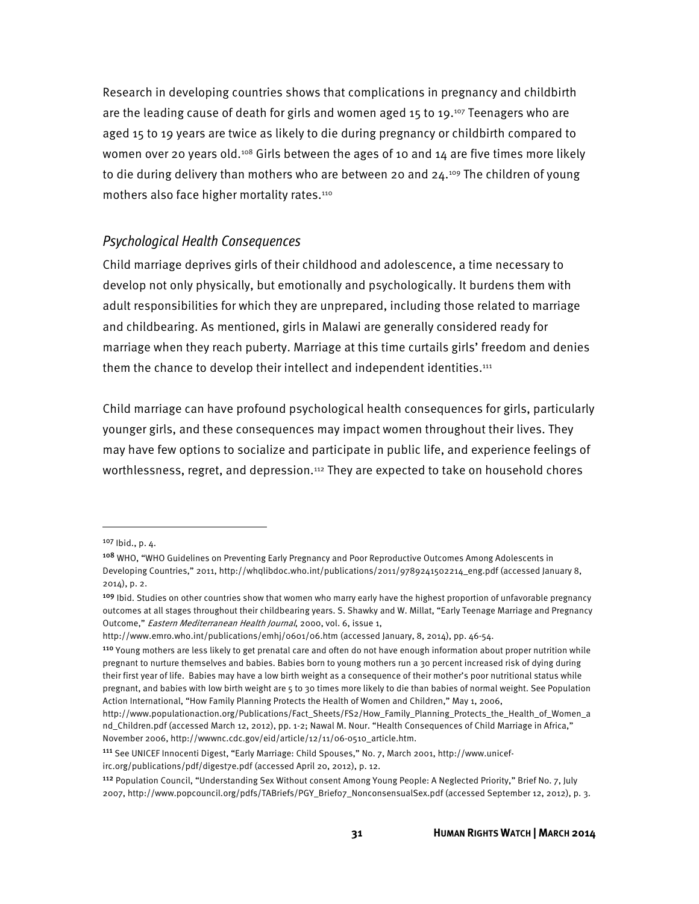Research in developing countries shows that complications in pregnancy and childbirth are the leading cause of death for girls and women aged 15 to 19.[107] Teenagers who are aged 15 to 19 years are twice as likely to die during pregnancy or childbirth compared to women over 20 years old.[108] Girls between the ages of 10 and 14 are five times more likely to die during delivery than mothers who are between 20 and 24.[109] The children of young mothers also face higher mortality rates.[110]

### *Psychological Health Consequences*

Child marriage deprives girls of their childhood and adolescence, a time necessary to develop not only physically, but emotionally and psychologically. It burdens them with adult responsibilities for which they are unprepared, including those related to marriage and childbearing. As mentioned, girls in Malawi are generally considered ready for marriage when they reach puberty. Marriage at this time curtails girls' freedom and denies them the chance to develop their intellect and independent identities.[111]

Child marriage can have profound psychological health consequences for girls, particularly younger girls, and these consequences may impact women throughout their lives. They may have few options to socialize and participate in public life, and experience feelings of worthlessness, regret, and depression.[112] They are expected to take on household chores

---

[107] Ibid., p. 4.

[108] WHO, "WHO Guidelines on Preventing Early Pregnancy and Poor Reproductive Outcomes Among Adolescents in Developing Countries," 2011, http://whqlibdoc.who.int/publications/2011/9789241502214_eng.pdf (accessed January 8, 2014), p. 2.

[109] Ibid. Studies on other countries show that women who marry early have the highest proportion of unfavorable pregnancy outcomes at all stages throughout their childbearing years. S. Shawky and W. Millat, "Early Teenage Marriage and Pregnancy Outcome," *Eastern Mediterranean Health Journal*, 2000, vol. 6, issue 1, http://www.emro.who.int/publications/emhj/0601/06.htm (accessed January, 8, 2014), pp. 46-54.

[110] Young mothers are less likely to get prenatal care and often do not have enough information about proper nutrition while pregnant to nurture themselves and babies. Babies born to young mothers run a 30 percent increased risk of dying during their first year of life. Babies may have a low birth weight as a consequence of their mother's poor nutritional status while pregnant, and babies with low birth weight are 5 to 30 times more likely to die than babies of normal weight. See Population Action International, "How Family Planning Protects the Health of Women and Children," May 1, 2006, http://www.populationaction.org/Publications/Fact_Sheets/FS2/How_Family_Planning_Protects_the_Health_of_Women_and_Children.pdf (accessed March 12, 2012), pp. 1-2; Nawal M. Nour. "Health Consequences of Child Marriage in Africa," November 2006, http://wwwnc.cdc.gov/eid/article/12/11/06-0510_article.htm.

[111] See UNICEF Innocenti Digest, "Early Marriage: Child Spouses," No. 7, March 2001, http://www.unicef-irc.org/publications/pdf/digest7e.pdf (accessed April 20, 2012), p. 12.

[112] Population Council, "Understanding Sex Without consent Among Young People: A Neglected Priority," Brief No. 7, July 2007, http://www.popcouncil.org/pdfs/TABriefs/PGY_Brief07_NonconsensualSex.pdf (accessed September 12, 2012), p. 3.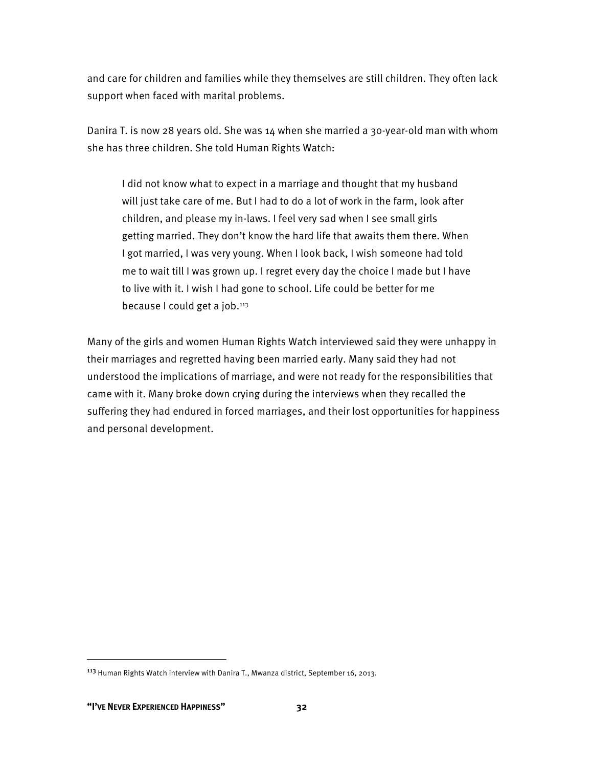and care for children and families while they themselves are still children. They often lack support when faced with marital problems.

Danira T. is now 28 years old. She was 14 when she married a 30-year-old man with whom she has three children. She told Human Rights Watch:

> I did not know what to expect in a marriage and thought that my husband will just take care of me. But I had to do a lot of work in the farm, look after children, and please my in-laws. I feel very sad when I see small girls getting married. They don't know the hard life that awaits them there. When I got married, I was very young. When I look back, I wish someone had told me to wait till I was grown up. I regret every day the choice I made but I have to live with it. I wish I had gone to school. Life could be better for me because I could get a job.[113]

Many of the girls and women Human Rights Watch interviewed said they were unhappy in their marriages and regretted having been married early. Many said they had not understood the implications of marriage, and were not ready for the responsibilities that came with it. Many broke down crying during the interviews when they recalled the suffering they had endured in forced marriages, and their lost opportunities for happiness and personal development.

---

[113] Human Rights Watch interview with Danira T., Mwanza district, September 16, 2013.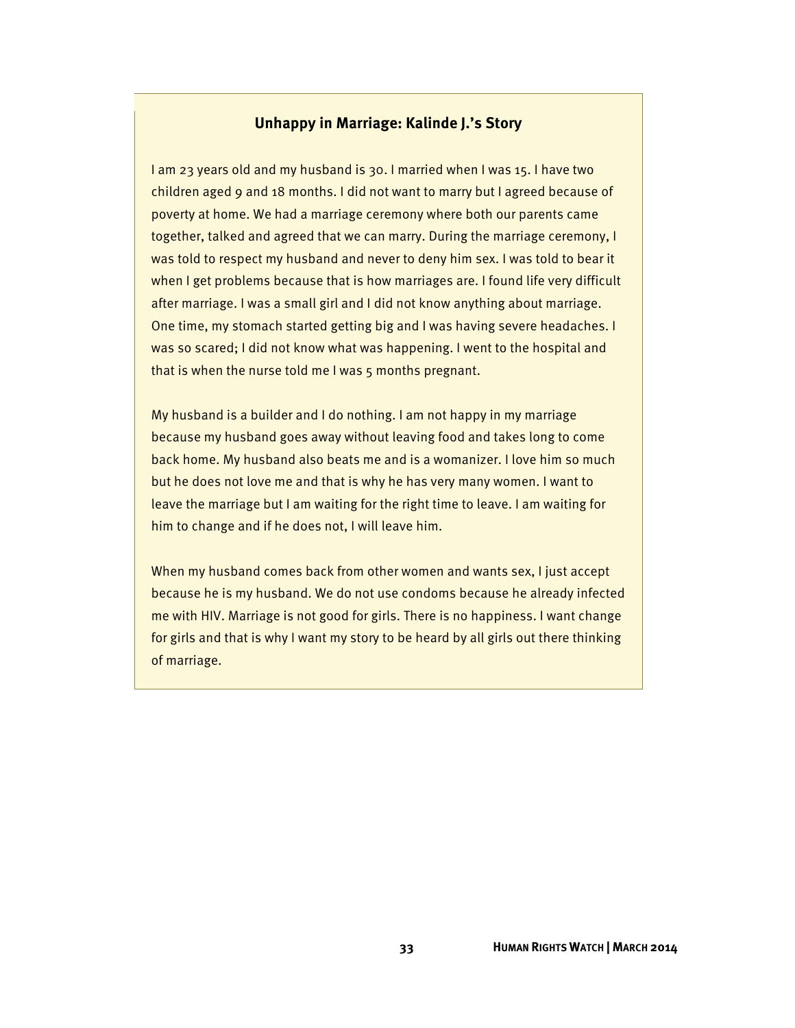### Unhappy in Marriage: Kalinde J.'s Story

I am 23 years old and my husband is 30. I married when I was 15. I have two children aged 9 and 18 months. I did not want to marry but I agreed because of poverty at home. We had a marriage ceremony where both our parents came together, talked and agreed that we can marry. During the marriage ceremony, I was told to respect my husband and never to deny him sex. I was told to bear it when I get problems because that is how marriages are. I found life very difficult after marriage. I was a small girl and I did not know anything about marriage. One time, my stomach started getting big and I was having severe headaches. I was so scared; I did not know what was happening. I went to the hospital and that is when the nurse told me I was 5 months pregnant.

My husband is a builder and I do nothing. I am not happy in my marriage because my husband goes away without leaving food and takes long to come back home. My husband also beats me and is a womanizer. I love him so much but he does not love me and that is why he has very many women. I want to leave the marriage but I am waiting for the right time to leave. I am waiting for him to change and if he does not, I will leave him.

When my husband comes back from other women and wants sex, I just accept because he is my husband. We do not use condoms because he already infected me with HIV. Marriage is not good for girls. There is no happiness. I want change for girls and that is why I want my story to be heard by all girls out there thinking of marriage.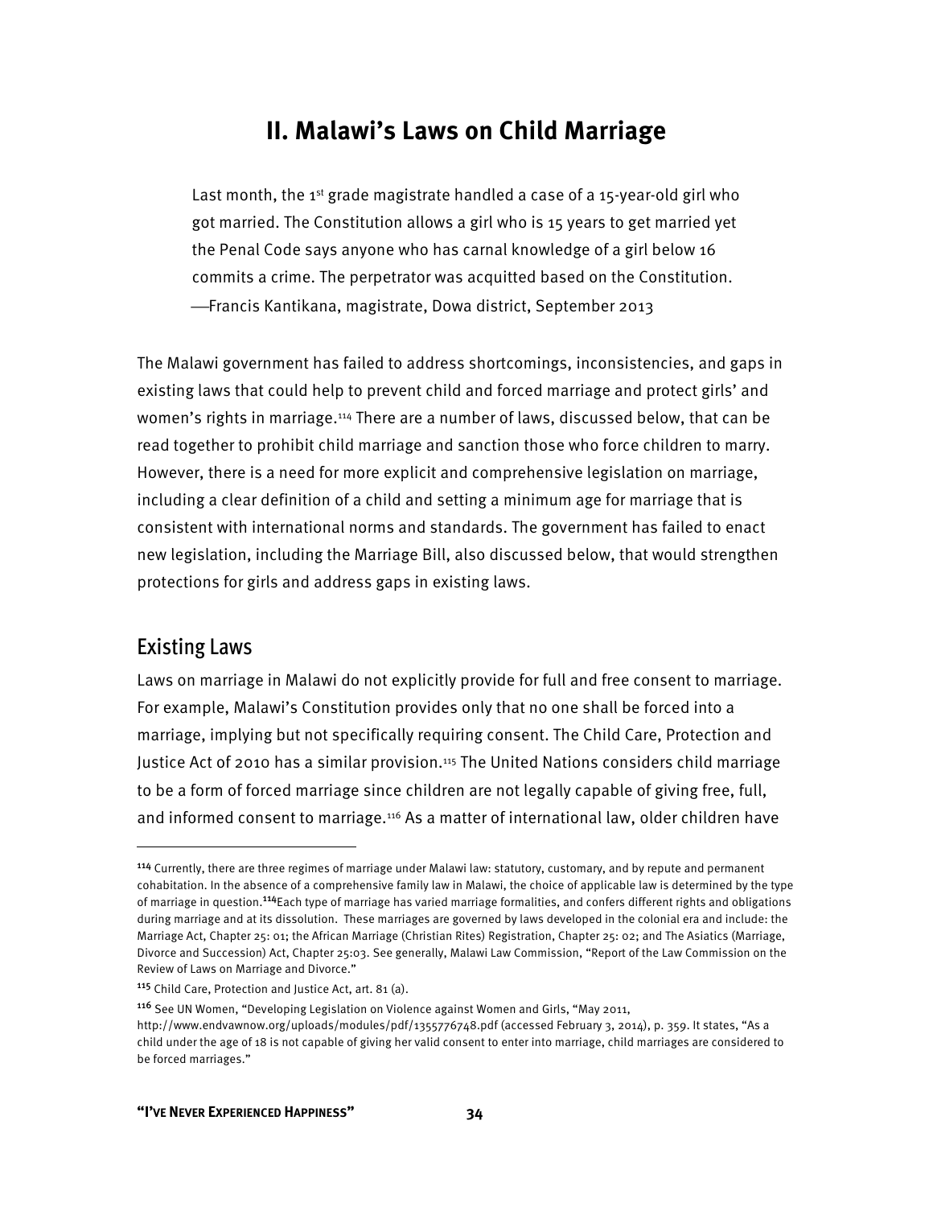## II. Malawi's Laws on Child Marriage

> Last month, the 1st grade magistrate handled a case of a 15-year-old girl who got married. The Constitution allows a girl who is 15 years to get married yet the Penal Code says anyone who has carnal knowledge of a girl below 16 commits a crime. The perpetrator was acquitted based on the Constitution.
> —Francis Kantikana, magistrate, Dowa district, September 2013

The Malawi government has failed to address shortcomings, inconsistencies, and gaps in existing laws that could help to prevent child and forced marriage and protect girls' and women's rights in marriage.[114] There are a number of laws, discussed below, that can be read together to prohibit child marriage and sanction those who force children to marry. However, there is a need for more explicit and comprehensive legislation on marriage, including a clear definition of a child and setting a minimum age for marriage that is consistent with international norms and standards. The government has failed to enact new legislation, including the Marriage Bill, also discussed below, that would strengthen protections for girls and address gaps in existing laws.

### Existing Laws

Laws on marriage in Malawi do not explicitly provide for full and free consent to marriage. For example, Malawi's Constitution provides only that no one shall be forced into a marriage, implying but not specifically requiring consent. The Child Care, Protection and Justice Act of 2010 has a similar provision.[115] The United Nations considers child marriage to be a form of forced marriage since children are not legally capable of giving free, full, and informed consent to marriage.[116] As a matter of international law, older children have

---

[114] Currently, there are three regimes of marriage under Malawi law: statutory, customary, and by repute and permanent cohabitation. In the absence of a comprehensive family law in Malawi, the choice of applicable law is determined by the type of marriage in question.[114]Each type of marriage has varied marriage formalities, and confers different rights and obligations during marriage and at its dissolution. These marriages are governed by laws developed in the colonial era and include: the Marriage Act, Chapter 25: 01; the African Marriage (Christian Rites) Registration, Chapter 25: 02; and The Asiatics (Marriage, Divorce and Succession) Act, Chapter 25:03. See generally, Malawi Law Commission, "Report of the Law Commission on the Review of Laws on Marriage and Divorce."

[115] Child Care, Protection and Justice Act, art. 81 (a).

[116] See UN Women, "Developing Legislation on Violence against Women and Girls, "May 2011, http://www.endvawnow.org/uploads/modules/pdf/1355776748.pdf (accessed February 3, 2014), p. 359. It states, "As a child under the age of 18 is not capable of giving her valid consent to enter into marriage, child marriages are considered to be forced marriages."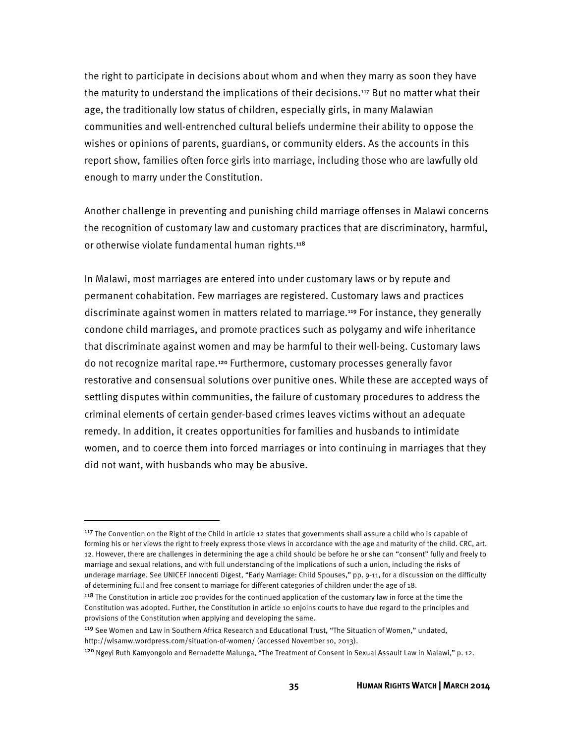the right to participate in decisions about whom and when they marry as soon they have the maturity to understand the implications of their decisions.[117] But no matter what their age, the traditionally low status of children, especially girls, in many Malawian communities and well-entrenched cultural beliefs undermine their ability to oppose the wishes or opinions of parents, guardians, or community elders. As the accounts in this report show, families often force girls into marriage, including those who are lawfully old enough to marry under the Constitution.

Another challenge in preventing and punishing child marriage offenses in Malawi concerns the recognition of customary law and customary practices that are discriminatory, harmful, or otherwise violate fundamental human rights.[118]

In Malawi, most marriages are entered into under customary laws or by repute and permanent cohabitation. Few marriages are registered. Customary laws and practices discriminate against women in matters related to marriage.[119] For instance, they generally condone child marriages, and promote practices such as polygamy and wife inheritance that discriminate against women and may be harmful to their well-being. Customary laws do not recognize marital rape.[120] Furthermore, customary processes generally favor restorative and consensual solutions over punitive ones. While these are accepted ways of settling disputes within communities, the failure of customary procedures to address the criminal elements of certain gender-based crimes leaves victims without an adequate remedy. In addition, it creates opportunities for families and husbands to intimidate women, and to coerce them into forced marriages or into continuing in marriages that they did not want, with husbands who may be abusive.

---

[117] The Convention on the Right of the Child in article 12 states that governments shall assure a child who is capable of forming his or her views the right to freely express those views in accordance with the age and maturity of the child. CRC, art. 12. However, there are challenges in determining the age a child should be before he or she can "consent" fully and freely to marriage and sexual relations, and with full understanding of the implications of such a union, including the risks of underage marriage. See UNICEF Innocenti Digest, "Early Marriage: Child Spouses," pp. 9-11, for a discussion on the difficulty of determining full and free consent to marriage for different categories of children under the age of 18.

[118] The Constitution in article 200 provides for the continued application of the customary law in force at the time the Constitution was adopted. Further, the Constitution in article 10 enjoins courts to have due regard to the principles and provisions of the Constitution when applying and developing the same.

[119] See Women and Law in Southern Africa Research and Educational Trust, "The Situation of Women," undated, http://wlsamw.wordpress.com/situation-of-women/ (accessed November 10, 2013).

[120] Ngeyi Ruth Kamyongolo and Bernadette Malunga, "The Treatment of Consent in Sexual Assault Law in Malawi," p. 12.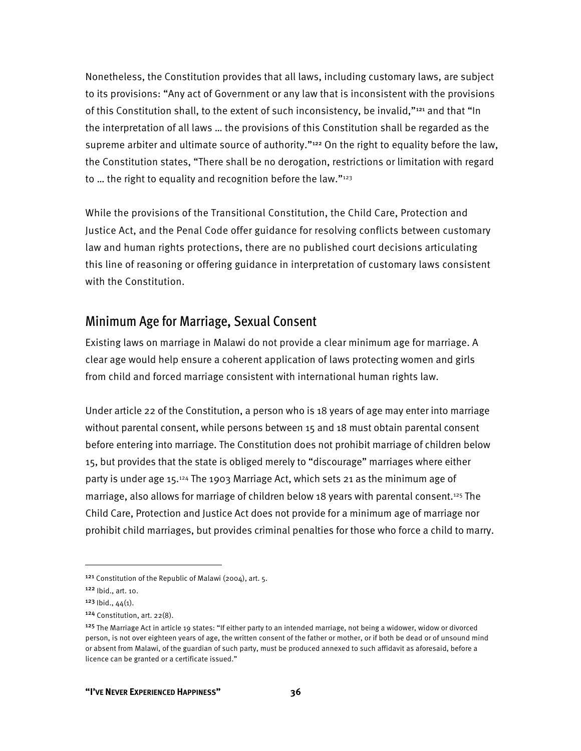Nonetheless, the Constitution provides that all laws, including customary laws, are subject to its provisions: "Any act of Government or any law that is inconsistent with the provisions of this Constitution shall, to the extent of such inconsistency, be invalid,"[121] and that "In the interpretation of all laws … the provisions of this Constitution shall be regarded as the supreme arbiter and ultimate source of authority."[122] On the right to equality before the law, the Constitution states, "There shall be no derogation, restrictions or limitation with regard to … the right to equality and recognition before the law."[123]

While the provisions of the Transitional Constitution, the Child Care, Protection and Justice Act, and the Penal Code offer guidance for resolving conflicts between customary law and human rights protections, there are no published court decisions articulating this line of reasoning or offering guidance in interpretation of customary laws consistent with the Constitution.

## Minimum Age for Marriage, Sexual Consent

Existing laws on marriage in Malawi do not provide a clear minimum age for marriage. A clear age would help ensure a coherent application of laws protecting women and girls from child and forced marriage consistent with international human rights law.

Under article 22 of the Constitution, a person who is 18 years of age may enter into marriage without parental consent, while persons between 15 and 18 must obtain parental consent before entering into marriage. The Constitution does not prohibit marriage of children below 15, but provides that the state is obliged merely to "discourage" marriages where either party is under age 15.[124] The 1903 Marriage Act, which sets 21 as the minimum age of marriage, also allows for marriage of children below 18 years with parental consent.[125] The Child Care, Protection and Justice Act does not provide for a minimum age of marriage nor prohibit child marriages, but provides criminal penalties for those who force a child to marry.

---

[121] Constitution of the Republic of Malawi (2004), art. 5.

[122] Ibid., art. 10.

[123] Ibid., 44(1).

[124] Constitution, art. 22(8).

[125] The Marriage Act in article 19 states: "If either party to an intended marriage, not being a widower, widow or divorced person, is not over eighteen years of age, the written consent of the father or mother, or if both be dead or of unsound mind or absent from Malawi, of the guardian of such party, must be produced annexed to such affidavit as aforesaid, before a licence can be granted or a certificate issued."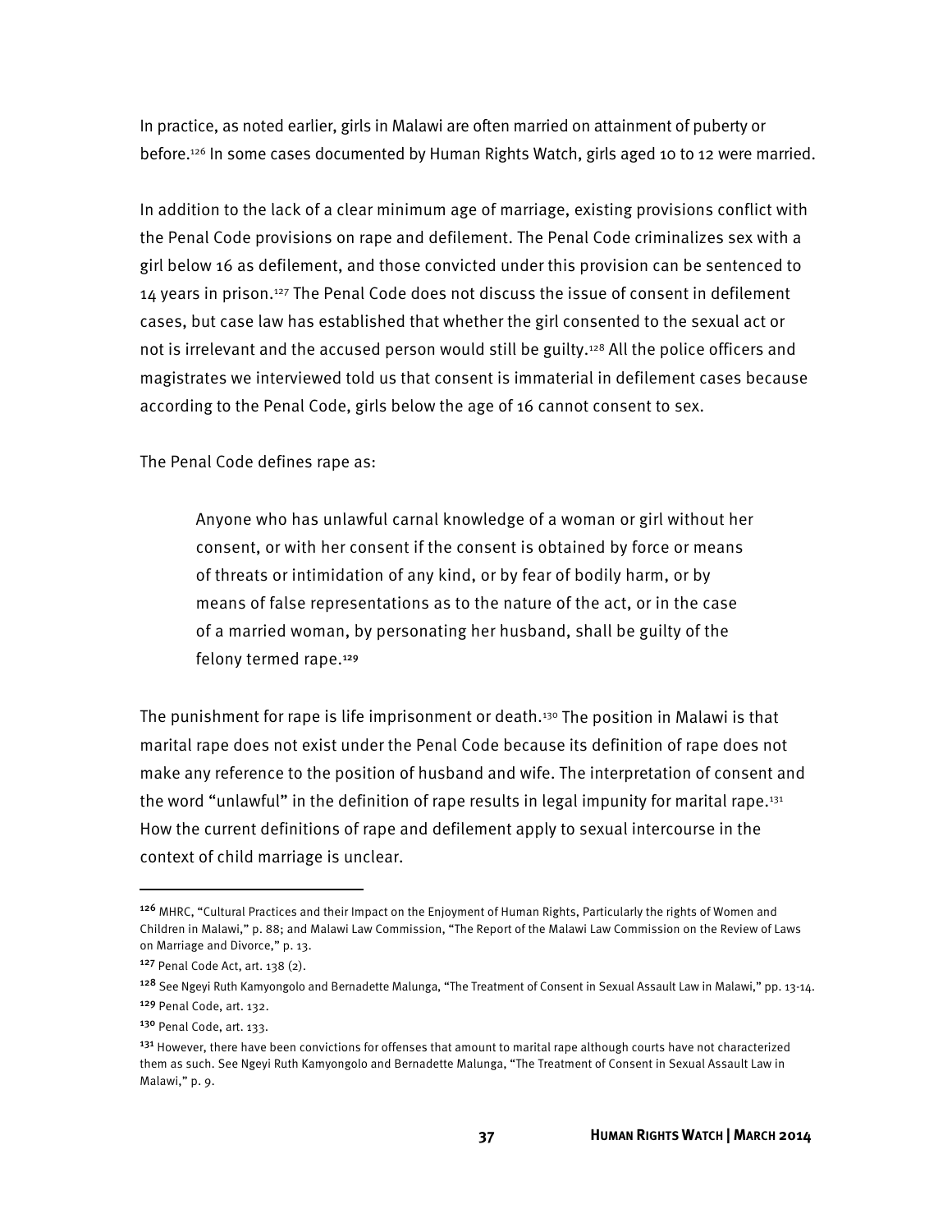In practice, as noted earlier, girls in Malawi are often married on attainment of puberty or before.[126] In some cases documented by Human Rights Watch, girls aged 10 to 12 were married.

In addition to the lack of a clear minimum age of marriage, existing provisions conflict with the Penal Code provisions on rape and defilement. The Penal Code criminalizes sex with a girl below 16 as defilement, and those convicted under this provision can be sentenced to 14 years in prison.[127] The Penal Code does not discuss the issue of consent in defilement cases, but case law has established that whether the girl consented to the sexual act or not is irrelevant and the accused person would still be guilty.[128] All the police officers and magistrates we interviewed told us that consent is immaterial in defilement cases because according to the Penal Code, girls below the age of 16 cannot consent to sex.

The Penal Code defines rape as:

> Anyone who has unlawful carnal knowledge of a woman or girl without her consent, or with her consent if the consent is obtained by force or means of threats or intimidation of any kind, or by fear of bodily harm, or by means of false representations as to the nature of the act, or in the case of a married woman, by personating her husband, shall be guilty of the felony termed rape.[129]

The punishment for rape is life imprisonment or death.[130] The position in Malawi is that marital rape does not exist under the Penal Code because its definition of rape does not make any reference to the position of husband and wife. The interpretation of consent and the word "unlawful" in the definition of rape results in legal impunity for marital rape.[131] How the current definitions of rape and defilement apply to sexual intercourse in the context of child marriage is unclear.

---

[126] MHRC, "Cultural Practices and their Impact on the Enjoyment of Human Rights, Particularly the rights of Women and Children in Malawi," p. 88; and Malawi Law Commission, "The Report of the Malawi Law Commission on the Review of Laws on Marriage and Divorce," p. 13.

[127] Penal Code Act, art. 138 (2).

[128] See Ngeyi Ruth Kamyongolo and Bernadette Malunga, "The Treatment of Consent in Sexual Assault Law in Malawi," pp. 13-14.

[129] Penal Code, art. 132.

[130] Penal Code, art. 133.

[131] However, there have been convictions for offenses that amount to marital rape although courts have not characterized them as such. See Ngeyi Ruth Kamyongolo and Bernadette Malunga, "The Treatment of Consent in Sexual Assault Law in Malawi," p. 9.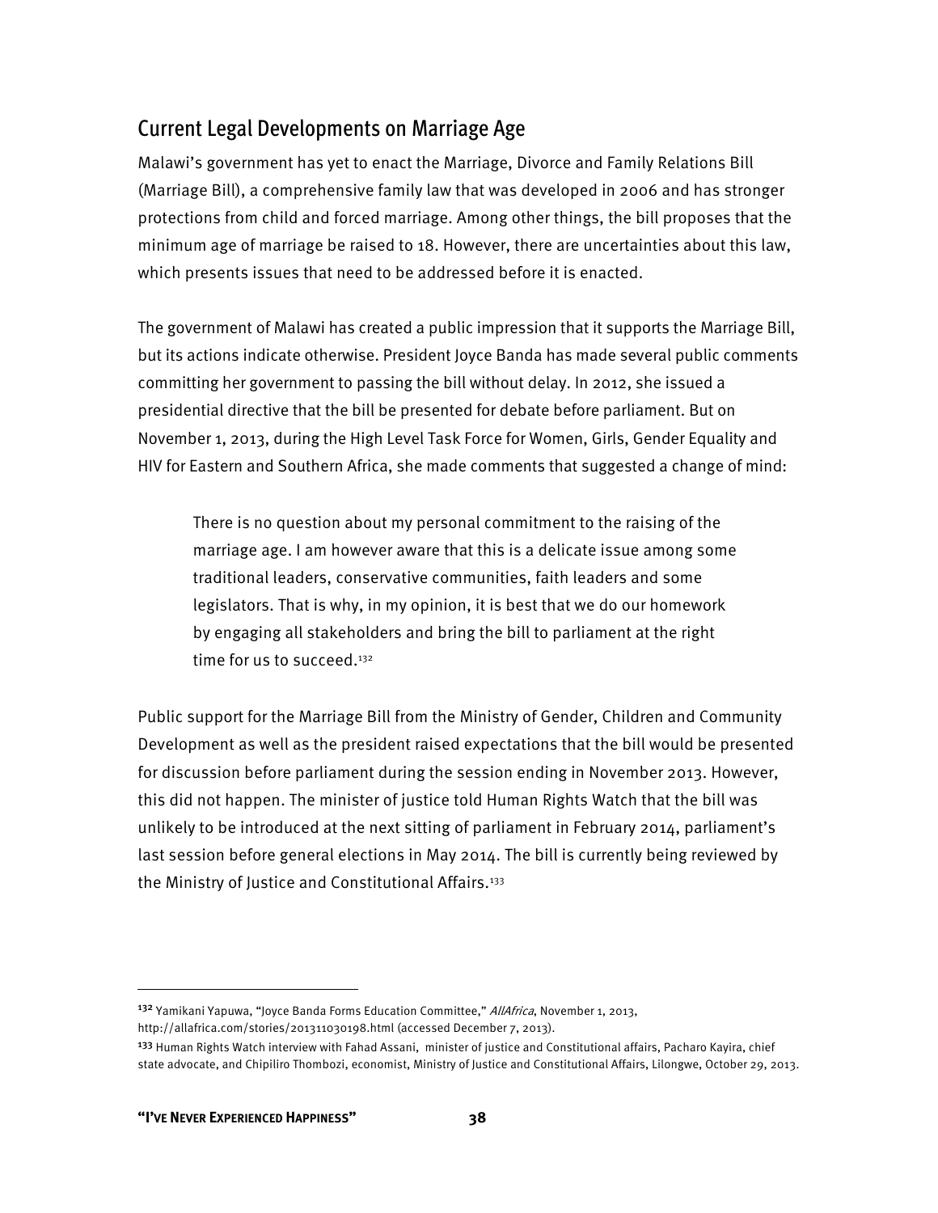## Current Legal Developments on Marriage Age

Malawi's government has yet to enact the Marriage, Divorce and Family Relations Bill (Marriage Bill), a comprehensive family law that was developed in 2006 and has stronger protections from child and forced marriage. Among other things, the bill proposes that the minimum age of marriage be raised to 18. However, there are uncertainties about this law, which presents issues that need to be addressed before it is enacted.

The government of Malawi has created a public impression that it supports the Marriage Bill, but its actions indicate otherwise. President Joyce Banda has made several public comments committing her government to passing the bill without delay. In 2012, she issued a presidential directive that the bill be presented for debate before parliament. But on November 1, 2013, during the High Level Task Force for Women, Girls, Gender Equality and HIV for Eastern and Southern Africa, she made comments that suggested a change of mind:

> There is no question about my personal commitment to the raising of the marriage age. I am however aware that this is a delicate issue among some traditional leaders, conservative communities, faith leaders and some legislators. That is why, in my opinion, it is best that we do our homework by engaging all stakeholders and bring the bill to parliament at the right time for us to succeed.[132]

Public support for the Marriage Bill from the Ministry of Gender, Children and Community Development as well as the president raised expectations that the bill would be presented for discussion before parliament during the session ending in November 2013. However, this did not happen. The minister of justice told Human Rights Watch that the bill was unlikely to be introduced at the next sitting of parliament in February 2014, parliament's last session before general elections in May 2014. The bill is currently being reviewed by the Ministry of Justice and Constitutional Affairs.[133]

---

[132] Yamikani Yapuwa, "Joyce Banda Forms Education Committee," *AllAfrica*, November 1, 2013, http://allafrica.com/stories/201311030198.html (accessed December 7, 2013).

[133] Human Rights Watch interview with Fahad Assani, minister of justice and Constitutional affairs, Pacharo Kayira, chief state advocate, and Chipiliro Thombozi, economist, Ministry of Justice and Constitutional Affairs, Lilongwe, October 29, 2013.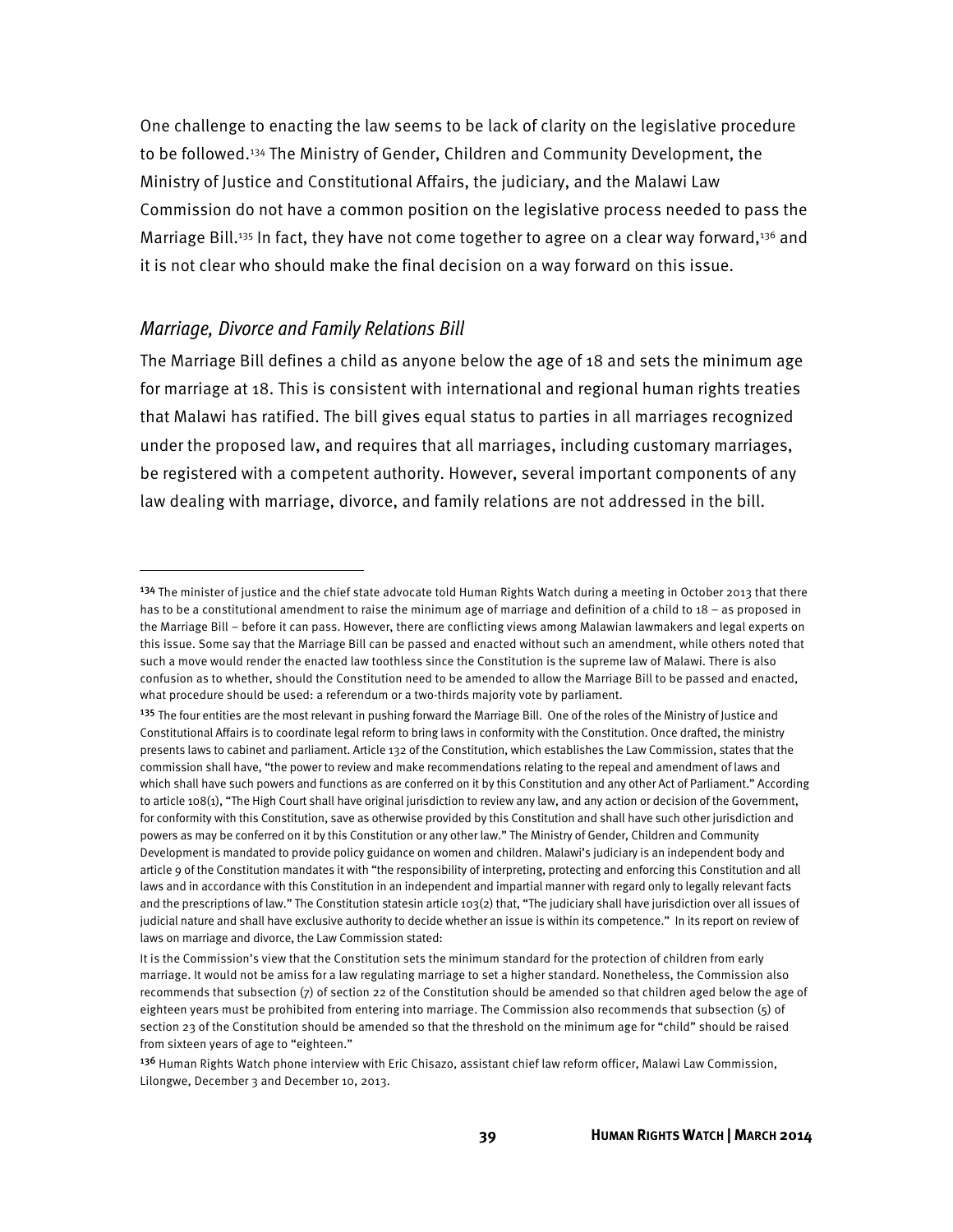One challenge to enacting the law seems to be lack of clarity on the legislative procedure to be followed.[134] The Ministry of Gender, Children and Community Development, the Ministry of Justice and Constitutional Affairs, the judiciary, and the Malawi Law Commission do not have a common position on the legislative process needed to pass the Marriage Bill.[135] In fact, they have not come together to agree on a clear way forward,[136] and it is not clear who should make the final decision on a way forward on this issue.

### *Marriage, Divorce and Family Relations Bill*

The Marriage Bill defines a child as anyone below the age of 18 and sets the minimum age for marriage at 18. This is consistent with international and regional human rights treaties that Malawi has ratified. The bill gives equal status to parties in all marriages recognized under the proposed law, and requires that all marriages, including customary marriages, be registered with a competent authority. However, several important components of any law dealing with marriage, divorce, and family relations are not addressed in the bill.

---

[134] The minister of justice and the chief state advocate told Human Rights Watch during a meeting in October 2013 that there has to be a constitutional amendment to raise the minimum age of marriage and definition of a child to 18 – as proposed in the Marriage Bill – before it can pass. However, there are conflicting views among Malawian lawmakers and legal experts on this issue. Some say that the Marriage Bill can be passed and enacted without such an amendment, while others noted that such a move would render the enacted law toothless since the Constitution is the supreme law of Malawi. There is also confusion as to whether, should the Constitution need to be amended to allow the Marriage Bill to be passed and enacted, what procedure should be used: a referendum or a two-thirds majority vote by parliament.

[135] The four entities are the most relevant in pushing forward the Marriage Bill. One of the roles of the Ministry of Justice and Constitutional Affairs is to coordinate legal reform to bring laws in conformity with the Constitution. Once drafted, the ministry presents laws to cabinet and parliament. Article 132 of the Constitution, which establishes the Law Commission, states that the commission shall have, "the power to review and make recommendations relating to the repeal and amendment of laws and which shall have such powers and functions as are conferred on it by this Constitution and any other Act of Parliament." According to article 108(1), "The High Court shall have original jurisdiction to review any law, and any action or decision of the Government, for conformity with this Constitution, save as otherwise provided by this Constitution and shall have such other jurisdiction and powers as may be conferred on it by this Constitution or any other law." The Ministry of Gender, Children and Community Development is mandated to provide policy guidance on women and children. Malawi's judiciary is an independent body and article 9 of the Constitution mandates it with "the responsibility of interpreting, protecting and enforcing this Constitution and all laws and in accordance with this Constitution in an independent and impartial manner with regard only to legally relevant facts and the prescriptions of law." The Constitution statesin article 103(2) that, "The judiciary shall have jurisdiction over all issues of judicial nature and shall have exclusive authority to decide whether an issue is within its competence." In its report on review of laws on marriage and divorce, the Law Commission stated:

It is the Commission's view that the Constitution sets the minimum standard for the protection of children from early marriage. It would not be amiss for a law regulating marriage to set a higher standard. Nonetheless, the Commission also recommends that subsection (7) of section 22 of the Constitution should be amended so that children aged below the age of eighteen years must be prohibited from entering into marriage. The Commission also recommends that subsection (5) of section 23 of the Constitution should be amended so that the threshold on the minimum age for "child" should be raised from sixteen years of age to "eighteen."

[136] Human Rights Watch phone interview with Eric Chisazo, assistant chief law reform officer, Malawi Law Commission, Lilongwe, December 3 and December 10, 2013.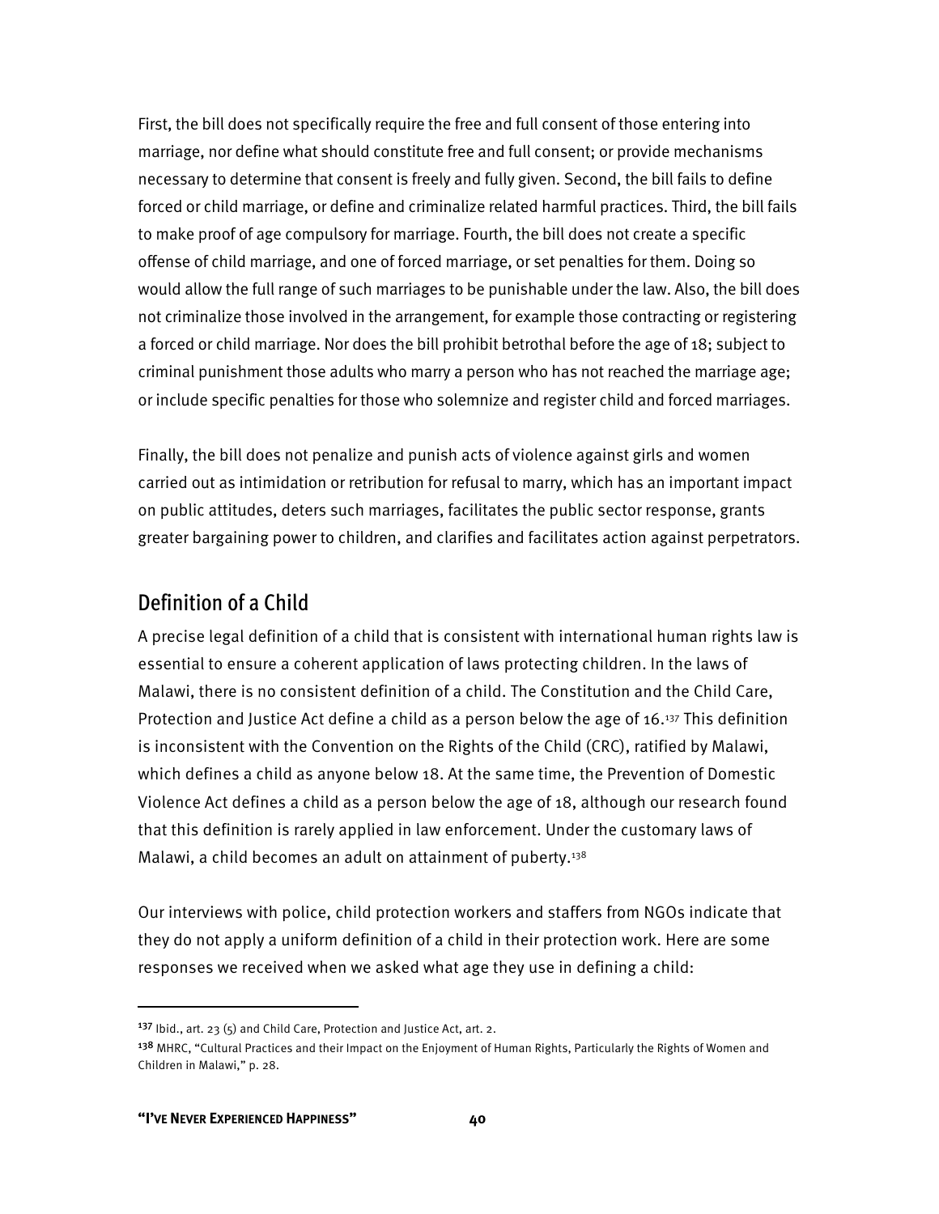First, the bill does not specifically require the free and full consent of those entering into marriage, nor define what should constitute free and full consent; or provide mechanisms necessary to determine that consent is freely and fully given. Second, the bill fails to define forced or child marriage, or define and criminalize related harmful practices. Third, the bill fails to make proof of age compulsory for marriage. Fourth, the bill does not create a specific offense of child marriage, and one of forced marriage, or set penalties for them. Doing so would allow the full range of such marriages to be punishable under the law. Also, the bill does not criminalize those involved in the arrangement, for example those contracting or registering a forced or child marriage. Nor does the bill prohibit betrothal before the age of 18; subject to criminal punishment those adults who marry a person who has not reached the marriage age; or include specific penalties for those who solemnize and register child and forced marriages.

Finally, the bill does not penalize and punish acts of violence against girls and women carried out as intimidation or retribution for refusal to marry, which has an important impact on public attitudes, deters such marriages, facilitates the public sector response, grants greater bargaining power to children, and clarifies and facilitates action against perpetrators.

## Definition of a Child

A precise legal definition of a child that is consistent with international human rights law is essential to ensure a coherent application of laws protecting children. In the laws of Malawi, there is no consistent definition of a child. The Constitution and the Child Care, Protection and Justice Act define a child as a person below the age of 16.[137] This definition is inconsistent with the Convention on the Rights of the Child (CRC), ratified by Malawi, which defines a child as anyone below 18. At the same time, the Prevention of Domestic Violence Act defines a child as a person below the age of 18, although our research found that this definition is rarely applied in law enforcement. Under the customary laws of Malawi, a child becomes an adult on attainment of puberty.[138]

Our interviews with police, child protection workers and staffers from NGOs indicate that they do not apply a uniform definition of a child in their protection work. Here are some responses we received when we asked what age they use in defining a child:

---

[137] Ibid., art. 23 (5) and Child Care, Protection and Justice Act, art. 2.

[138] MHRC, "Cultural Practices and their Impact on the Enjoyment of Human Rights, Particularly the Rights of Women and Children in Malawi," p. 28.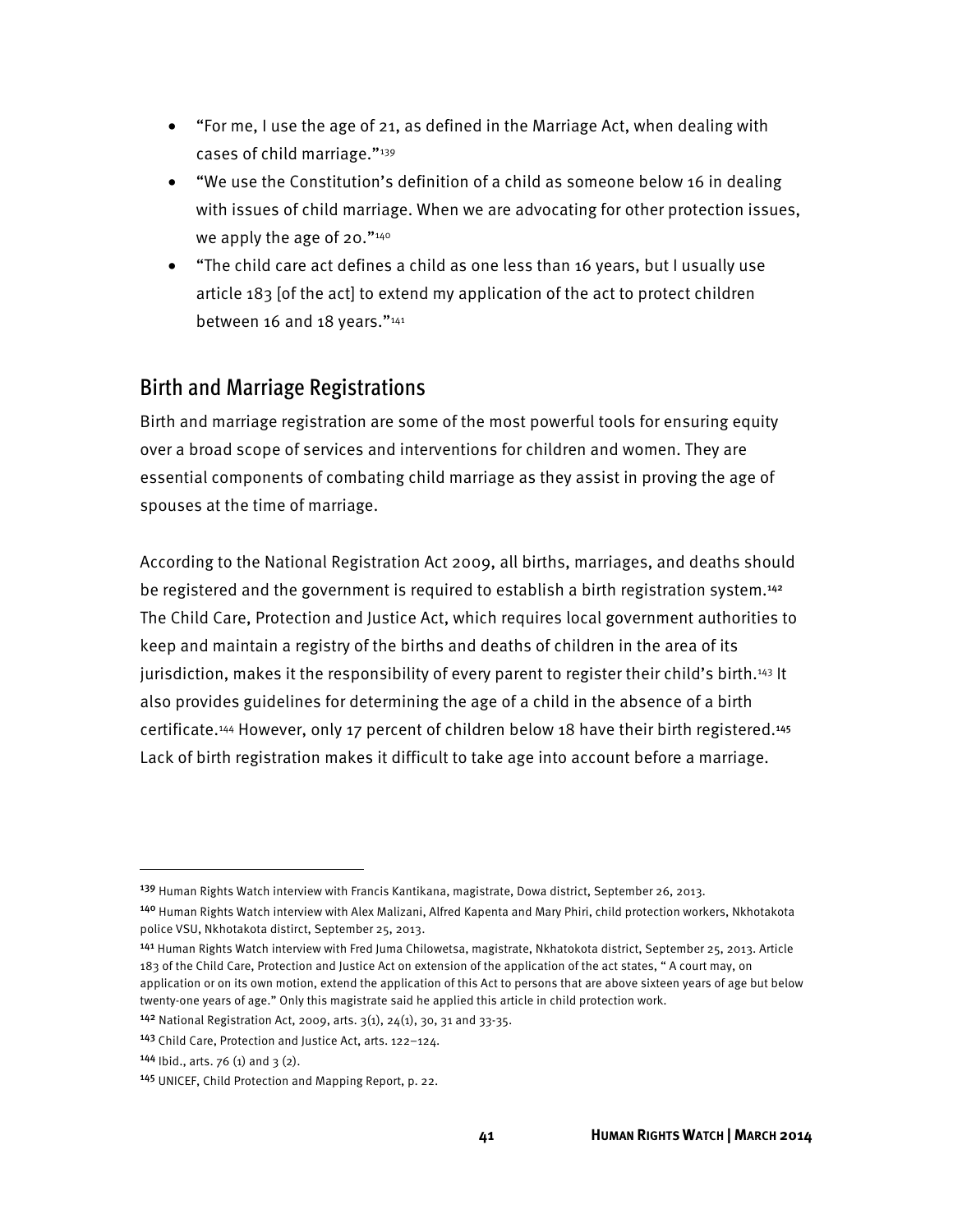- "For me, I use the age of 21, as defined in the Marriage Act, when dealing with cases of child marriage."[139]
- "We use the Constitution's definition of a child as someone below 16 in dealing with issues of child marriage. When we are advocating for other protection issues, we apply the age of 20."[140]
- "The child care act defines a child as one less than 16 years, but I usually use article 183 [of the act] to extend my application of the act to protect children between 16 and 18 years."[141]

## Birth and Marriage Registrations

Birth and marriage registration are some of the most powerful tools for ensuring equity over a broad scope of services and interventions for children and women. They are essential components of combating child marriage as they assist in proving the age of spouses at the time of marriage.

According to the National Registration Act 2009, all births, marriages, and deaths should be registered and the government is required to establish a birth registration system.[142] The Child Care, Protection and Justice Act, which requires local government authorities to keep and maintain a registry of the births and deaths of children in the area of its jurisdiction, makes it the responsibility of every parent to register their child's birth.[143] It also provides guidelines for determining the age of a child in the absence of a birth certificate.[144] However, only 17 percent of children below 18 have their birth registered.[145] Lack of birth registration makes it difficult to take age into account before a marriage.

---

[139] Human Rights Watch interview with Francis Kantikana, magistrate, Dowa district, September 26, 2013.

[140] Human Rights Watch interview with Alex Malizani, Alfred Kapenta and Mary Phiri, child protection workers, Nkhotakota police VSU, Nkhotakota distirct, September 25, 2013.

[141] Human Rights Watch interview with Fred Juma Chilowetsa, magistrate, Nkhatokota district, September 25, 2013. Article 183 of the Child Care, Protection and Justice Act on extension of the application of the act states, " A court may, on application or on its own motion, extend the application of this Act to persons that are above sixteen years of age but below twenty-one years of age." Only this magistrate said he applied this article in child protection work.

[142] National Registration Act, 2009, arts. 3(1), 24(1), 30, 31 and 33-35.

[143] Child Care, Protection and Justice Act, arts. 122–124.

[144] Ibid., arts. 76 (1) and 3 (2).

[145] UNICEF, Child Protection and Mapping Report, p. 22.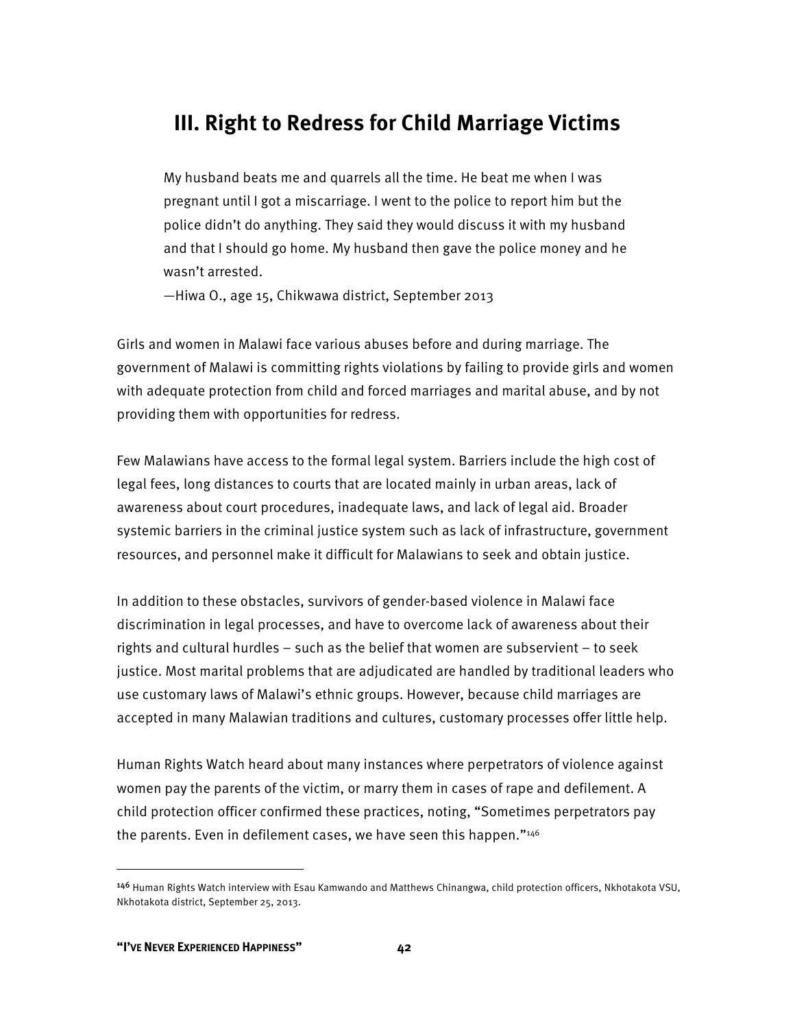## III. Right to Redress for Child Marriage Victims

> My husband beats me and quarrels all the time. He beat me when I was pregnant until I got a miscarriage. I went to the police to report him but the police didn't do anything. They said they would discuss it with my husband and that I should go home. My husband then gave the police money and he wasn't arrested.
>
> —Hiwa O., age 15, Chikwawa district, September 2013

Girls and women in Malawi face various abuses before and during marriage. The government of Malawi is committing rights violations by failing to provide girls and women with adequate protection from child and forced marriages and marital abuse, and by not providing them with opportunities for redress.

Few Malawians have access to the formal legal system. Barriers include the high cost of legal fees, long distances to courts that are located mainly in urban areas, lack of awareness about court procedures, inadequate laws, and lack of legal aid. Broader systemic barriers in the criminal justice system such as lack of infrastructure, government resources, and personnel make it difficult for Malawians to seek and obtain justice.

In addition to these obstacles, survivors of gender-based violence in Malawi face discrimination in legal processes, and have to overcome lack of awareness about their rights and cultural hurdles – such as the belief that women are subservient – to seek justice. Most marital problems that are adjudicated are handled by traditional leaders who use customary laws of Malawi's ethnic groups. However, because child marriages are accepted in many Malawian traditions and cultures, customary processes offer little help.

Human Rights Watch heard about many instances where perpetrators of violence against women pay the parents of the victim, or marry them in cases of rape and defilement. A child protection officer confirmed these practices, noting, "Sometimes perpetrators pay the parents. Even in defilement cases, we have seen this happen."[146]

---

[146] Human Rights Watch interview with Esau Kamwando and Matthews Chinangwa, child protection officers, Nkhotakota VSU, Nkhotakota district, September 25, 2013.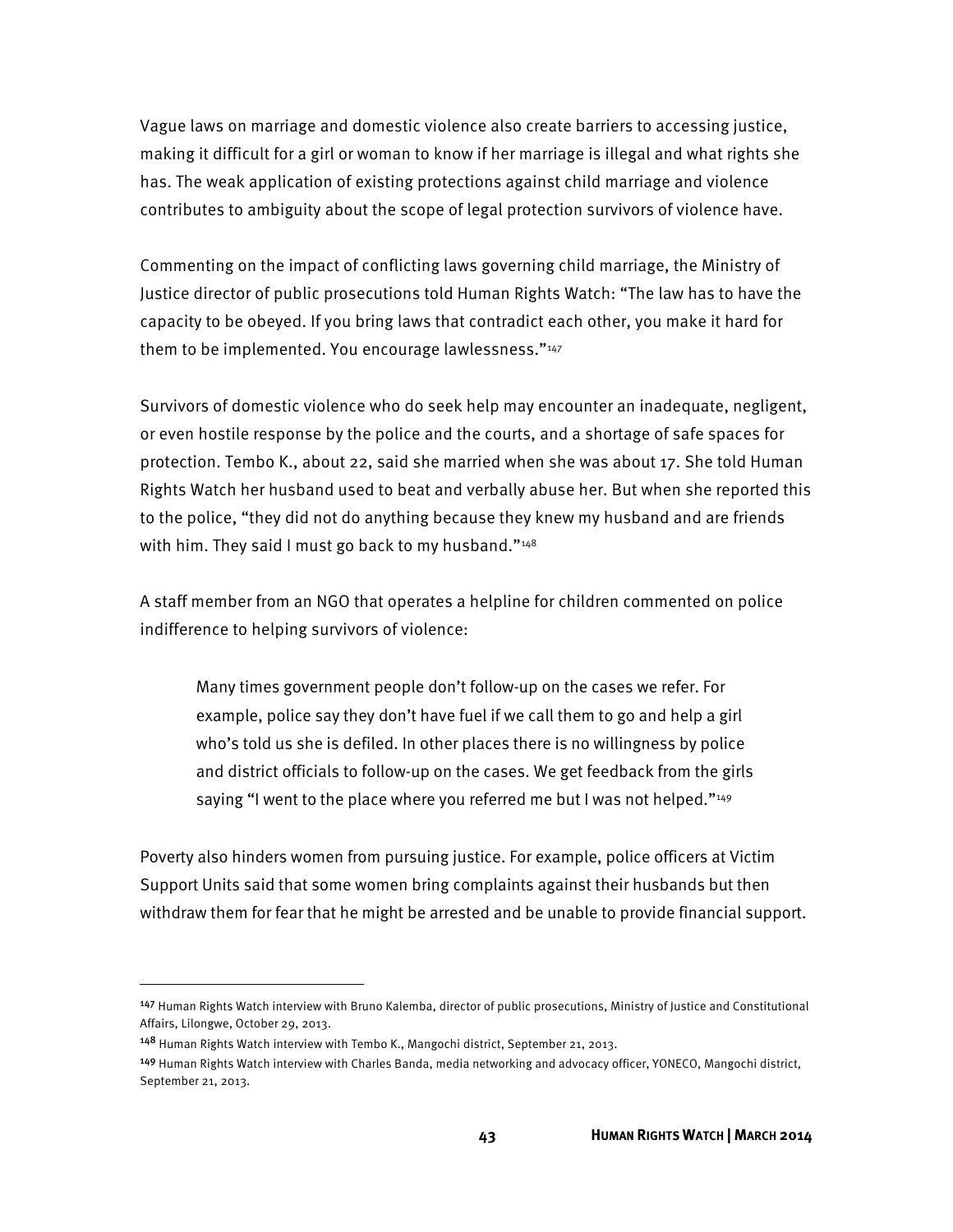Vague laws on marriage and domestic violence also create barriers to accessing justice, making it difficult for a girl or woman to know if her marriage is illegal and what rights she has. The weak application of existing protections against child marriage and violence contributes to ambiguity about the scope of legal protection survivors of violence have.

Commenting on the impact of conflicting laws governing child marriage, the Ministry of Justice director of public prosecutions told Human Rights Watch: "The law has to have the capacity to be obeyed. If you bring laws that contradict each other, you make it hard for them to be implemented. You encourage lawlessness."[147]

Survivors of domestic violence who do seek help may encounter an inadequate, negligent, or even hostile response by the police and the courts, and a shortage of safe spaces for protection. Tembo K., about 22, said she married when she was about 17. She told Human Rights Watch her husband used to beat and verbally abuse her. But when she reported this to the police, "they did not do anything because they knew my husband and are friends with him. They said I must go back to my husband."[148]

A staff member from an NGO that operates a helpline for children commented on police indifference to helping survivors of violence:

> Many times government people don't follow-up on the cases we refer. For example, police say they don't have fuel if we call them to go and help a girl who's told us she is defiled. In other places there is no willingness by police and district officials to follow-up on the cases. We get feedback from the girls saying "I went to the place where you referred me but I was not helped."[149]

Poverty also hinders women from pursuing justice. For example, police officers at Victim Support Units said that some women bring complaints against their husbands but then withdraw them for fear that he might be arrested and be unable to provide financial support.

---

[147] Human Rights Watch interview with Bruno Kalemba, director of public prosecutions, Ministry of Justice and Constitutional Affairs, Lilongwe, October 29, 2013.

[148] Human Rights Watch interview with Tembo K., Mangochi district, September 21, 2013.

[149] Human Rights Watch interview with Charles Banda, media networking and advocacy officer, YONECO, Mangochi district, September 21, 2013.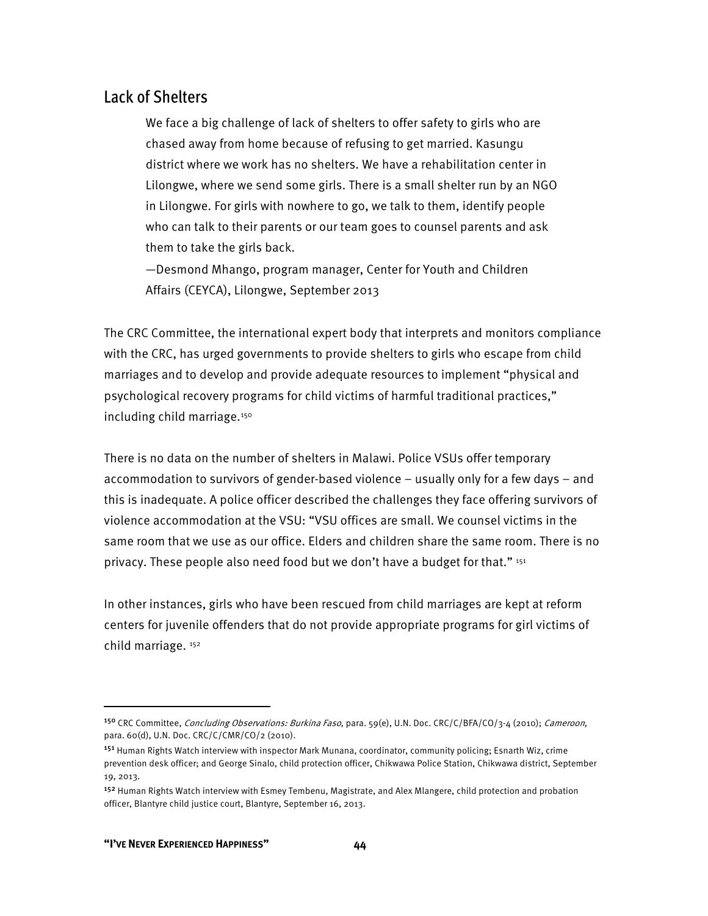## Lack of Shelters

> We face a big challenge of lack of shelters to offer safety to girls who are chased away from home because of refusing to get married. Kasungu district where we work has no shelters. We have a rehabilitation center in Lilongwe, where we send some girls. There is a small shelter run by an NGO in Lilongwe. For girls with nowhere to go, we talk to them, identify people who can talk to their parents or our team goes to counsel parents and ask them to take the girls back.
>
> —Desmond Mhango, program manager, Center for Youth and Children Affairs (CEYCA), Lilongwe, September 2013

The CRC Committee, the international expert body that interprets and monitors compliance with the CRC, has urged governments to provide shelters to girls who escape from child marriages and to develop and provide adequate resources to implement "physical and psychological recovery programs for child victims of harmful traditional practices," including child marriage.[150]

There is no data on the number of shelters in Malawi. Police VSUs offer temporary accommodation to survivors of gender-based violence – usually only for a few days – and this is inadequate. A police officer described the challenges they face offering survivors of violence accommodation at the VSU: "VSU offices are small. We counsel victims in the same room that we use as our office. Elders and children share the same room. There is no privacy. These people also need food but we don't have a budget for that." [151]

In other instances, girls who have been rescued from child marriages are kept at reform centers for juvenile offenders that do not provide appropriate programs for girl victims of child marriage. [152]

---

[150] CRC Committee, *Concluding Observations: Burkina Faso*, para. 59(e), U.N. Doc. CRC/C/BFA/CO/3-4 (2010); *Cameroon,* para. 60(d), U.N. Doc. CRC/C/CMR/CO/2 (2010).

[151] Human Rights Watch interview with inspector Mark Munana, coordinator, community policing; Esnarth Wiz, crime prevention desk officer; and George Sinalo, child protection officer, Chikwawa Police Station, Chikwawa district, September 19, 2013.

[152] Human Rights Watch interview with Esmey Tembenu, Magistrate, and Alex Mlangere, child protection and probation officer, Blantyre child justice court, Blantyre, September 16, 2013.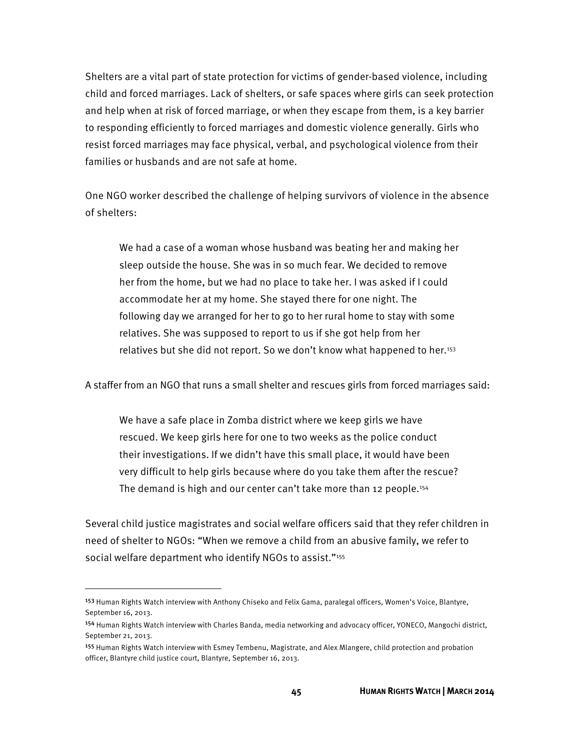Shelters are a vital part of state protection for victims of gender-based violence, including child and forced marriages. Lack of shelters, or safe spaces where girls can seek protection and help when at risk of forced marriage, or when they escape from them, is a key barrier to responding efficiently to forced marriages and domestic violence generally. Girls who resist forced marriages may face physical, verbal, and psychological violence from their families or husbands and are not safe at home.

One NGO worker described the challenge of helping survivors of violence in the absence of shelters:

> We had a case of a woman whose husband was beating her and making her sleep outside the house. She was in so much fear. We decided to remove her from the home, but we had no place to take her. I was asked if I could accommodate her at my home. She stayed there for one night. The following day we arranged for her to go to her rural home to stay with some relatives. She was supposed to report to us if she got help from her relatives but she did not report. So we don't know what happened to her.[153]

A staffer from an NGO that runs a small shelter and rescues girls from forced marriages said:

> We have a safe place in Zomba district where we keep girls we have rescued. We keep girls here for one to two weeks as the police conduct their investigations. If we didn't have this small place, it would have been very difficult to help girls because where do you take them after the rescue? The demand is high and our center can't take more than 12 people.[154]

Several child justice magistrates and social welfare officers said that they refer children in need of shelter to NGOs: "When we remove a child from an abusive family, we refer to social welfare department who identify NGOs to assist."[155]

---

[153] Human Rights Watch interview with Anthony Chiseko and Felix Gama, paralegal officers, Women's Voice, Blantyre, September 16, 2013.

[154] Human Rights Watch interview with Charles Banda, media networking and advocacy officer, YONECO, Mangochi district, September 21, 2013.

[155] Human Rights Watch interview with Esmey Tembenu, Magistrate, and Alex Mlangere, child protection and probation officer, Blantyre child justice court, Blantyre, September 16, 2013.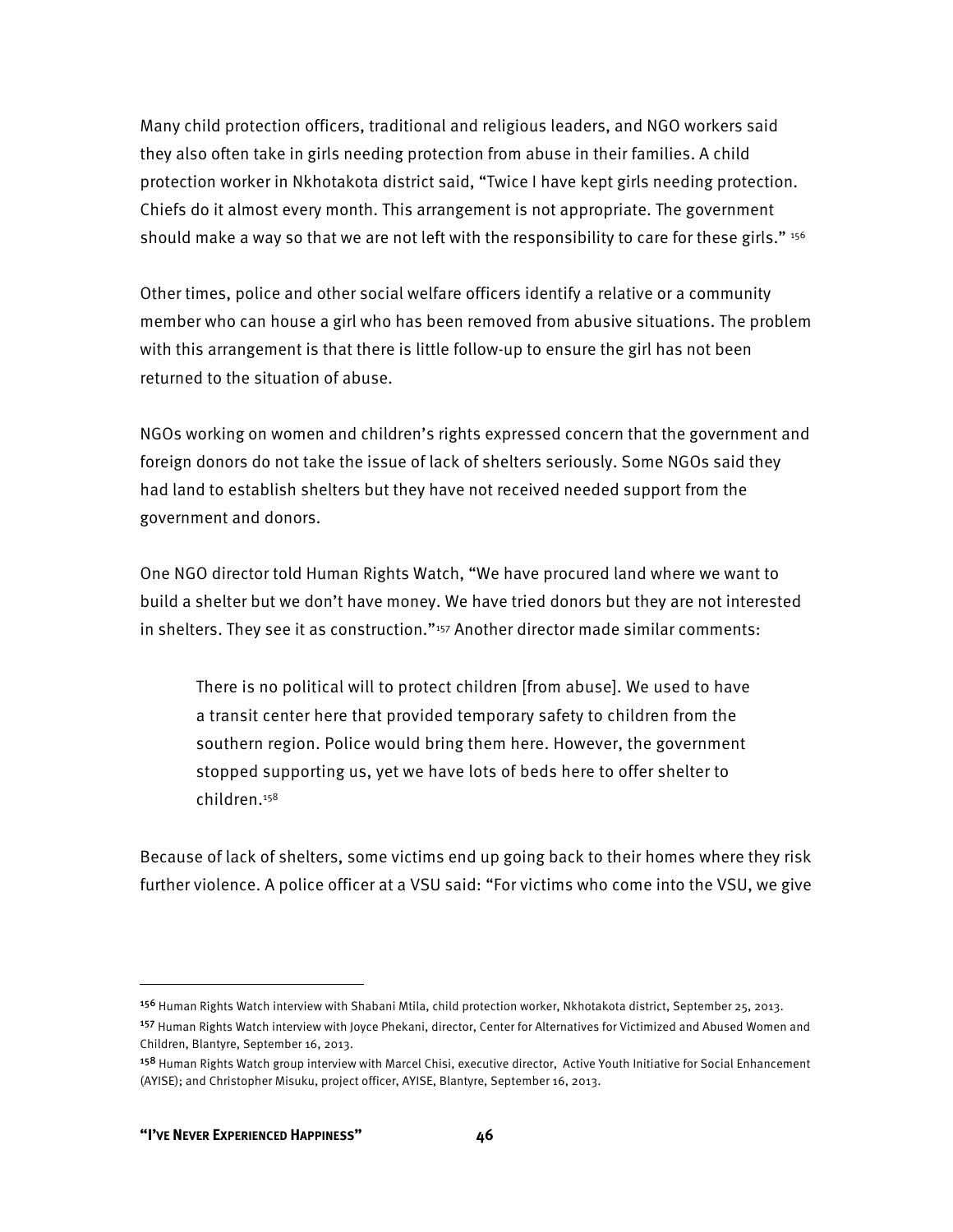Many child protection officers, traditional and religious leaders, and NGO workers said they also often take in girls needing protection from abuse in their families. A child protection worker in Nkhotakota district said, "Twice I have kept girls needing protection. Chiefs do it almost every month. This arrangement is not appropriate. The government should make a way so that we are not left with the responsibility to care for these girls." [156]

Other times, police and other social welfare officers identify a relative or a community member who can house a girl who has been removed from abusive situations. The problem with this arrangement is that there is little follow-up to ensure the girl has not been returned to the situation of abuse.

NGOs working on women and children's rights expressed concern that the government and foreign donors do not take the issue of lack of shelters seriously. Some NGOs said they had land to establish shelters but they have not received needed support from the government and donors.

One NGO director told Human Rights Watch, "We have procured land where we want to build a shelter but we don't have money. We have tried donors but they are not interested in shelters. They see it as construction."[157] Another director made similar comments:

> There is no political will to protect children [from abuse]. We used to have a transit center here that provided temporary safety to children from the southern region. Police would bring them here. However, the government stopped supporting us, yet we have lots of beds here to offer shelter to children.[158]

Because of lack of shelters, some victims end up going back to their homes where they risk further violence. A police officer at a VSU said: "For victims who come into the VSU, we give

---

[156] Human Rights Watch interview with Shabani Mtila, child protection worker, Nkhotakota district, September 25, 2013.

[157] Human Rights Watch interview with Joyce Phekani, director, Center for Alternatives for Victimized and Abused Women and Children, Blantyre, September 16, 2013.

[158] Human Rights Watch group interview with Marcel Chisi, executive director, Active Youth Initiative for Social Enhancement (AYISE); and Christopher Misuku, project officer, AYISE, Blantyre, September 16, 2013.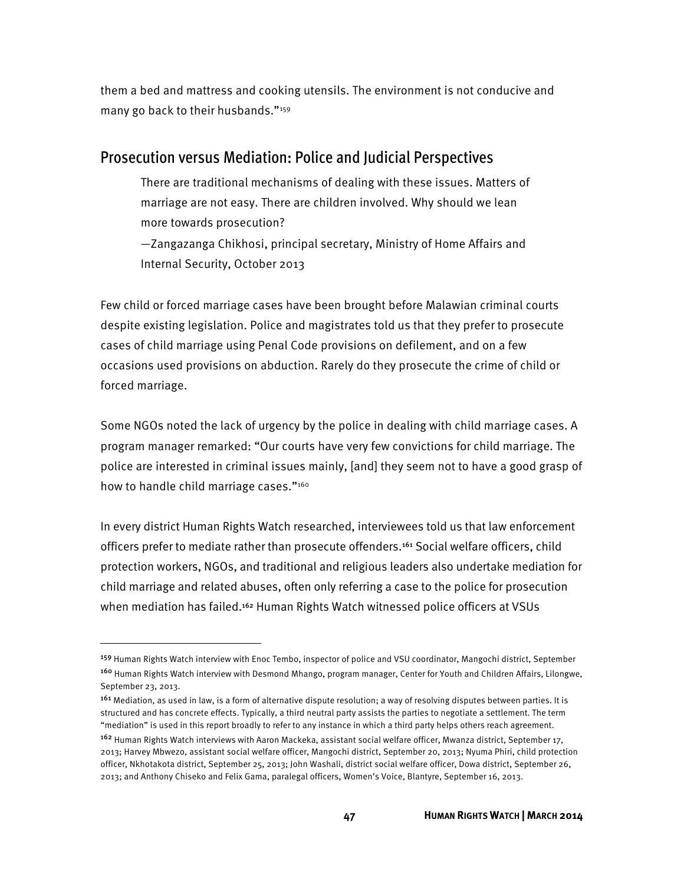them a bed and mattress and cooking utensils. The environment is not conducive and many go back to their husbands."[159]

## Prosecution versus Mediation: Police and Judicial Perspectives

> There are traditional mechanisms of dealing with these issues. Matters of marriage are not easy. There are children involved. Why should we lean more towards prosecution?
>
> —Zangazanga Chikhosi, principal secretary, Ministry of Home Affairs and Internal Security, October 2013

Few child or forced marriage cases have been brought before Malawian criminal courts despite existing legislation. Police and magistrates told us that they prefer to prosecute cases of child marriage using Penal Code provisions on defilement, and on a few occasions used provisions on abduction. Rarely do they prosecute the crime of child or forced marriage.

Some NGOs noted the lack of urgency by the police in dealing with child marriage cases. A program manager remarked: "Our courts have very few convictions for child marriage. The police are interested in criminal issues mainly, [and] they seem not to have a good grasp of how to handle child marriage cases."[160]

In every district Human Rights Watch researched, interviewees told us that law enforcement officers prefer to mediate rather than prosecute offenders.[161] Social welfare officers, child protection workers, NGOs, and traditional and religious leaders also undertake mediation for child marriage and related abuses, often only referring a case to the police for prosecution when mediation has failed.[162] Human Rights Watch witnessed police officers at VSUs

---

[159] Human Rights Watch interview with Enoc Tembo, inspector of police and VSU coordinator, Mangochi district, September

[160] Human Rights Watch interview with Desmond Mhango, program manager, Center for Youth and Children Affairs, Lilongwe, September 23, 2013.

[161] Mediation, as used in law, is a form of alternative dispute resolution; a way of resolving disputes between parties. It is structured and has concrete effects. Typically, a third neutral party assists the parties to negotiate a settlement. The term "mediation" is used in this report broadly to refer to any instance in which a third party helps others reach agreement.

[162] Human Rights Watch interviews with Aaron Mackeka, assistant social welfare officer, Mwanza district, September 17, 2013; Harvey Mbwezo, assistant social welfare officer, Mangochi district, September 20, 2013; Nyuma Phiri, child protection officer, Nkhotakota district, September 25, 2013; John Washali, district social welfare officer, Dowa district, September 26, 2013; and Anthony Chiseko and Felix Gama, paralegal officers, Women's Voice, Blantyre, September 16, 2013.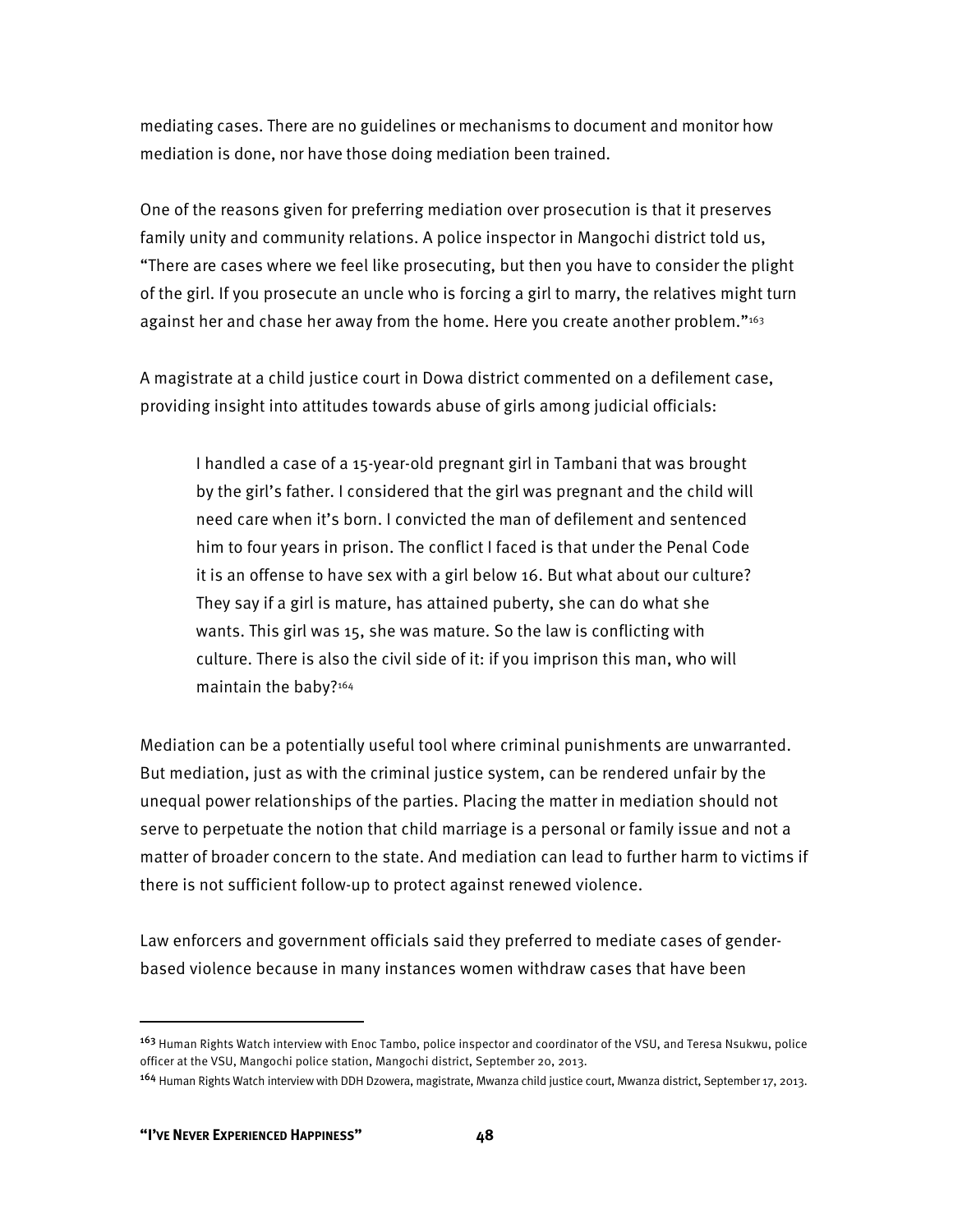mediating cases. There are no guidelines or mechanisms to document and monitor how mediation is done, nor have those doing mediation been trained.

One of the reasons given for preferring mediation over prosecution is that it preserves family unity and community relations. A police inspector in Mangochi district told us, "There are cases where we feel like prosecuting, but then you have to consider the plight of the girl. If you prosecute an uncle who is forcing a girl to marry, the relatives might turn against her and chase her away from the home. Here you create another problem."[163]

A magistrate at a child justice court in Dowa district commented on a defilement case, providing insight into attitudes towards abuse of girls among judicial officials:

> I handled a case of a 15-year-old pregnant girl in Tambani that was brought by the girl's father. I considered that the girl was pregnant and the child will need care when it's born. I convicted the man of defilement and sentenced him to four years in prison. The conflict I faced is that under the Penal Code it is an offense to have sex with a girl below 16. But what about our culture? They say if a girl is mature, has attained puberty, she can do what she wants. This girl was 15, she was mature. So the law is conflicting with culture. There is also the civil side of it: if you imprison this man, who will maintain the baby?[164]

Mediation can be a potentially useful tool where criminal punishments are unwarranted. But mediation, just as with the criminal justice system, can be rendered unfair by the unequal power relationships of the parties. Placing the matter in mediation should not serve to perpetuate the notion that child marriage is a personal or family issue and not a matter of broader concern to the state. And mediation can lead to further harm to victims if there is not sufficient follow-up to protect against renewed violence.

Law enforcers and government officials said they preferred to mediate cases of gender-based violence because in many instances women withdraw cases that have been

---

[163] Human Rights Watch interview with Enoc Tambo, police inspector and coordinator of the VSU, and Teresa Nsukwu, police officer at the VSU, Mangochi police station, Mangochi district, September 20, 2013.

[164] Human Rights Watch interview with DDH Dzowera, magistrate, Mwanza child justice court, Mwanza district, September 17, 2013.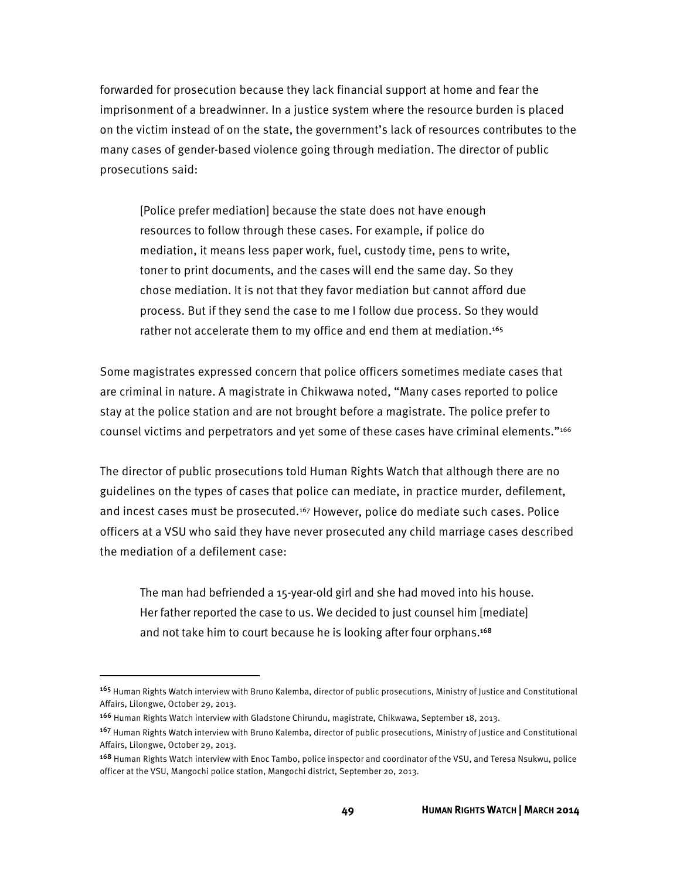forwarded for prosecution because they lack financial support at home and fear the imprisonment of a breadwinner. In a justice system where the resource burden is placed on the victim instead of on the state, the government's lack of resources contributes to the many cases of gender-based violence going through mediation. The director of public prosecutions said:

> [Police prefer mediation] because the state does not have enough resources to follow through these cases. For example, if police do mediation, it means less paper work, fuel, custody time, pens to write, toner to print documents, and the cases will end the same day. So they chose mediation. It is not that they favor mediation but cannot afford due process. But if they send the case to me I follow due process. So they would rather not accelerate them to my office and end them at mediation.[165]

Some magistrates expressed concern that police officers sometimes mediate cases that are criminal in nature. A magistrate in Chikwawa noted, "Many cases reported to police stay at the police station and are not brought before a magistrate. The police prefer to counsel victims and perpetrators and yet some of these cases have criminal elements."[166]

The director of public prosecutions told Human Rights Watch that although there are no guidelines on the types of cases that police can mediate, in practice murder, defilement, and incest cases must be prosecuted.[167] However, police do mediate such cases. Police officers at a VSU who said they have never prosecuted any child marriage cases described the mediation of a defilement case:

> The man had befriended a 15-year-old girl and she had moved into his house. Her father reported the case to us. We decided to just counsel him [mediate] and not take him to court because he is looking after four orphans.[168]

---

[165] Human Rights Watch interview with Bruno Kalemba, director of public prosecutions, Ministry of Justice and Constitutional Affairs, Lilongwe, October 29, 2013.

[166] Human Rights Watch interview with Gladstone Chirundu, magistrate, Chikwawa, September 18, 2013.

[167] Human Rights Watch interview with Bruno Kalemba, director of public prosecutions, Ministry of Justice and Constitutional Affairs, Lilongwe, October 29, 2013.

[168] Human Rights Watch interview with Enoc Tambo, police inspector and coordinator of the VSU, and Teresa Nsukwu, police officer at the VSU, Mangochi police station, Mangochi district, September 20, 2013.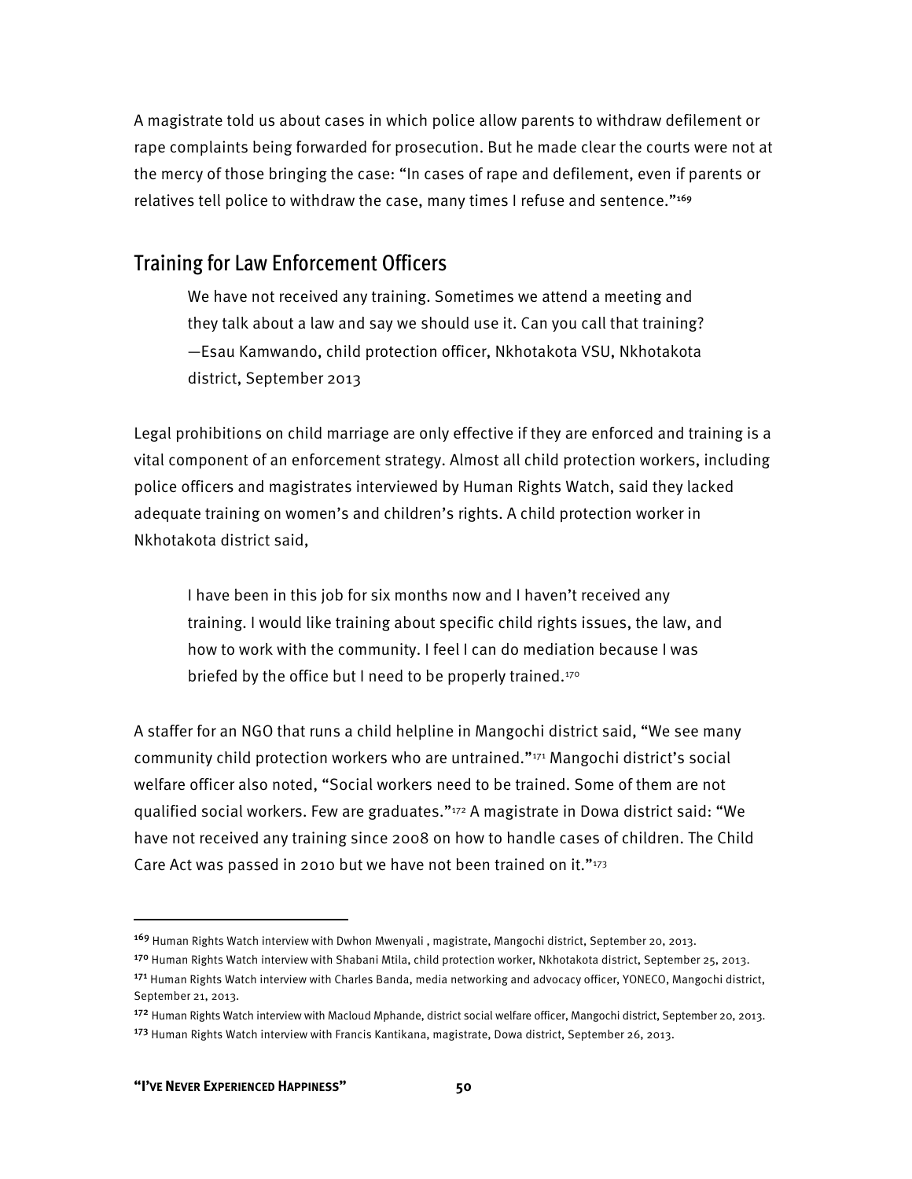A magistrate told us about cases in which police allow parents to withdraw defilement or rape complaints being forwarded for prosecution. But he made clear the courts were not at the mercy of those bringing the case: "In cases of rape and defilement, even if parents or relatives tell police to withdraw the case, many times I refuse and sentence."[169]

## Training for Law Enforcement Officers

> We have not received any training. Sometimes we attend a meeting and they talk about a law and say we should use it. Can you call that training?
> —Esau Kamwando, child protection officer, Nkhotakota VSU, Nkhotakota district, September 2013

Legal prohibitions on child marriage are only effective if they are enforced and training is a vital component of an enforcement strategy. Almost all child protection workers, including police officers and magistrates interviewed by Human Rights Watch, said they lacked adequate training on women's and children's rights. A child protection worker in Nkhotakota district said,

> I have been in this job for six months now and I haven't received any training. I would like training about specific child rights issues, the law, and how to work with the community. I feel I can do mediation because I was briefed by the office but I need to be properly trained.[170]

A staffer for an NGO that runs a child helpline in Mangochi district said, "We see many community child protection workers who are untrained."[171] Mangochi district's social welfare officer also noted, "Social workers need to be trained. Some of them are not qualified social workers. Few are graduates."[172] A magistrate in Dowa district said: "We have not received any training since 2008 on how to handle cases of children. The Child Care Act was passed in 2010 but we have not been trained on it."[173]

---

[169] Human Rights Watch interview with Dwhon Mwenyali , magistrate, Mangochi district, September 20, 2013.

[170] Human Rights Watch interview with Shabani Mtila, child protection worker, Nkhotakota district, September 25, 2013.

[171] Human Rights Watch interview with Charles Banda, media networking and advocacy officer, YONECO, Mangochi district, September 21, 2013.

[172] Human Rights Watch interview with Macloud Mphande, district social welfare officer, Mangochi district, September 20, 2013.

[173] Human Rights Watch interview with Francis Kantikana, magistrate, Dowa district, September 26, 2013.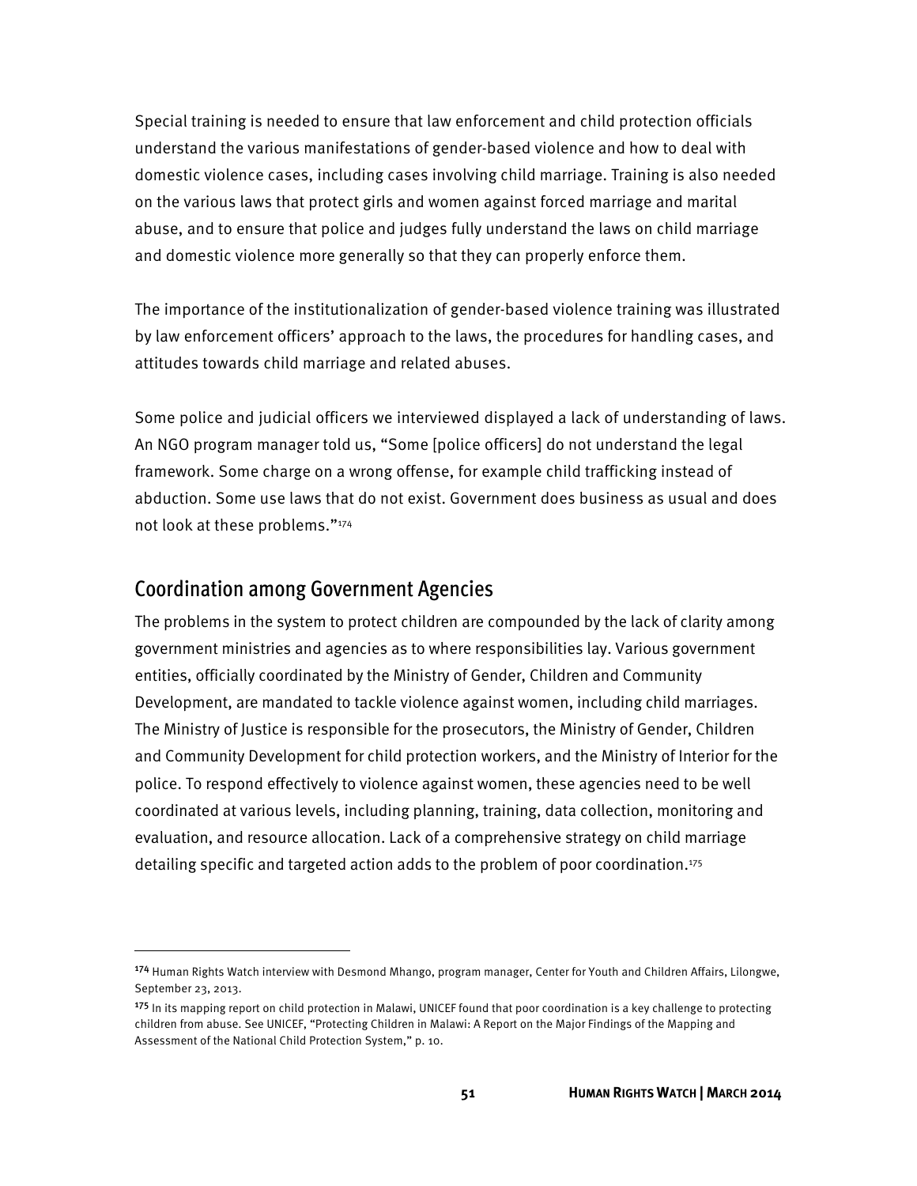Special training is needed to ensure that law enforcement and child protection officials understand the various manifestations of gender-based violence and how to deal with domestic violence cases, including cases involving child marriage. Training is also needed on the various laws that protect girls and women against forced marriage and marital abuse, and to ensure that police and judges fully understand the laws on child marriage and domestic violence more generally so that they can properly enforce them.

The importance of the institutionalization of gender-based violence training was illustrated by law enforcement officers' approach to the laws, the procedures for handling cases, and attitudes towards child marriage and related abuses.

Some police and judicial officers we interviewed displayed a lack of understanding of laws. An NGO program manager told us, "Some [police officers] do not understand the legal framework. Some charge on a wrong offense, for example child trafficking instead of abduction. Some use laws that do not exist. Government does business as usual and does not look at these problems."[174]

## Coordination among Government Agencies

The problems in the system to protect children are compounded by the lack of clarity among government ministries and agencies as to where responsibilities lay. Various government entities, officially coordinated by the Ministry of Gender, Children and Community Development, are mandated to tackle violence against women, including child marriages. The Ministry of Justice is responsible for the prosecutors, the Ministry of Gender, Children and Community Development for child protection workers, and the Ministry of Interior for the police. To respond effectively to violence against women, these agencies need to be well coordinated at various levels, including planning, training, data collection, monitoring and evaluation, and resource allocation. Lack of a comprehensive strategy on child marriage detailing specific and targeted action adds to the problem of poor coordination.[175]

---

[174] Human Rights Watch interview with Desmond Mhango, program manager, Center for Youth and Children Affairs, Lilongwe, September 23, 2013.

[175] In its mapping report on child protection in Malawi, UNICEF found that poor coordination is a key challenge to protecting children from abuse. See UNICEF, "Protecting Children in Malawi: A Report on the Major Findings of the Mapping and Assessment of the National Child Protection System," p. 10.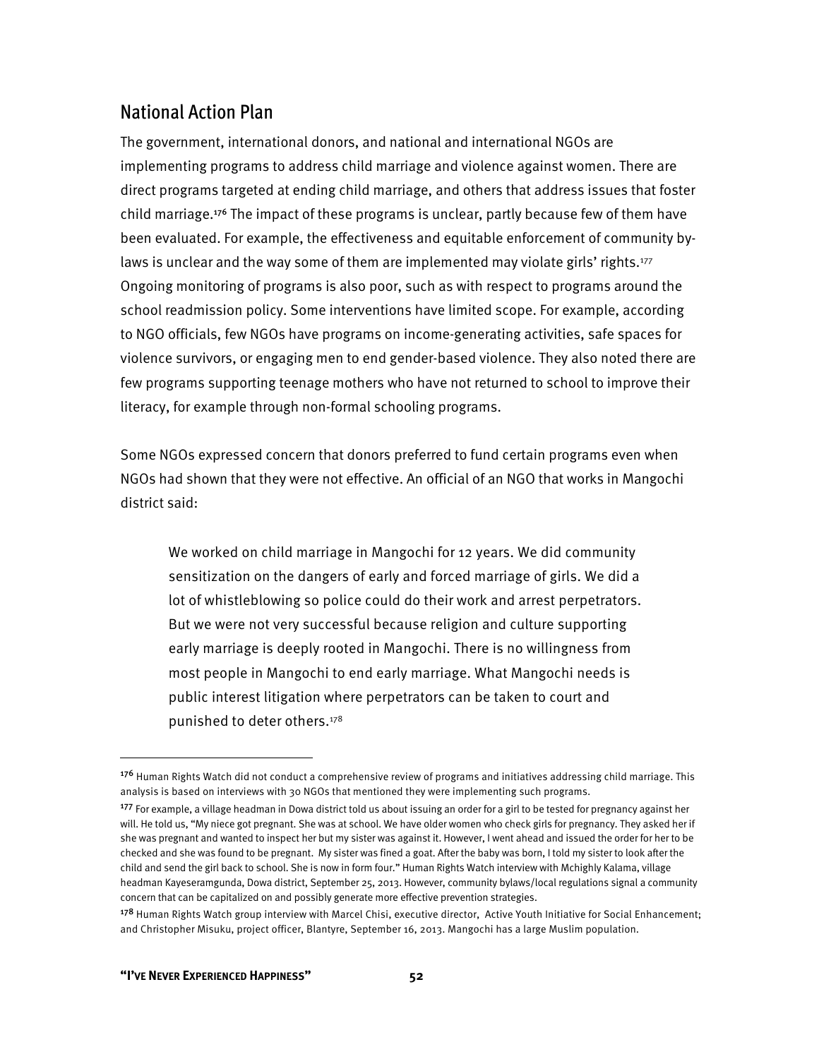## National Action Plan

The government, international donors, and national and international NGOs are implementing programs to address child marriage and violence against women. There are direct programs targeted at ending child marriage, and others that address issues that foster child marriage.[176] The impact of these programs is unclear, partly because few of them have been evaluated. For example, the effectiveness and equitable enforcement of community by-laws is unclear and the way some of them are implemented may violate girls' rights.[177] Ongoing monitoring of programs is also poor, such as with respect to programs around the school readmission policy. Some interventions have limited scope. For example, according to NGO officials, few NGOs have programs on income-generating activities, safe spaces for violence survivors, or engaging men to end gender-based violence. They also noted there are few programs supporting teenage mothers who have not returned to school to improve their literacy, for example through non-formal schooling programs.

Some NGOs expressed concern that donors preferred to fund certain programs even when NGOs had shown that they were not effective. An official of an NGO that works in Mangochi district said:

> We worked on child marriage in Mangochi for 12 years. We did community sensitization on the dangers of early and forced marriage of girls. We did a lot of whistleblowing so police could do their work and arrest perpetrators. But we were not very successful because religion and culture supporting early marriage is deeply rooted in Mangochi. There is no willingness from most people in Mangochi to end early marriage. What Mangochi needs is public interest litigation where perpetrators can be taken to court and punished to deter others.[178]

---

[176] Human Rights Watch did not conduct a comprehensive review of programs and initiatives addressing child marriage. This analysis is based on interviews with 30 NGOs that mentioned they were implementing such programs.

[177] For example, a village headman in Dowa district told us about issuing an order for a girl to be tested for pregnancy against her will. He told us, "My niece got pregnant. She was at school. We have older women who check girls for pregnancy. They asked her if she was pregnant and wanted to inspect her but my sister was against it. However, I went ahead and issued the order for her to be checked and she was found to be pregnant. My sister was fined a goat. After the baby was born, I told my sister to look after the child and send the girl back to school. She is now in form four." Human Rights Watch interview with Mchighly Kalama, village headman Kayeseramgunda, Dowa district, September 25, 2013. However, community bylaws/local regulations signal a community concern that can be capitalized on and possibly generate more effective prevention strategies.

[178] Human Rights Watch group interview with Marcel Chisi, executive director, Active Youth Initiative for Social Enhancement; and Christopher Misuku, project officer, Blantyre, September 16, 2013. Mangochi has a large Muslim population.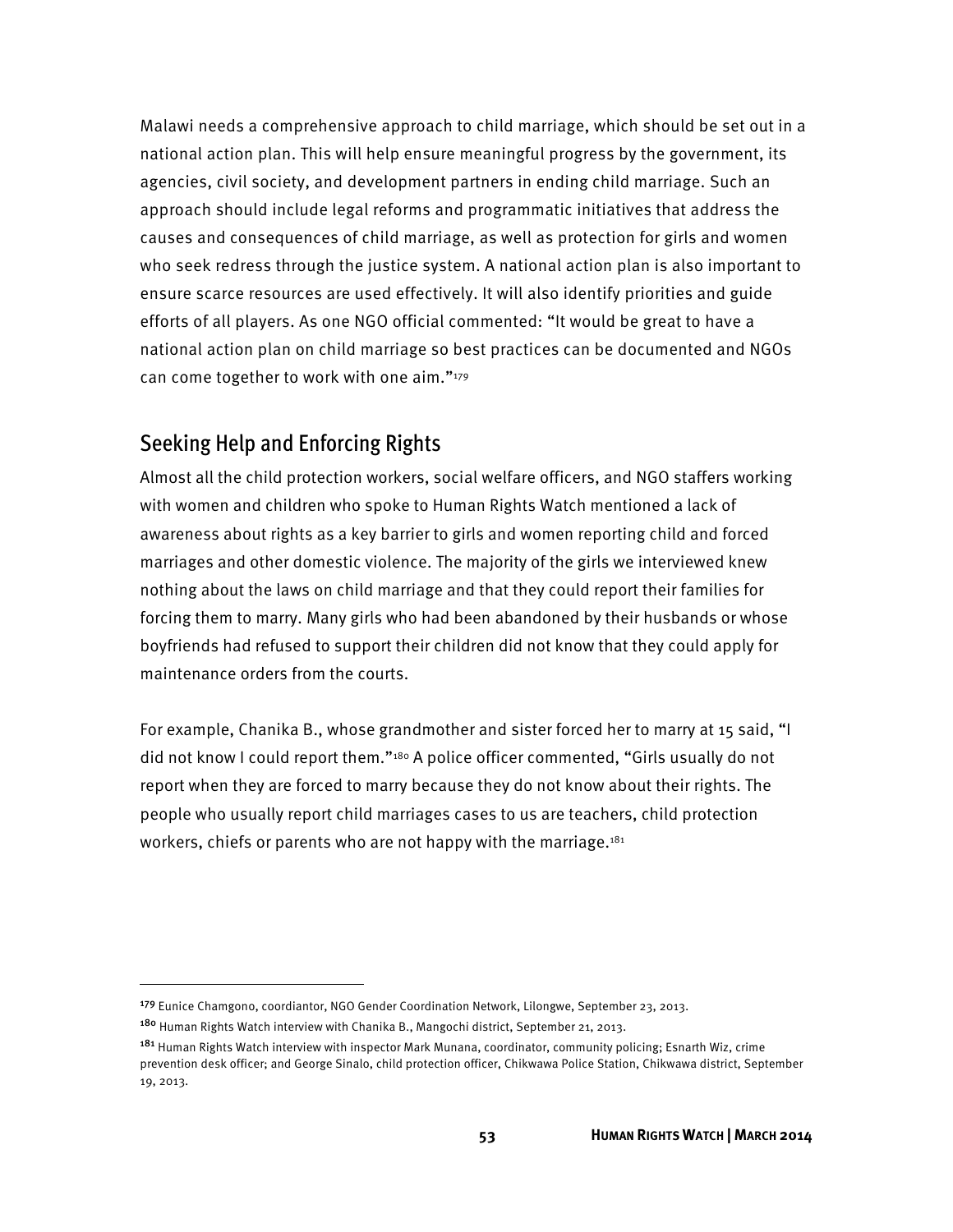Malawi needs a comprehensive approach to child marriage, which should be set out in a national action plan. This will help ensure meaningful progress by the government, its agencies, civil society, and development partners in ending child marriage. Such an approach should include legal reforms and programmatic initiatives that address the causes and consequences of child marriage, as well as protection for girls and women who seek redress through the justice system. A national action plan is also important to ensure scarce resources are used effectively. It will also identify priorities and guide efforts of all players. As one NGO official commented: "It would be great to have a national action plan on child marriage so best practices can be documented and NGOs can come together to work with one aim."[179]

## Seeking Help and Enforcing Rights

Almost all the child protection workers, social welfare officers, and NGO staffers working with women and children who spoke to Human Rights Watch mentioned a lack of awareness about rights as a key barrier to girls and women reporting child and forced marriages and other domestic violence. The majority of the girls we interviewed knew nothing about the laws on child marriage and that they could report their families for forcing them to marry. Many girls who had been abandoned by their husbands or whose boyfriends had refused to support their children did not know that they could apply for maintenance orders from the courts.

For example, Chanika B., whose grandmother and sister forced her to marry at 15 said, "I did not know I could report them."[180] A police officer commented, "Girls usually do not report when they are forced to marry because they do not know about their rights. The people who usually report child marriages cases to us are teachers, child protection workers, chiefs or parents who are not happy with the marriage.[181]

---

[179] Eunice Chamgono, coordiantor, NGO Gender Coordination Network, Lilongwe, September 23, 2013.

[180] Human Rights Watch interview with Chanika B., Mangochi district, September 21, 2013.

[181] Human Rights Watch interview with inspector Mark Munana, coordinator, community policing; Esnarth Wiz, crime prevention desk officer; and George Sinalo, child protection officer, Chikwawa Police Station, Chikwawa district, September 19, 2013.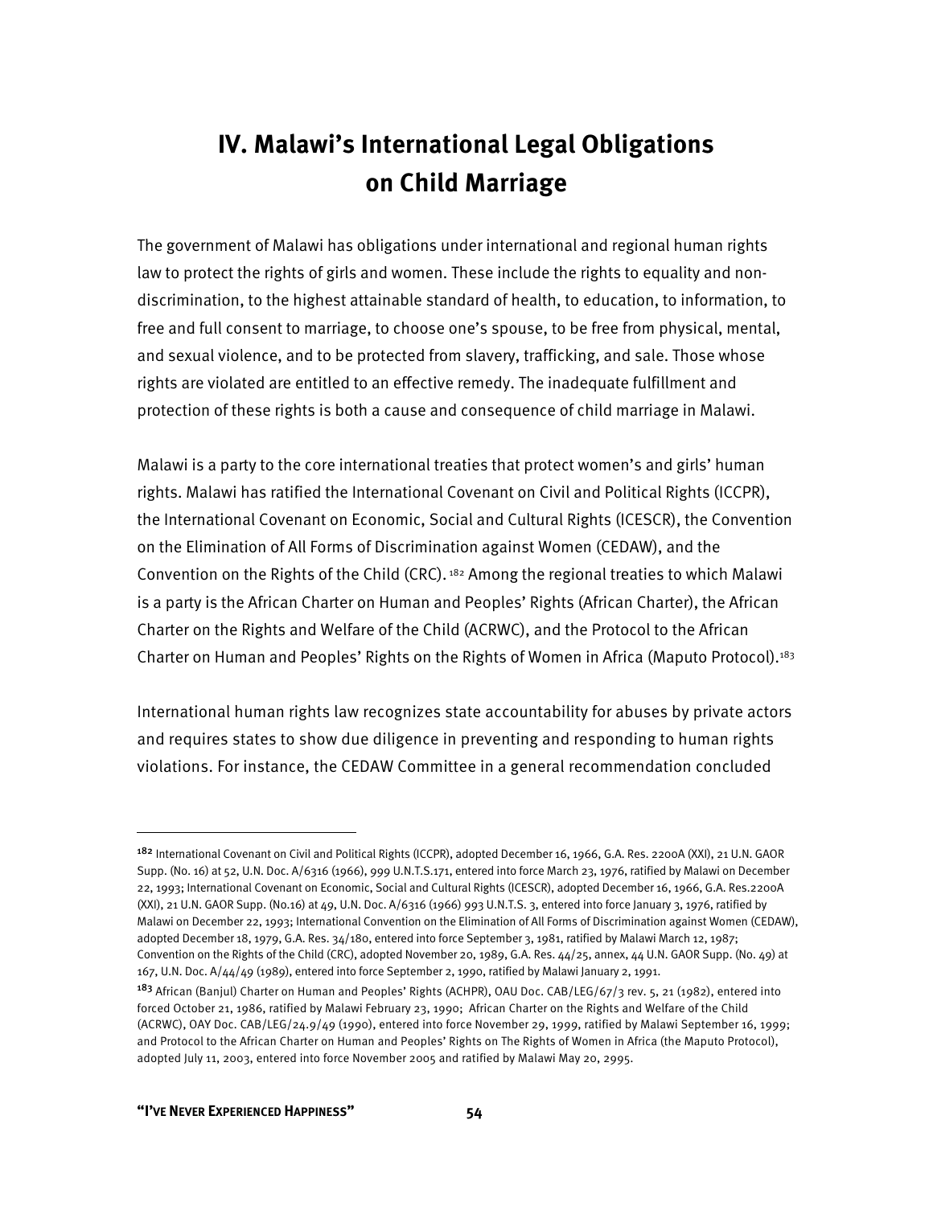# IV. Malawi's International Legal Obligations on Child Marriage

The government of Malawi has obligations under international and regional human rights law to protect the rights of girls and women. These include the rights to equality and non-discrimination, to the highest attainable standard of health, to education, to information, to free and full consent to marriage, to choose one's spouse, to be free from physical, mental, and sexual violence, and to be protected from slavery, trafficking, and sale. Those whose rights are violated are entitled to an effective remedy. The inadequate fulfillment and protection of these rights is both a cause and consequence of child marriage in Malawi.

Malawi is a party to the core international treaties that protect women's and girls' human rights. Malawi has ratified the International Covenant on Civil and Political Rights (ICCPR), the International Covenant on Economic, Social and Cultural Rights (ICESCR), the Convention on the Elimination of All Forms of Discrimination against Women (CEDAW), and the Convention on the Rights of the Child (CRC).[182] Among the regional treaties to which Malawi is a party is the African Charter on Human and Peoples' Rights (African Charter), the African Charter on the Rights and Welfare of the Child (ACRWC), and the Protocol to the African Charter on Human and Peoples' Rights on the Rights of Women in Africa (Maputo Protocol).[183]

International human rights law recognizes state accountability for abuses by private actors and requires states to show due diligence in preventing and responding to human rights violations. For instance, the CEDAW Committee in a general recommendation concluded

---

[182] International Covenant on Civil and Political Rights (ICCPR), adopted December 16, 1966, G.A. Res. 2200A (XXI), 21 U.N. GAOR Supp. (No. 16) at 52, U.N. Doc. A/6316 (1966), 999 U.N.T.S.171, entered into force March 23, 1976, ratified by Malawi on December 22, 1993; International Covenant on Economic, Social and Cultural Rights (ICESCR), adopted December 16, 1966, G.A. Res.2200A (XXI), 21 U.N. GAOR Supp. (No.16) at 49, U.N. Doc. A/6316 (1966) 993 U.N.T.S. 3, entered into force January 3, 1976, ratified by Malawi on December 22, 1993; International Convention on the Elimination of All Forms of Discrimination against Women (CEDAW), adopted December 18, 1979, G.A. Res. 34/180, entered into force September 3, 1981, ratified by Malawi March 12, 1987; Convention on the Rights of the Child (CRC), adopted November 20, 1989, G.A. Res. 44/25, annex, 44 U.N. GAOR Supp. (No. 49) at 167, U.N. Doc. A/44/49 (1989), entered into force September 2, 1990, ratified by Malawi January 2, 1991.

[183] African (Banjul) Charter on Human and Peoples' Rights (ACHPR), OAU Doc. CAB/LEG/67/3 rev. 5, 21 (1982), entered into forced October 21, 1986, ratified by Malawi February 23, 1990; African Charter on the Rights and Welfare of the Child (ACRWC), OAY Doc. CAB/LEG/24.9/49 (1990), entered into force November 29, 1999, ratified by Malawi September 16, 1999; and Protocol to the African Charter on Human and Peoples' Rights on The Rights of Women in Africa (the Maputo Protocol), adopted July 11, 2003, entered into force November 2005 and ratified by Malawi May 20, 2995.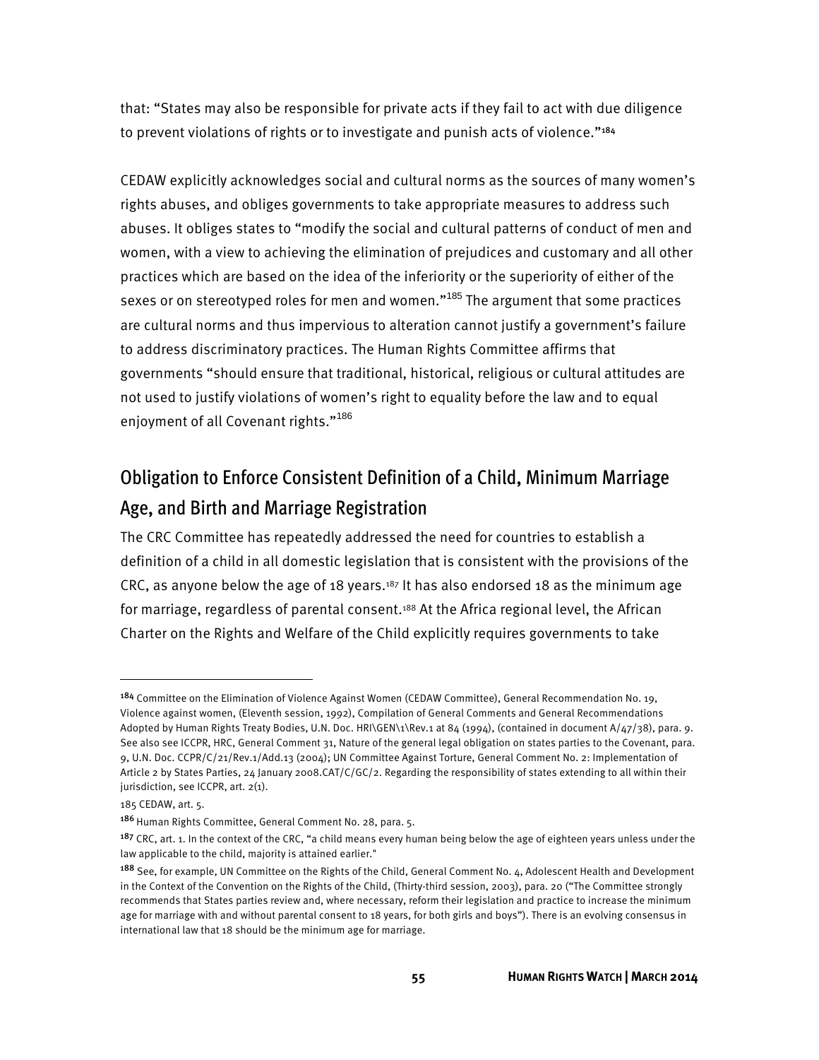that: "States may also be responsible for private acts if they fail to act with due diligence to prevent violations of rights or to investigate and punish acts of violence."[184]

CEDAW explicitly acknowledges social and cultural norms as the sources of many women's rights abuses, and obliges governments to take appropriate measures to address such abuses. It obliges states to "modify the social and cultural patterns of conduct of men and women, with a view to achieving the elimination of prejudices and customary and all other practices which are based on the idea of the inferiority or the superiority of either of the sexes or on stereotyped roles for men and women."[185] The argument that some practices are cultural norms and thus impervious to alteration cannot justify a government's failure to address discriminatory practices. The Human Rights Committee affirms that governments "should ensure that traditional, historical, religious or cultural attitudes are not used to justify violations of women's right to equality before the law and to equal enjoyment of all Covenant rights."[186]

## Obligation to Enforce Consistent Definition of a Child, Minimum Marriage Age, and Birth and Marriage Registration

The CRC Committee has repeatedly addressed the need for countries to establish a definition of a child in all domestic legislation that is consistent with the provisions of the CRC, as anyone below the age of 18 years.[187] It has also endorsed 18 as the minimum age for marriage, regardless of parental consent.[188] At the Africa regional level, the African Charter on the Rights and Welfare of the Child explicitly requires governments to take

---

[184] Committee on the Elimination of Violence Against Women (CEDAW Committee), General Recommendation No. 19, Violence against women, (Eleventh session, 1992), Compilation of General Comments and General Recommendations Adopted by Human Rights Treaty Bodies, U.N. Doc. HRI\GEN\1\Rev.1 at 84 (1994), (contained in document A/47/38), para. 9. See also see ICCPR, HRC, General Comment 31, Nature of the general legal obligation on states parties to the Covenant, para. 9, U.N. Doc. CCPR/C/21/Rev.1/Add.13 (2004); UN Committee Against Torture, General Comment No. 2: Implementation of Article 2 by States Parties, 24 January 2008.CAT/C/GC/2. Regarding the responsibility of states extending to all within their jurisdiction, see ICCPR, art. 2(1).

[185] CEDAW, art. 5.

[186] Human Rights Committee, General Comment No. 28, para. 5.

[187] CRC, art. 1. In the context of the CRC, "a child means every human being below the age of eighteen years unless under the law applicable to the child, majority is attained earlier."

[188] See, for example, UN Committee on the Rights of the Child, General Comment No. 4, Adolescent Health and Development in the Context of the Convention on the Rights of the Child, (Thirty-third session, 2003), para. 20 ("The Committee strongly recommends that States parties review and, where necessary, reform their legislation and practice to increase the minimum age for marriage with and without parental consent to 18 years, for both girls and boys"). There is an evolving consensus in international law that 18 should be the minimum age for marriage.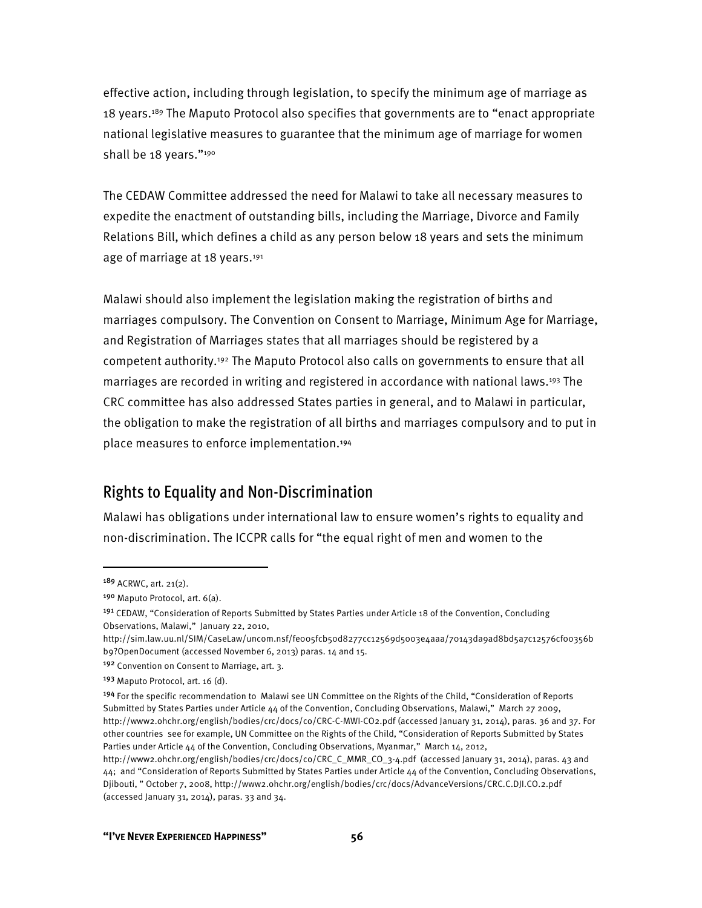effective action, including through legislation, to specify the minimum age of marriage as 18 years.[189] The Maputo Protocol also specifies that governments are to "enact appropriate national legislative measures to guarantee that the minimum age of marriage for women shall be 18 years."[190]

The CEDAW Committee addressed the need for Malawi to take all necessary measures to expedite the enactment of outstanding bills, including the Marriage, Divorce and Family Relations Bill, which defines a child as any person below 18 years and sets the minimum age of marriage at 18 years.[191]

Malawi should also implement the legislation making the registration of births and marriages compulsory. The Convention on Consent to Marriage, Minimum Age for Marriage, and Registration of Marriages states that all marriages should be registered by a competent authority.[192] The Maputo Protocol also calls on governments to ensure that all marriages are recorded in writing and registered in accordance with national laws.[193] The CRC committee has also addressed States parties in general, and to Malawi in particular, the obligation to make the registration of all births and marriages compulsory and to put in place measures to enforce implementation.[194]

## Rights to Equality and Non-Discrimination

Malawi has obligations under international law to ensure women's rights to equality and non-discrimination. The ICCPR calls for "the equal right of men and women to the

---

[189] ACRWC, art. 21(2).

[190] Maputo Protocol, art. 6(a).

[191] CEDAW, "Consideration of Reports Submitted by States Parties under Article 18 of the Convention, Concluding Observations, Malawi," January 22, 2010, http://sim.law.uu.nl/SIM/CaseLaw/uncom.nsf/fe005fcb50d8277cc12569d5003e4aaa/70143da9ad8bd5a7c12576cf00356bb9?OpenDocument (accessed November 6, 2013) paras. 14 and 15.

[192] Convention on Consent to Marriage, art. 3.

[193] Maputo Protocol, art. 16 (d).

[194] For the specific recommendation to Malawi see UN Committee on the Rights of the Child, "Consideration of Reports Submitted by States Parties under Article 44 of the Convention, Concluding Observations, Malawi," March 27 2009, http://www2.ohchr.org/english/bodies/crc/docs/co/CRC-C-MWI-CO2.pdf (accessed January 31, 2014), paras. 36 and 37. For other countries see for example, UN Committee on the Rights of the Child, "Consideration of Reports Submitted by States Parties under Article 44 of the Convention, Concluding Observations, Myanmar," March 14, 2012, http://www2.ohchr.org/english/bodies/crc/docs/co/CRC_C_MMR_CO_3-4.pdf (accessed January 31, 2014), paras. 43 and 44; and "Consideration of Reports Submitted by States Parties under Article 44 of the Convention, Concluding Observations, Djibouti, " October 7, 2008, http://www2.ohchr.org/english/bodies/crc/docs/AdvanceVersions/CRC.C.DJI.CO.2.pdf (accessed January 31, 2014), paras. 33 and 34.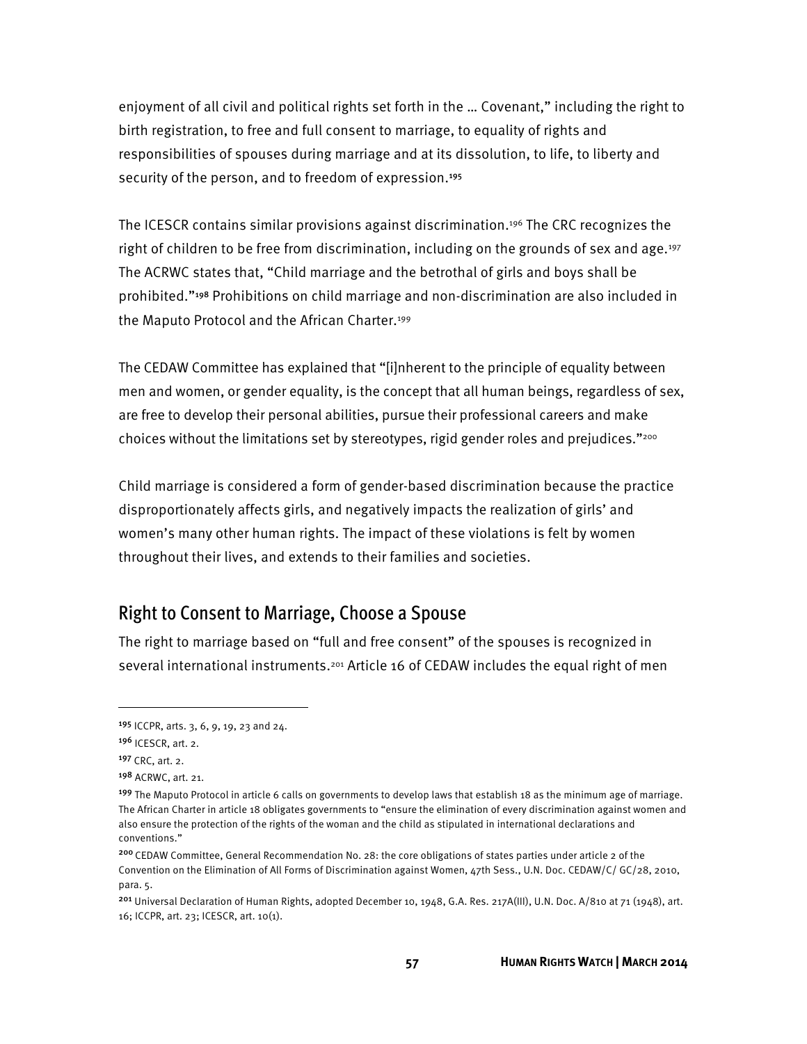enjoyment of all civil and political rights set forth in the … Covenant," including the right to birth registration, to free and full consent to marriage, to equality of rights and responsibilities of spouses during marriage and at its dissolution, to life, to liberty and security of the person, and to freedom of expression.[195]

The ICESCR contains similar provisions against discrimination.[196] The CRC recognizes the right of children to be free from discrimination, including on the grounds of sex and age.[197] The ACRWC states that, "Child marriage and the betrothal of girls and boys shall be prohibited."[198] Prohibitions on child marriage and non-discrimination are also included in the Maputo Protocol and the African Charter.[199]

The CEDAW Committee has explained that "[i]nherent to the principle of equality between men and women, or gender equality, is the concept that all human beings, regardless of sex, are free to develop their personal abilities, pursue their professional careers and make choices without the limitations set by stereotypes, rigid gender roles and prejudices."[200]

Child marriage is considered a form of gender-based discrimination because the practice disproportionately affects girls, and negatively impacts the realization of girls' and women's many other human rights. The impact of these violations is felt by women throughout their lives, and extends to their families and societies.

## Right to Consent to Marriage, Choose a Spouse

The right to marriage based on "full and free consent" of the spouses is recognized in several international instruments.[201] Article 16 of CEDAW includes the equal right of men

---

[195] ICCPR, arts. 3, 6, 9, 19, 23 and 24.

[196] ICESCR, art. 2.

[197] CRC, art. 2.

[198] ACRWC, art. 21.

[199] The Maputo Protocol in article 6 calls on governments to develop laws that establish 18 as the minimum age of marriage. The African Charter in article 18 obligates governments to "ensure the elimination of every discrimination against women and also ensure the protection of the rights of the woman and the child as stipulated in international declarations and conventions."

[200] CEDAW Committee, General Recommendation No. 28: the core obligations of states parties under article 2 of the Convention on the Elimination of All Forms of Discrimination against Women, 47th Sess., U.N. Doc. CEDAW/C/ GC/28, 2010, para. 5.

[201] Universal Declaration of Human Rights, adopted December 10, 1948, G.A. Res. 217A(III), U.N. Doc. A/810 at 71 (1948), art. 16; ICCPR, art. 23; ICESCR, art. 10(1).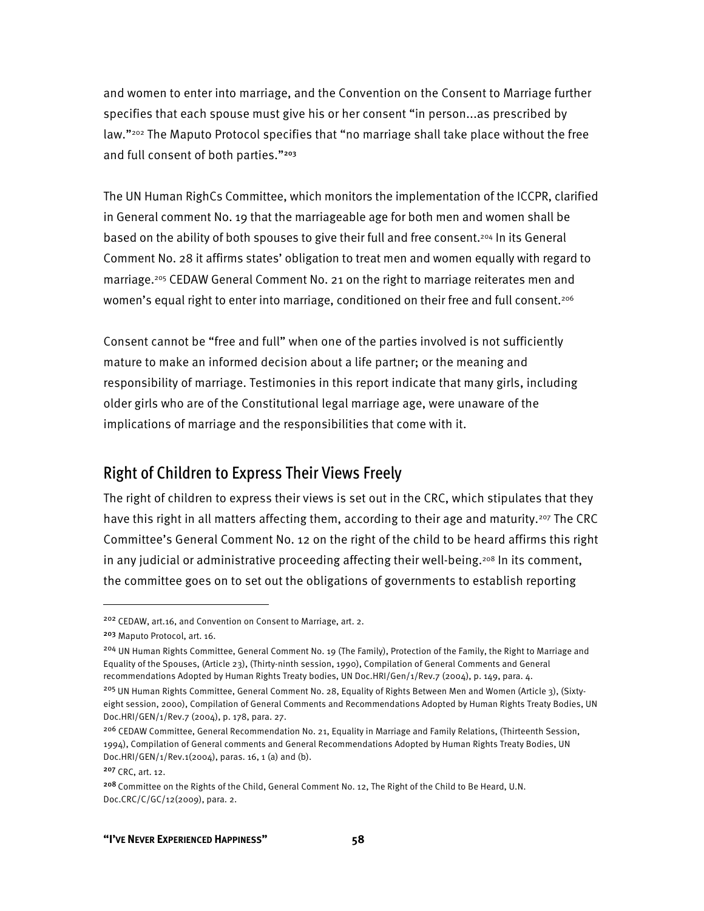and women to enter into marriage, and the Convention on the Consent to Marriage further specifies that each spouse must give his or her consent "in person...as prescribed by law."[202] The Maputo Protocol specifies that "no marriage shall take place without the free and full consent of both parties."[203]

The UN Human RighCs Committee, which monitors the implementation of the ICCPR, clarified in General comment No. 19 that the marriageable age for both men and women shall be based on the ability of both spouses to give their full and free consent.[204] In its General Comment No. 28 it affirms states' obligation to treat men and women equally with regard to marriage.[205] CEDAW General Comment No. 21 on the right to marriage reiterates men and women's equal right to enter into marriage, conditioned on their free and full consent.[206]

Consent cannot be "free and full" when one of the parties involved is not sufficiently mature to make an informed decision about a life partner; or the meaning and responsibility of marriage. Testimonies in this report indicate that many girls, including older girls who are of the Constitutional legal marriage age, were unaware of the implications of marriage and the responsibilities that come with it.

## Right of Children to Express Their Views Freely

The right of children to express their views is set out in the CRC, which stipulates that they have this right in all matters affecting them, according to their age and maturity.[207] The CRC Committee's General Comment No. 12 on the right of the child to be heard affirms this right in any judicial or administrative proceeding affecting their well-being.[208] In its comment, the committee goes on to set out the obligations of governments to establish reporting

---

[202] CEDAW, art.16, and Convention on Consent to Marriage, art. 2.

[203] Maputo Protocol, art. 16.

[204] UN Human Rights Committee, General Comment No. 19 (The Family), Protection of the Family, the Right to Marriage and Equality of the Spouses, (Article 23), (Thirty-ninth session, 1990), Compilation of General Comments and General recommendations Adopted by Human Rights Treaty bodies, UN Doc.HRI/Gen/1/Rev.7 (2004), p. 149, para. 4.

[205] UN Human Rights Committee, General Comment No. 28, Equality of Rights Between Men and Women (Article 3), (Sixty-eight session, 2000), Compilation of General Comments and Recommendations Adopted by Human Rights Treaty Bodies, UN Doc.HRI/GEN/1/Rev.7 (2004), p. 178, para. 27.

[206] CEDAW Committee, General Recommendation No. 21, Equality in Marriage and Family Relations, (Thirteenth Session, 1994), Compilation of General comments and General Recommendations Adopted by Human Rights Treaty Bodies, UN Doc.HRI/GEN/1/Rev.1(2004), paras. 16, 1 (a) and (b).

[207] CRC, art. 12.

[208] Committee on the Rights of the Child, General Comment No. 12, The Right of the Child to Be Heard, U.N. Doc.CRC/C/GC/12(2009), para. 2.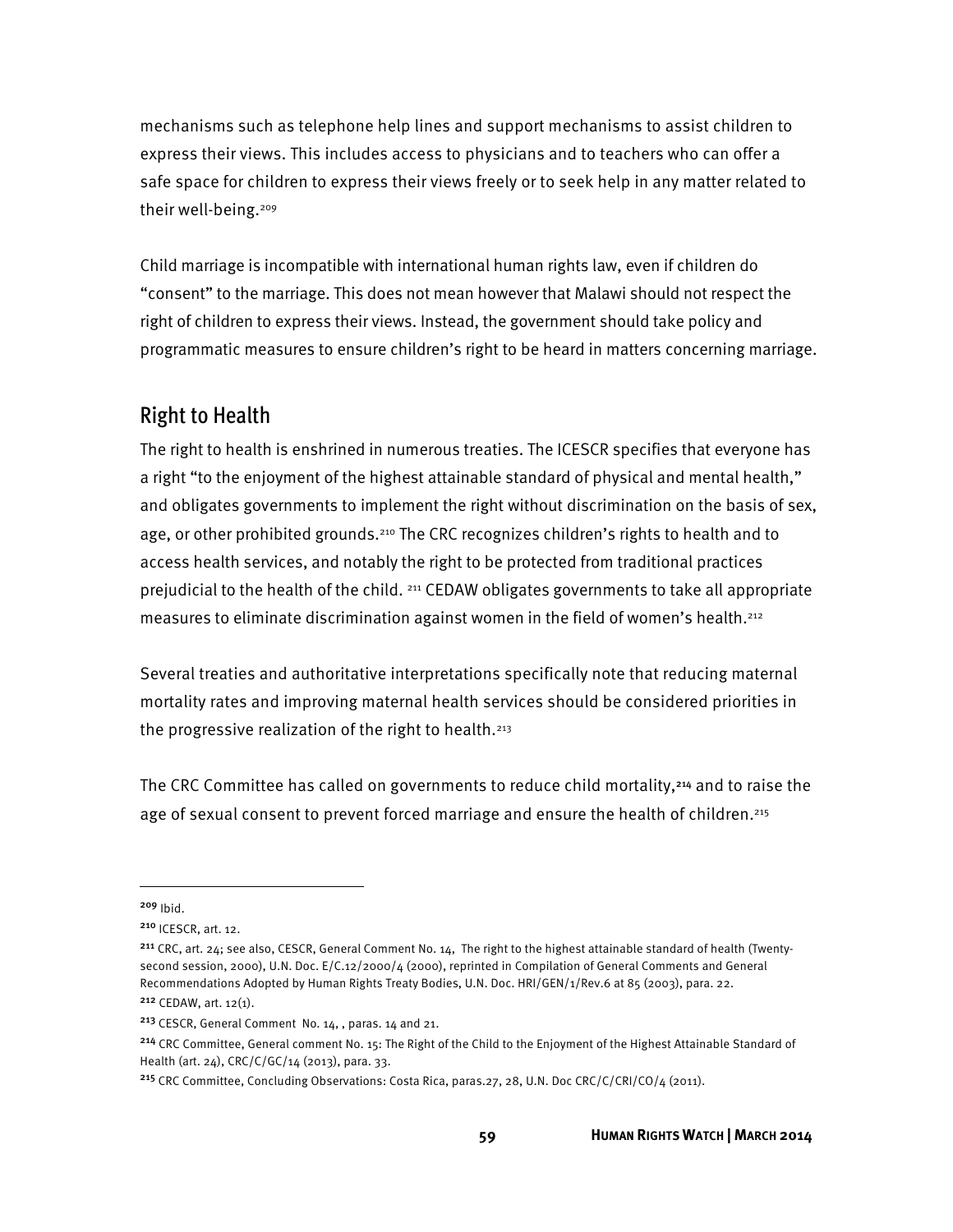mechanisms such as telephone help lines and support mechanisms to assist children to express their views. This includes access to physicians and to teachers who can offer a safe space for children to express their views freely or to seek help in any matter related to their well-being.[209]

Child marriage is incompatible with international human rights law, even if children do "consent" to the marriage. This does not mean however that Malawi should not respect the right of children to express their views. Instead, the government should take policy and programmatic measures to ensure children's right to be heard in matters concerning marriage.

## Right to Health

The right to health is enshrined in numerous treaties. The ICESCR specifies that everyone has a right "to the enjoyment of the highest attainable standard of physical and mental health," and obligates governments to implement the right without discrimination on the basis of sex, age, or other prohibited grounds.[210] The CRC recognizes children's rights to health and to access health services, and notably the right to be protected from traditional practices prejudicial to the health of the child. [211] CEDAW obligates governments to take all appropriate measures to eliminate discrimination against women in the field of women's health.[212]

Several treaties and authoritative interpretations specifically note that reducing maternal mortality rates and improving maternal health services should be considered priorities in the progressive realization of the right to health.[213]

The CRC Committee has called on governments to reduce child mortality,[214] and to raise the age of sexual consent to prevent forced marriage and ensure the health of children.[215]

---

[209] Ibid.

[210] ICESCR, art. 12.

[211] CRC, art. 24; see also, CESCR, General Comment No. 14, The right to the highest attainable standard of health (Twenty-second session, 2000), U.N. Doc. E/C.12/2000/4 (2000), reprinted in Compilation of General Comments and General Recommendations Adopted by Human Rights Treaty Bodies, U.N. Doc. HRI/GEN/1/Rev.6 at 85 (2003), para. 22.

[212] CEDAW, art. 12(1).

[213] CESCR, General Comment No. 14, , paras. 14 and 21.

[214] CRC Committee, General comment No. 15: The Right of the Child to the Enjoyment of the Highest Attainable Standard of Health (art. 24), CRC/C/GC/14 (2013), para. 33.

[215] CRC Committee, Concluding Observations: Costa Rica, paras.27, 28, U.N. Doc CRC/C/CRI/CO/4 (2011).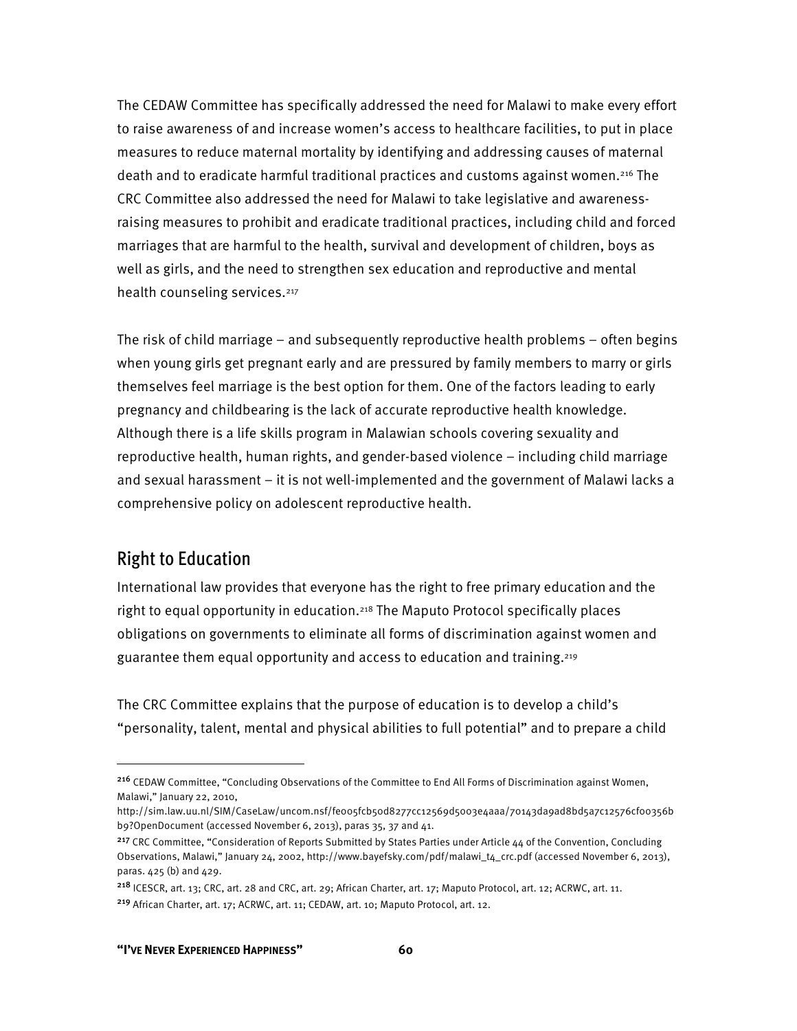The CEDAW Committee has specifically addressed the need for Malawi to make every effort to raise awareness of and increase women's access to healthcare facilities, to put in place measures to reduce maternal mortality by identifying and addressing causes of maternal death and to eradicate harmful traditional practices and customs against women.[216] The CRC Committee also addressed the need for Malawi to take legislative and awareness-raising measures to prohibit and eradicate traditional practices, including child and forced marriages that are harmful to the health, survival and development of children, boys as well as girls, and the need to strengthen sex education and reproductive and mental health counseling services.[217]

The risk of child marriage – and subsequently reproductive health problems – often begins when young girls get pregnant early and are pressured by family members to marry or girls themselves feel marriage is the best option for them. One of the factors leading to early pregnancy and childbearing is the lack of accurate reproductive health knowledge. Although there is a life skills program in Malawian schools covering sexuality and reproductive health, human rights, and gender-based violence – including child marriage and sexual harassment – it is not well-implemented and the government of Malawi lacks a comprehensive policy on adolescent reproductive health.

## Right to Education

International law provides that everyone has the right to free primary education and the right to equal opportunity in education.[218] The Maputo Protocol specifically places obligations on governments to eliminate all forms of discrimination against women and guarantee them equal opportunity and access to education and training.[219]

The CRC Committee explains that the purpose of education is to develop a child's "personality, talent, mental and physical abilities to full potential" and to prepare a child

---

[216] CEDAW Committee, "Concluding Observations of the Committee to End All Forms of Discrimination against Women, Malawi," January 22, 2010, http://sim.law.uu.nl/SIM/CaseLaw/uncom.nsf/fe005fcb50d8277cc12569d5003e4aaa/70143da9ad8bd5a7c12576cf00356bb9?OpenDocument (accessed November 6, 2013), paras 35, 37 and 41.

[217] CRC Committee, "Consideration of Reports Submitted by States Parties under Article 44 of the Convention, Concluding Observations, Malawi," January 24, 2002, http://www.bayefsky.com/pdf/malawi_t4_crc.pdf (accessed November 6, 2013), paras. 425 (b) and 429.

[218] ICESCR, art. 13; CRC, art. 28 and CRC, art. 29; African Charter, art. 17; Maputo Protocol, art. 12; ACRWC, art. 11.

[219] African Charter, art. 17; ACRWC, art. 11; CEDAW, art. 10; Maputo Protocol, art. 12.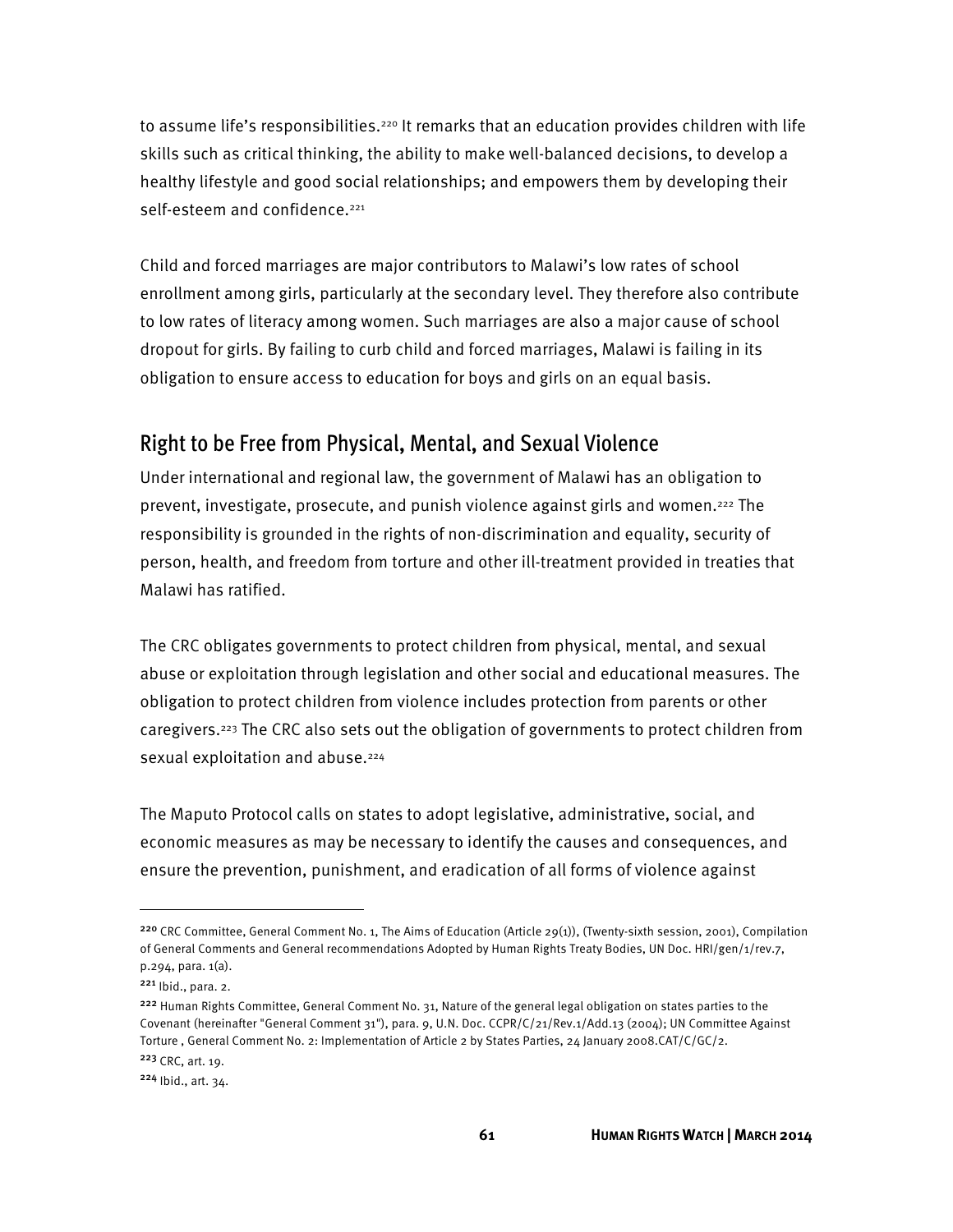to assume life's responsibilities.[220] It remarks that an education provides children with life skills such as critical thinking, the ability to make well-balanced decisions, to develop a healthy lifestyle and good social relationships; and empowers them by developing their self-esteem and confidence.[221]

Child and forced marriages are major contributors to Malawi's low rates of school enrollment among girls, particularly at the secondary level. They therefore also contribute to low rates of literacy among women. Such marriages are also a major cause of school dropout for girls. By failing to curb child and forced marriages, Malawi is failing in its obligation to ensure access to education for boys and girls on an equal basis.

## Right to be Free from Physical, Mental, and Sexual Violence

Under international and regional law, the government of Malawi has an obligation to prevent, investigate, prosecute, and punish violence against girls and women.[222] The responsibility is grounded in the rights of non-discrimination and equality, security of person, health, and freedom from torture and other ill-treatment provided in treaties that Malawi has ratified.

The CRC obligates governments to protect children from physical, mental, and sexual abuse or exploitation through legislation and other social and educational measures. The obligation to protect children from violence includes protection from parents or other caregivers.[223] The CRC also sets out the obligation of governments to protect children from sexual exploitation and abuse.[224]

The Maputo Protocol calls on states to adopt legislative, administrative, social, and economic measures as may be necessary to identify the causes and consequences, and ensure the prevention, punishment, and eradication of all forms of violence against

---

[220] CRC Committee, General Comment No. 1, The Aims of Education (Article 29(1)), (Twenty-sixth session, 2001), Compilation of General Comments and General recommendations Adopted by Human Rights Treaty Bodies, UN Doc. HRI/gen/1/rev.7, p.294, para. 1(a).

[221] Ibid., para. 2.

[222] Human Rights Committee, General Comment No. 31, Nature of the general legal obligation on states parties to the Covenant (hereinafter "General Comment 31"), para. 9, U.N. Doc. CCPR/C/21/Rev.1/Add.13 (2004); UN Committee Against Torture , General Comment No. 2: Implementation of Article 2 by States Parties, 24 January 2008.CAT/C/GC/2.

[223] CRC, art. 19.

[224] Ibid., art. 34.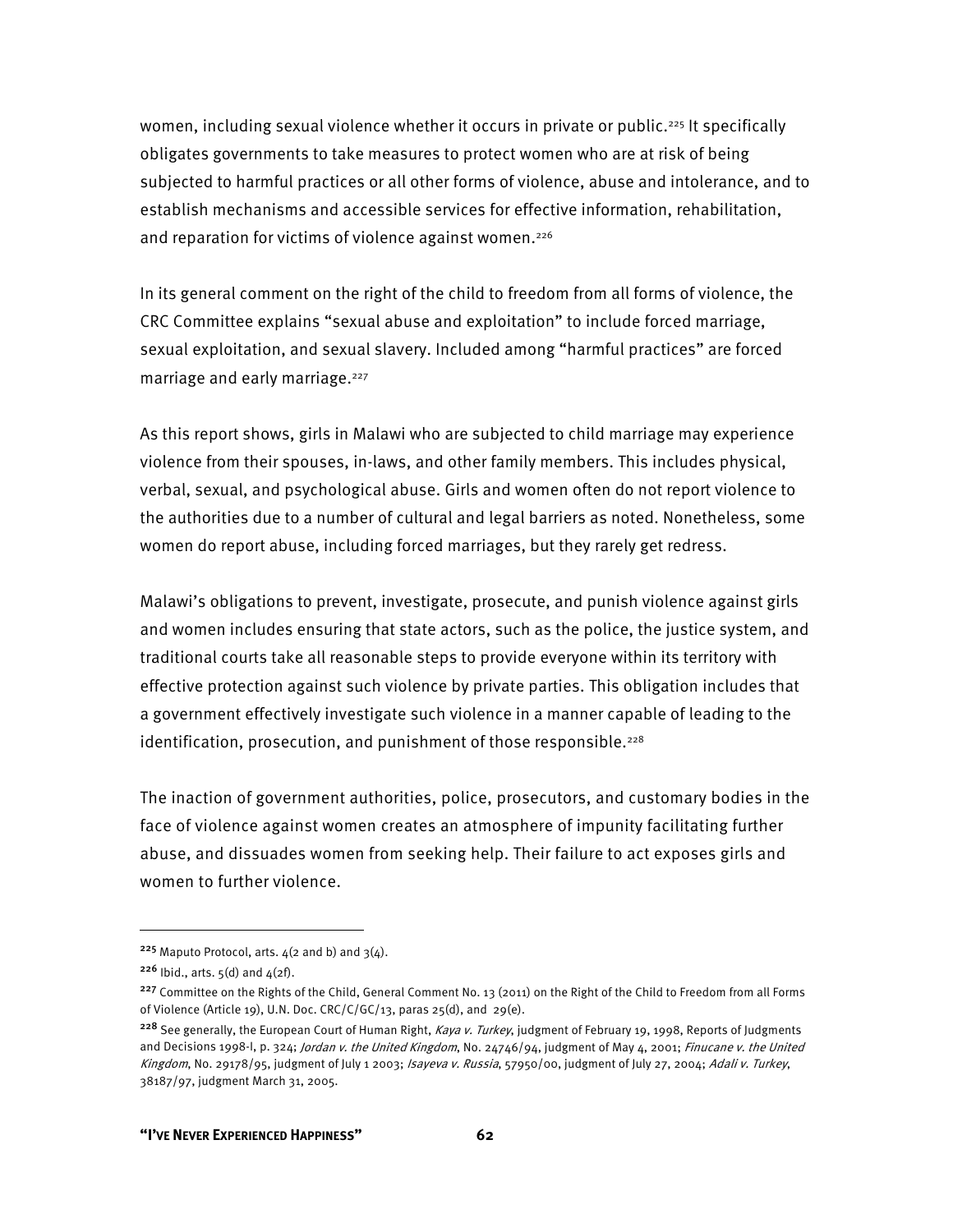women, including sexual violence whether it occurs in private or public.[225] It specifically obligates governments to take measures to protect women who are at risk of being subjected to harmful practices or all other forms of violence, abuse and intolerance, and to establish mechanisms and accessible services for effective information, rehabilitation, and reparation for victims of violence against women.[226]

In its general comment on the right of the child to freedom from all forms of violence, the CRC Committee explains "sexual abuse and exploitation" to include forced marriage, sexual exploitation, and sexual slavery. Included among "harmful practices" are forced marriage and early marriage.[227]

As this report shows, girls in Malawi who are subjected to child marriage may experience violence from their spouses, in-laws, and other family members. This includes physical, verbal, sexual, and psychological abuse. Girls and women often do not report violence to the authorities due to a number of cultural and legal barriers as noted. Nonetheless, some women do report abuse, including forced marriages, but they rarely get redress.

Malawi's obligations to prevent, investigate, prosecute, and punish violence against girls and women includes ensuring that state actors, such as the police, the justice system, and traditional courts take all reasonable steps to provide everyone within its territory with effective protection against such violence by private parties. This obligation includes that a government effectively investigate such violence in a manner capable of leading to the identification, prosecution, and punishment of those responsible.[228]

The inaction of government authorities, police, prosecutors, and customary bodies in the face of violence against women creates an atmosphere of impunity facilitating further abuse, and dissuades women from seeking help. Their failure to act exposes girls and women to further violence.

---

[225] Maputo Protocol, arts. 4(2 and b) and 3(4).

[226] Ibid., arts. 5(d) and 4(2f).

[227] Committee on the Rights of the Child, General Comment No. 13 (2011) on the Right of the Child to Freedom from all Forms of Violence (Article 19), U.N. Doc. CRC/C/GC/13, paras 25(d), and 29(e).

[228] See generally, the European Court of Human Right, *Kaya v. Turkey*, judgment of February 19, 1998, Reports of Judgments and Decisions 1998-I, p. 324; *Jordan v. the United Kingdom*, No. 24746/94, judgment of May 4, 2001; *Finucane v. the United Kingdom*, No. 29178/95, judgment of July 1 2003; *Isayeva v. Russia*, 57950/00, judgment of July 27, 2004; *Adali v. Turkey*, 38187/97, judgment March 31, 2005.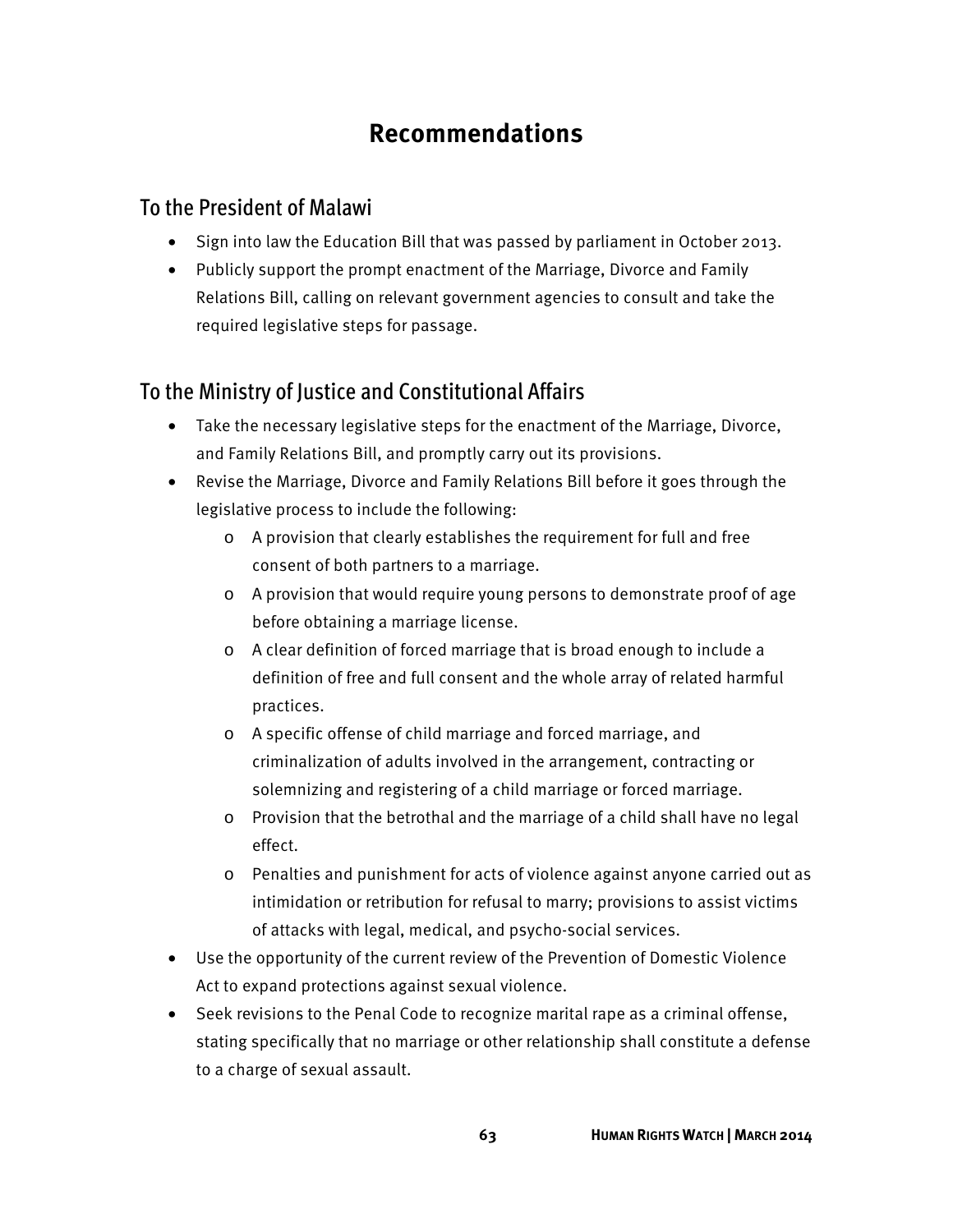# Recommendations

## To the President of Malawi

- Sign into law the Education Bill that was passed by parliament in October 2013.
- Publicly support the prompt enactment of the Marriage, Divorce and Family Relations Bill, calling on relevant government agencies to consult and take the required legislative steps for passage.

## To the Ministry of Justice and Constitutional Affairs

- Take the necessary legislative steps for the enactment of the Marriage, Divorce, and Family Relations Bill, and promptly carry out its provisions.
- Revise the Marriage, Divorce and Family Relations Bill before it goes through the legislative process to include the following:
  - A provision that clearly establishes the requirement for full and free consent of both partners to a marriage.
  - A provision that would require young persons to demonstrate proof of age before obtaining a marriage license.
  - A clear definition of forced marriage that is broad enough to include a definition of free and full consent and the whole array of related harmful practices.
  - A specific offense of child marriage and forced marriage, and criminalization of adults involved in the arrangement, contracting or solemnizing and registering of a child marriage or forced marriage.
  - Provision that the betrothal and the marriage of a child shall have no legal effect.
  - Penalties and punishment for acts of violence against anyone carried out as intimidation or retribution for refusal to marry; provisions to assist victims of attacks with legal, medical, and psycho-social services.
- Use the opportunity of the current review of the Prevention of Domestic Violence Act to expand protections against sexual violence.
- Seek revisions to the Penal Code to recognize marital rape as a criminal offense, stating specifically that no marriage or other relationship shall constitute a defense to a charge of sexual assault.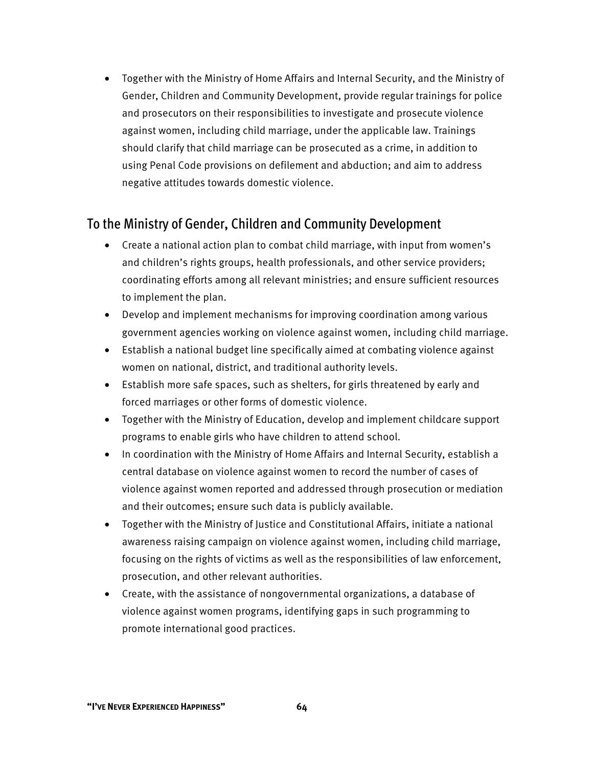- Together with the Ministry of Home Affairs and Internal Security, and the Ministry of Gender, Children and Community Development, provide regular trainings for police and prosecutors on their responsibilities to investigate and prosecute violence against women, including child marriage, under the applicable law. Trainings should clarify that child marriage can be prosecuted as a crime, in addition to using Penal Code provisions on defilement and abduction; and aim to address negative attitudes towards domestic violence.

## To the Ministry of Gender, Children and Community Development

- Create a national action plan to combat child marriage, with input from women's and children's rights groups, health professionals, and other service providers; coordinating efforts among all relevant ministries; and ensure sufficient resources to implement the plan.
- Develop and implement mechanisms for improving coordination among various government agencies working on violence against women, including child marriage.
- Establish a national budget line specifically aimed at combating violence against women on national, district, and traditional authority levels.
- Establish more safe spaces, such as shelters, for girls threatened by early and forced marriages or other forms of domestic violence.
- Together with the Ministry of Education, develop and implement childcare support programs to enable girls who have children to attend school.
- In coordination with the Ministry of Home Affairs and Internal Security, establish a central database on violence against women to record the number of cases of violence against women reported and addressed through prosecution or mediation and their outcomes; ensure such data is publicly available.
- Together with the Ministry of Justice and Constitutional Affairs, initiate a national awareness raising campaign on violence against women, including child marriage, focusing on the rights of victims as well as the responsibilities of law enforcement, prosecution, and other relevant authorities.
- Create, with the assistance of nongovernmental organizations, a database of violence against women programs, identifying gaps in such programming to promote international good practices.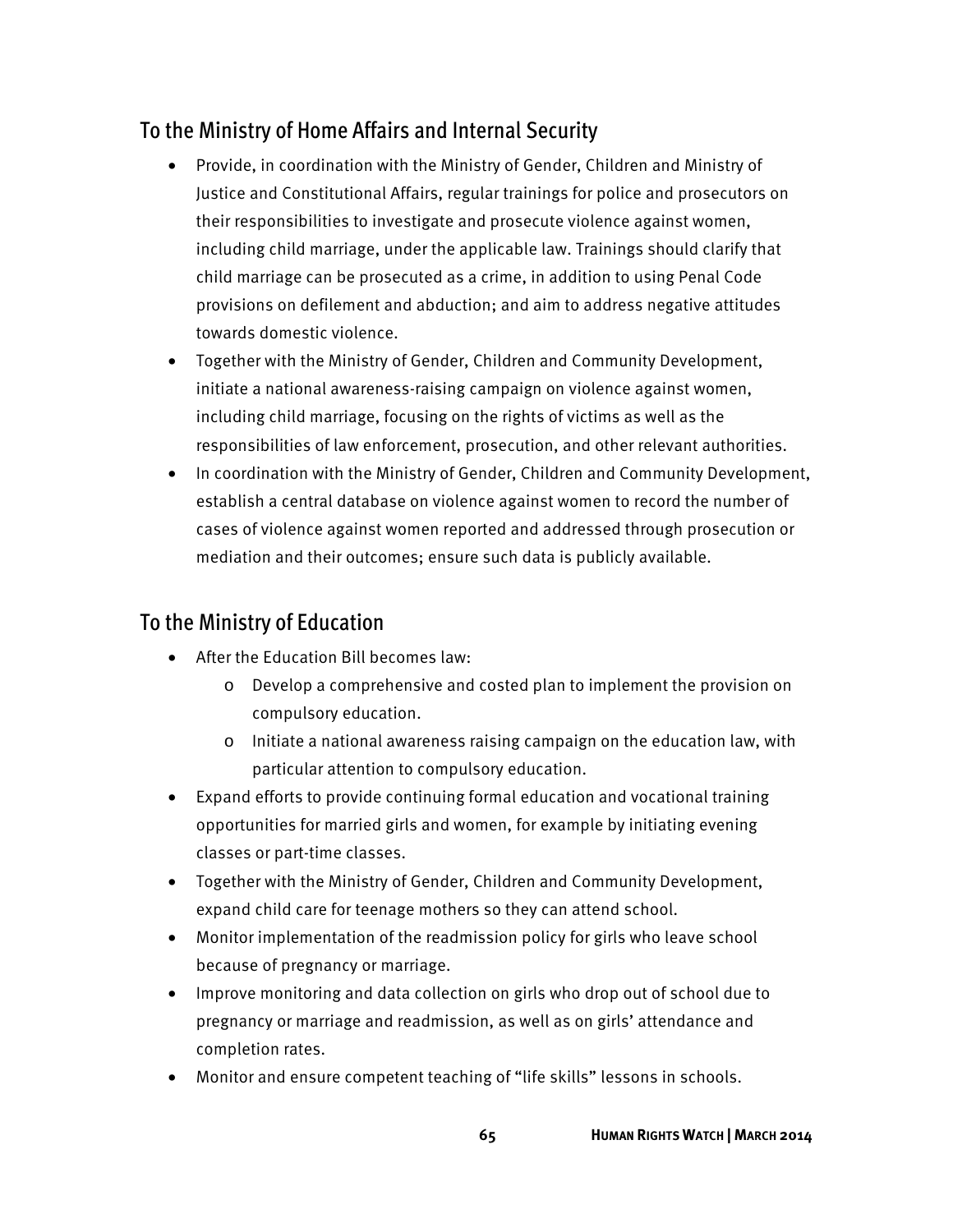## To the Ministry of Home Affairs and Internal Security

- Provide, in coordination with the Ministry of Gender, Children and Ministry of Justice and Constitutional Affairs, regular trainings for police and prosecutors on their responsibilities to investigate and prosecute violence against women, including child marriage, under the applicable law. Trainings should clarify that child marriage can be prosecuted as a crime, in addition to using Penal Code provisions on defilement and abduction; and aim to address negative attitudes towards domestic violence.
- Together with the Ministry of Gender, Children and Community Development, initiate a national awareness-raising campaign on violence against women, including child marriage, focusing on the rights of victims as well as the responsibilities of law enforcement, prosecution, and other relevant authorities.
- In coordination with the Ministry of Gender, Children and Community Development, establish a central database on violence against women to record the number of cases of violence against women reported and addressed through prosecution or mediation and their outcomes; ensure such data is publicly available.

## To the Ministry of Education

- After the Education Bill becomes law:
  - Develop a comprehensive and costed plan to implement the provision on compulsory education.
  - Initiate a national awareness raising campaign on the education law, with particular attention to compulsory education.
- Expand efforts to provide continuing formal education and vocational training opportunities for married girls and women, for example by initiating evening classes or part-time classes.
- Together with the Ministry of Gender, Children and Community Development, expand child care for teenage mothers so they can attend school.
- Monitor implementation of the readmission policy for girls who leave school because of pregnancy or marriage.
- Improve monitoring and data collection on girls who drop out of school due to pregnancy or marriage and readmission, as well as on girls' attendance and completion rates.
- Monitor and ensure competent teaching of "life skills" lessons in schools.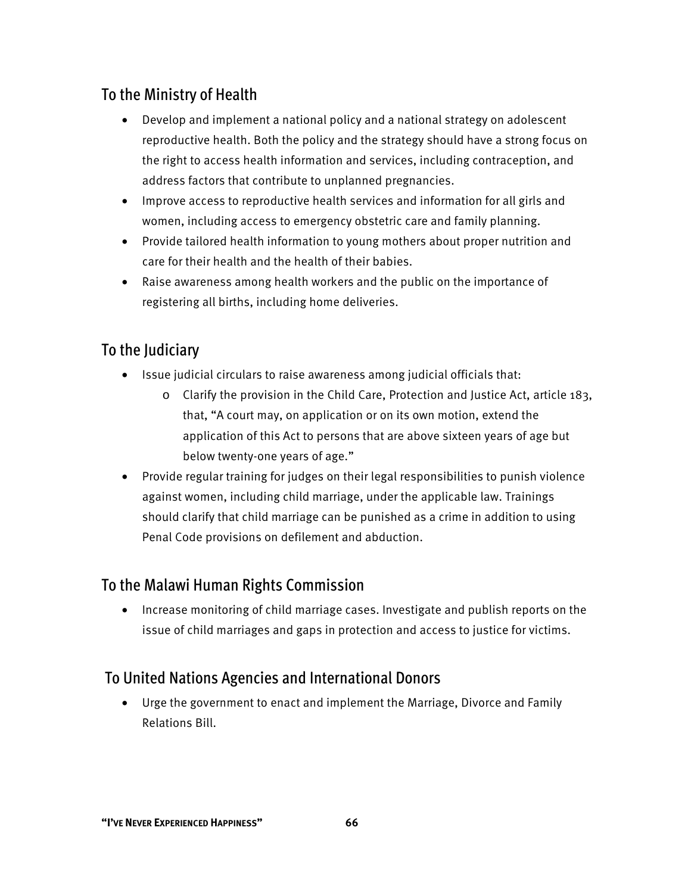## To the Ministry of Health

- Develop and implement a national policy and a national strategy on adolescent reproductive health. Both the policy and the strategy should have a strong focus on the right to access health information and services, including contraception, and address factors that contribute to unplanned pregnancies.
- Improve access to reproductive health services and information for all girls and women, including access to emergency obstetric care and family planning.
- Provide tailored health information to young mothers about proper nutrition and care for their health and the health of their babies.
- Raise awareness among health workers and the public on the importance of registering all births, including home deliveries.

## To the Judiciary

- Issue judicial circulars to raise awareness among judicial officials that:
    - Clarify the provision in the Child Care, Protection and Justice Act, article 183, that, "A court may, on application or on its own motion, extend the application of this Act to persons that are above sixteen years of age but below twenty-one years of age."
- Provide regular training for judges on their legal responsibilities to punish violence against women, including child marriage, under the applicable law. Trainings should clarify that child marriage can be punished as a crime in addition to using Penal Code provisions on defilement and abduction.

## To the Malawi Human Rights Commission

- Increase monitoring of child marriage cases. Investigate and publish reports on the issue of child marriages and gaps in protection and access to justice for victims.

## To United Nations Agencies and International Donors

- Urge the government to enact and implement the Marriage, Divorce and Family Relations Bill.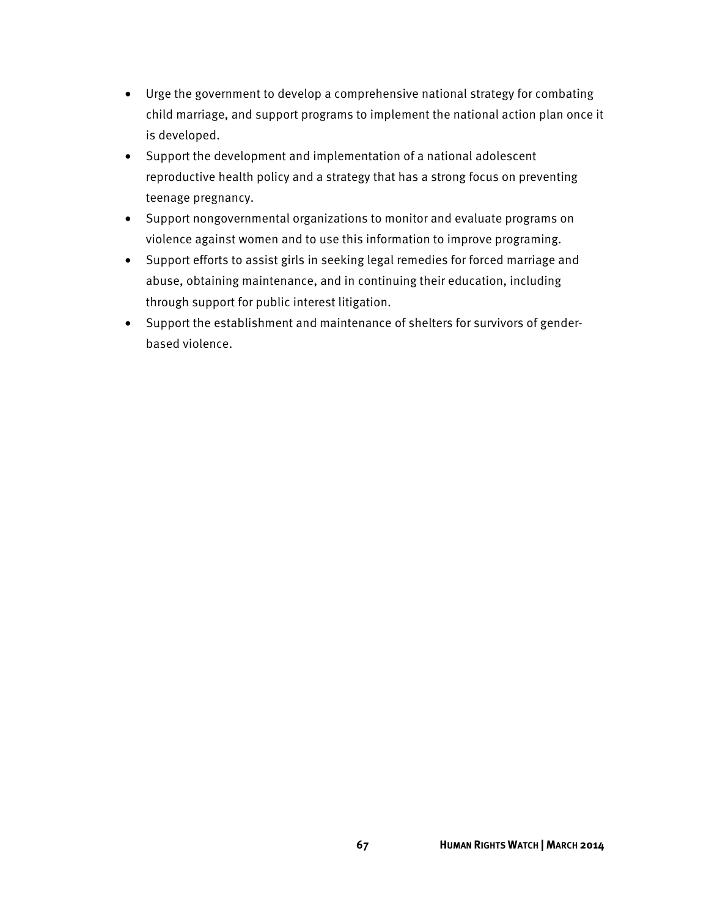- Urge the government to develop a comprehensive national strategy for combating child marriage, and support programs to implement the national action plan once it is developed.
- Support the development and implementation of a national adolescent reproductive health policy and a strategy that has a strong focus on preventing teenage pregnancy.
- Support nongovernmental organizations to monitor and evaluate programs on violence against women and to use this information to improve programing.
- Support efforts to assist girls in seeking legal remedies for forced marriage and abuse, obtaining maintenance, and in continuing their education, including through support for public interest litigation.
- Support the establishment and maintenance of shelters for survivors of gender-based violence.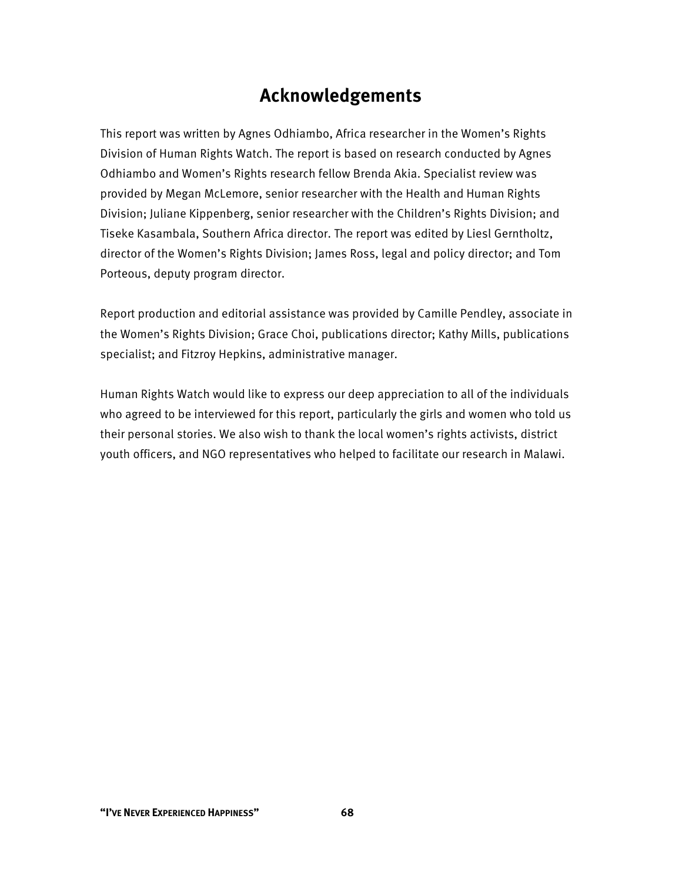# Acknowledgements

This report was written by Agnes Odhiambo, Africa researcher in the Women's Rights Division of Human Rights Watch. The report is based on research conducted by Agnes Odhiambo and Women's Rights research fellow Brenda Akia. Specialist review was provided by Megan McLemore, senior researcher with the Health and Human Rights Division; Juliane Kippenberg, senior researcher with the Children's Rights Division; and Tiseke Kasambala, Southern Africa director. The report was edited by Liesl Gerntholtz, director of the Women's Rights Division; James Ross, legal and policy director; and Tom Porteous, deputy program director.

Report production and editorial assistance was provided by Camille Pendley, associate in the Women's Rights Division; Grace Choi, publications director; Kathy Mills, publications specialist; and Fitzroy Hepkins, administrative manager.

Human Rights Watch would like to express our deep appreciation to all of the individuals who agreed to be interviewed for this report, particularly the girls and women who told us their personal stories. We also wish to thank the local women's rights activists, district youth officers, and NGO representatives who helped to facilitate our research in Malawi.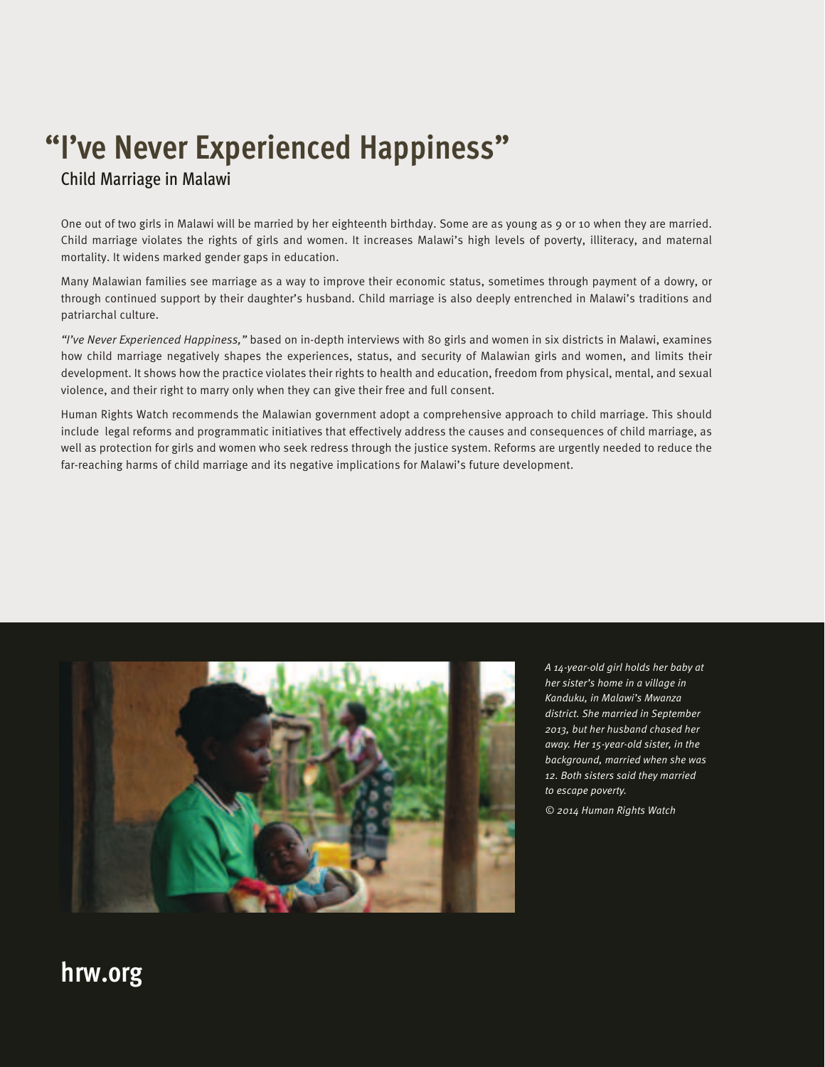# "I've Never Experienced Happiness"

## Child Marriage in Malawi

One out of two girls in Malawi will be married by her eighteenth birthday. Some are as young as 9 or 10 when they are married. Child marriage violates the rights of girls and women. It increases Malawi's high levels of poverty, illiteracy, and maternal mortality. It widens marked gender gaps in education.

Many Malawian families see marriage as a way to improve their economic status, sometimes through payment of a dowry, or through continued support by their daughter's husband. Child marriage is also deeply entrenched in Malawi's traditions and patriarchal culture.

*"I've Never Experienced Happiness,"* based on in-depth interviews with 80 girls and women in six districts in Malawi, examines how child marriage negatively shapes the experiences, status, and security of Malawian girls and women, and limits their development. It shows how the practice violates their rights to health and education, freedom from physical, mental, and sexual violence, and their right to marry only when they can give their free and full consent.

Human Rights Watch recommends the Malawian government adopt a comprehensive approach to child marriage. This should include legal reforms and programmatic initiatives that effectively address the causes and consequences of child marriage, as well as protection for girls and women who seek redress through the justice system. Reforms are urgently needed to reduce the far-reaching harms of child marriage and its negative implications for Malawi's future development.

*A 14-year-old girl holds her baby at her sister's home in a village in Kanduku, in Malawi's Mwanza district. She married in September 2013, but her husband chased her away. Her 15-year-old sister, in the background, married when she was 12. Both sisters said they married to escape poverty.*

*© 2014 Human Rights Watch*

**hrw.org**